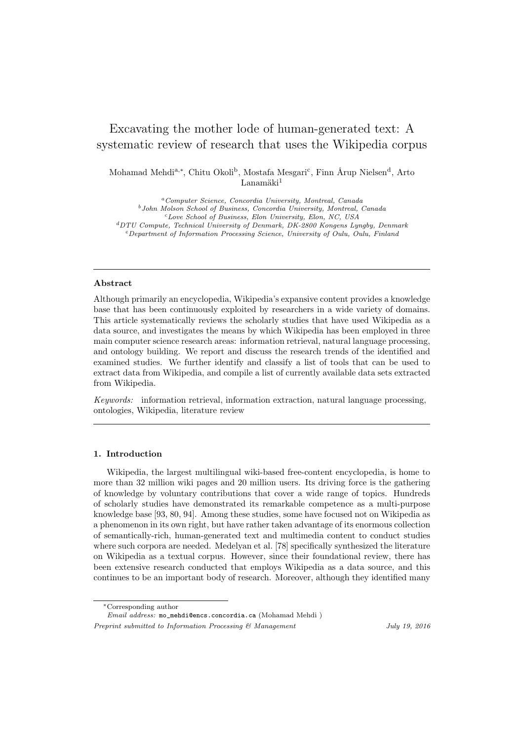# Excavating the mother lode of human-generated text: A systematic review of research that uses the Wikipedia corpus

Mohamad Mehdi[a,*], Chitu Okoli[b], Mostafa Mesgari[c], Finn Årup Nielsen[d], Arto Lanamäki[1]

[a] *Computer Science, Concordia University, Montreal, Canada*
[b] *John Molson School of Business, Concordia University, Montreal, Canada*
[c] *Love School of Business, Elon University, Elon, NC, USA*
[d] *DTU Compute, Technical University of Denmark, DK-2800 Kongens Lyngby, Denmark*
[e] *Department of Information Processing Science, University of Oulu, Oulu, Finland*

---

### Abstract

Although primarily an encyclopedia, Wikipedia's expansive content provides a knowledge base that has been continuously exploited by researchers in a wide variety of domains. This article systematically reviews the scholarly studies that have used Wikipedia as a data source, and investigates the means by which Wikipedia has been employed in three main computer science research areas: information retrieval, natural language processing, and ontology building. We report and discuss the research trends of the identified and examined studies. We further identify and classify a list of tools that can be used to extract data from Wikipedia, and compile a list of currently available data sets extracted from Wikipedia.

*Keywords:* information retrieval, information extraction, natural language processing, ontologies, Wikipedia, literature review

---

## 1. Introduction

Wikipedia, the largest multilingual wiki-based free-content encyclopedia, is home to more than 32 million wiki pages and 20 million users. Its driving force is the gathering of knowledge by voluntary contributions that cover a wide range of topics. Hundreds of scholarly studies have demonstrated its remarkable competence as a multi-purpose knowledge base [93, 80, 94]. Among these studies, some have focused not on Wikipedia as a phenomenon in its own right, but have rather taken advantage of its enormous collection of semantically-rich, human-generated text and multimedia content to conduct studies where such corpora are needed. Medelyan et al. [78] specifically synthesized the literature on Wikipedia as a textual corpus. However, since their foundational review, there has been extensive research conducted that employs Wikipedia as a data source, and this continues to be an important body of research. Moreover, although they identified many

---

*Corresponding author
*Email address:* mo_mehdi@encs.concordia.ca (Mohamad Mehdi )

*Preprint submitted to Information Processing & Management* July 19, 2016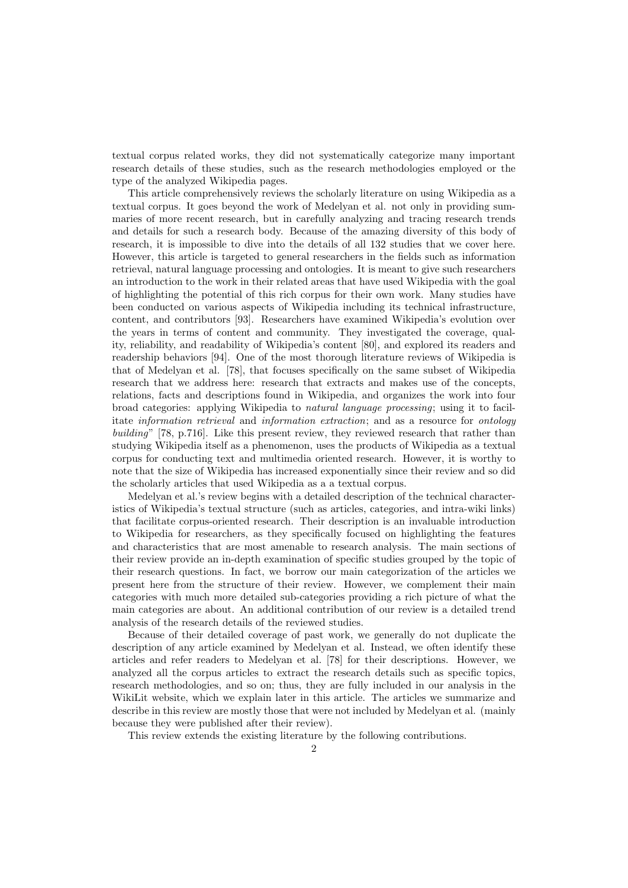textual corpus related works, they did not systematically categorize many important research details of these studies, such as the research methodologies employed or the type of the analyzed Wikipedia pages.

This article comprehensively reviews the scholarly literature on using Wikipedia as a textual corpus. It goes beyond the work of Medelyan et al. not only in providing summaries of more recent research, but in carefully analyzing and tracing research trends and details for such a research body. Because of the amazing diversity of this body of research, it is impossible to dive into the details of all 132 studies that we cover here. However, this article is targeted to general researchers in the fields such as information retrieval, natural language processing and ontologies. It is meant to give such researchers an introduction to the work in their related areas that have used Wikipedia with the goal of highlighting the potential of this rich corpus for their own work. Many studies have been conducted on various aspects of Wikipedia including its technical infrastructure, content, and contributors [93]. Researchers have examined Wikipedia's evolution over the years in terms of content and community. They investigated the coverage, quality, reliability, and readability of Wikipedia's content [80], and explored its readers and readership behaviors [94]. One of the most thorough literature reviews of Wikipedia is that of Medelyan et al. [78], that focuses specifically on the same subset of Wikipedia research that we address here: research that extracts and makes use of the concepts, relations, facts and descriptions found in Wikipedia, and organizes the work into four broad categories: applying Wikipedia to *natural language processing*; using it to facilitate *information retrieval* and *information extraction*; and as a resource for *ontology building*" [78, p.716]. Like this present review, they reviewed research that rather than studying Wikipedia itself as a phenomenon, uses the products of Wikipedia as a textual corpus for conducting text and multimedia oriented research. However, it is worthy to note that the size of Wikipedia has increased exponentially since their review and so did the scholarly articles that used Wikipedia as a a textual corpus.

Medelyan et al.'s review begins with a detailed description of the technical characteristics of Wikipedia's textual structure (such as articles, categories, and intra-wiki links) that facilitate corpus-oriented research. Their description is an invaluable introduction to Wikipedia for researchers, as they specifically focused on highlighting the features and characteristics that are most amenable to research analysis. The main sections of their review provide an in-depth examination of specific studies grouped by the topic of their research questions. In fact, we borrow our main categorization of the articles we present here from the structure of their review. However, we complement their main categories with much more detailed sub-categories providing a rich picture of what the main categories are about. An additional contribution of our review is a detailed trend analysis of the research details of the reviewed studies.

Because of their detailed coverage of past work, we generally do not duplicate the description of any article examined by Medelyan et al. Instead, we often identify these articles and refer readers to Medelyan et al. [78] for their descriptions. However, we analyzed all the corpus articles to extract the research details such as specific topics, research methodologies, and so on; thus, they are fully included in our analysis in the WikiLit website, which we explain later in this article. The articles we summarize and describe in this review are mostly those that were not included by Medelyan et al. (mainly because they were published after their review).

This review extends the existing literature by the following contributions.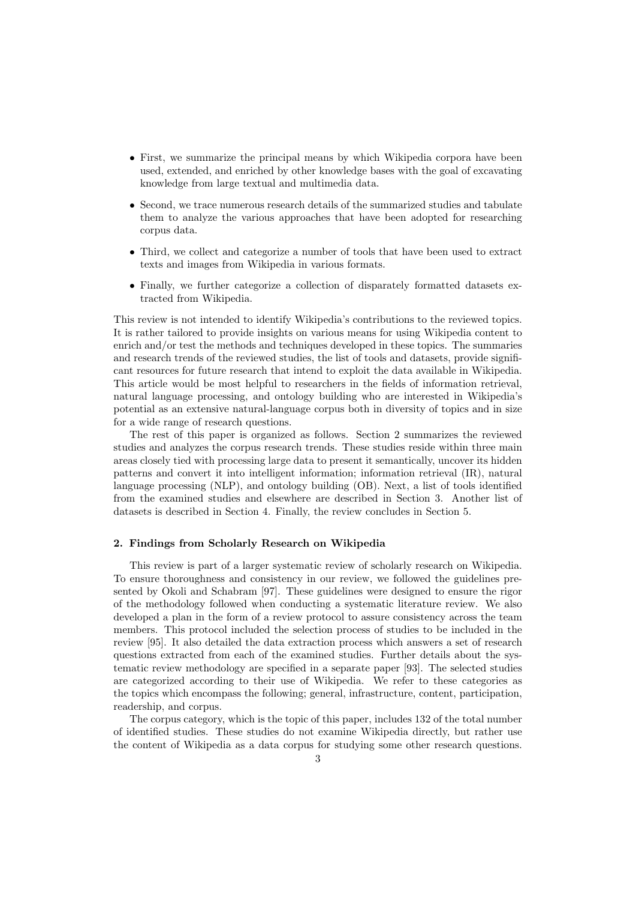- First, we summarize the principal means by which Wikipedia corpora have been used, extended, and enriched by other knowledge bases with the goal of excavating knowledge from large textual and multimedia data.
- Second, we trace numerous research details of the summarized studies and tabulate them to analyze the various approaches that have been adopted for researching corpus data.
- Third, we collect and categorize a number of tools that have been used to extract texts and images from Wikipedia in various formats.
- Finally, we further categorize a collection of disparately formatted datasets extracted from Wikipedia.

This review is not intended to identify Wikipedia's contributions to the reviewed topics. It is rather tailored to provide insights on various means for using Wikipedia content to enrich and/or test the methods and techniques developed in these topics. The summaries and research trends of the reviewed studies, the list of tools and datasets, provide significant resources for future research that intend to exploit the data available in Wikipedia. This article would be most helpful to researchers in the fields of information retrieval, natural language processing, and ontology building who are interested in Wikipedia's potential as an extensive natural-language corpus both in diversity of topics and in size for a wide range of research questions.

The rest of this paper is organized as follows. Section 2 summarizes the reviewed studies and analyzes the corpus research trends. These studies reside within three main areas closely tied with processing large data to present it semantically, uncover its hidden patterns and convert it into intelligent information; information retrieval (IR), natural language processing (NLP), and ontology building (OB). Next, a list of tools identified from the examined studies and elsewhere are described in Section 3. Another list of datasets is described in Section 4. Finally, the review concludes in Section 5.

## 2. Findings from Scholarly Research on Wikipedia

This review is part of a larger systematic review of scholarly research on Wikipedia. To ensure thoroughness and consistency in our review, we followed the guidelines presented by Okoli and Schabram [97]. These guidelines were designed to ensure the rigor of the methodology followed when conducting a systematic literature review. We also developed a plan in the form of a review protocol to assure consistency across the team members. This protocol included the selection process of studies to be included in the review [95]. It also detailed the data extraction process which answers a set of research questions extracted from each of the examined studies. Further details about the systematic review methodology are specified in a separate paper [93]. The selected studies are categorized according to their use of Wikipedia. We refer to these categories as the topics which encompass the following; general, infrastructure, content, participation, readership, and corpus.

The corpus category, which is the topic of this paper, includes 132 of the total number of identified studies. These studies do not examine Wikipedia directly, but rather use the content of Wikipedia as a data corpus for studying some other research questions.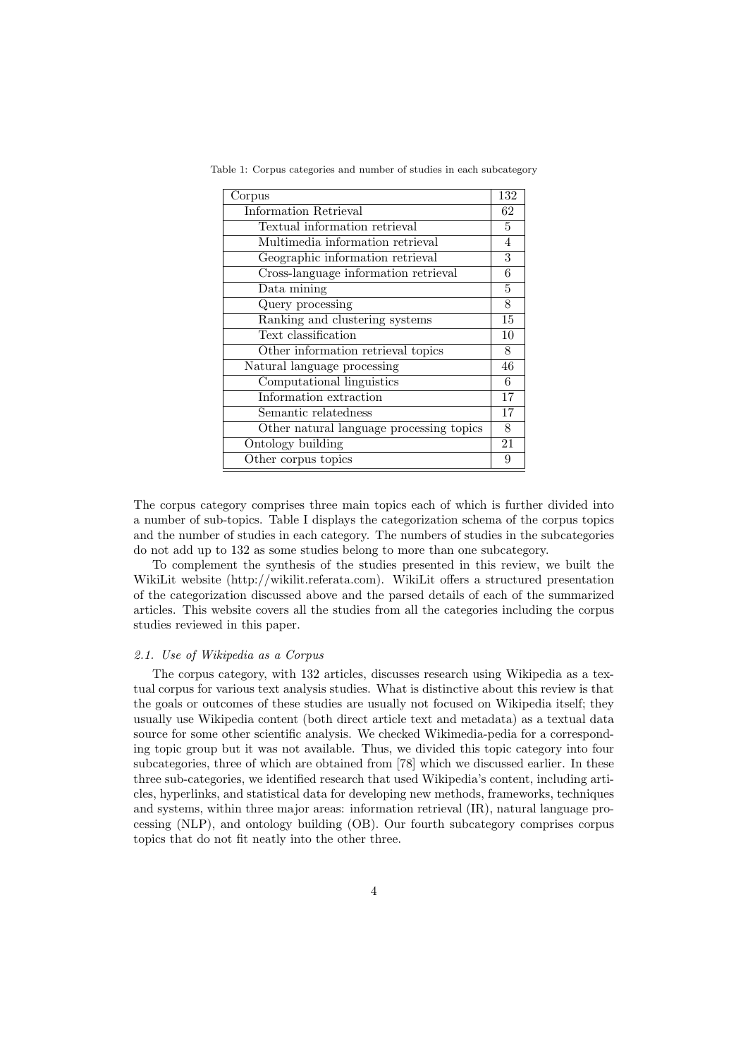Table 1: Corpus categories and number of studies in each subcategory

| Corpus | 132 |
|---|---|
| Information Retrieval | 62 |
| Textual information retrieval | 5 |
| Multimedia information retrieval | 4 |
| Geographic information retrieval | 3 |
| Cross-language information retrieval | 6 |
| Data mining | 5 |
| Query processing | 8 |
| Ranking and clustering systems | 15 |
| Text classification | 10 |
| Other information retrieval topics | 8 |
| Natural language processing | 46 |
| Computational linguistics | 6 |
| Information extraction | 17 |
| Semantic relatedness | 17 |
| Other natural language processing topics | 8 |
| Ontology building | 21 |
| Other corpus topics | 9 |

The corpus category comprises three main topics each of which is further divided into a number of sub-topics. Table I displays the categorization schema of the corpus topics and the number of studies in each category. The numbers of studies in the subcategories do not add up to 132 as some studies belong to more than one subcategory.

To complement the synthesis of the studies presented in this review, we built the WikiLit website (http://wikilit.referata.com). WikiLit offers a structured presentation of the categorization discussed above and the parsed details of each of the summarized articles. This website covers all the studies from all the categories including the corpus studies reviewed in this paper.

### *2.1. Use of Wikipedia as a Corpus*

The corpus category, with 132 articles, discusses research using Wikipedia as a textual corpus for various text analysis studies. What is distinctive about this review is that the goals or outcomes of these studies are usually not focused on Wikipedia itself; they usually use Wikipedia content (both direct article text and metadata) as a textual data source for some other scientific analysis. We checked Wikimedia-pedia for a corresponding topic group but it was not available. Thus, we divided this topic category into four subcategories, three of which are obtained from [78] which we discussed earlier. In these three sub-categories, we identified research that used Wikipedia's content, including articles, hyperlinks, and statistical data for developing new methods, frameworks, techniques and systems, within three major areas: information retrieval (IR), natural language processing (NLP), and ontology building (OB). Our fourth subcategory comprises corpus topics that do not fit neatly into the other three.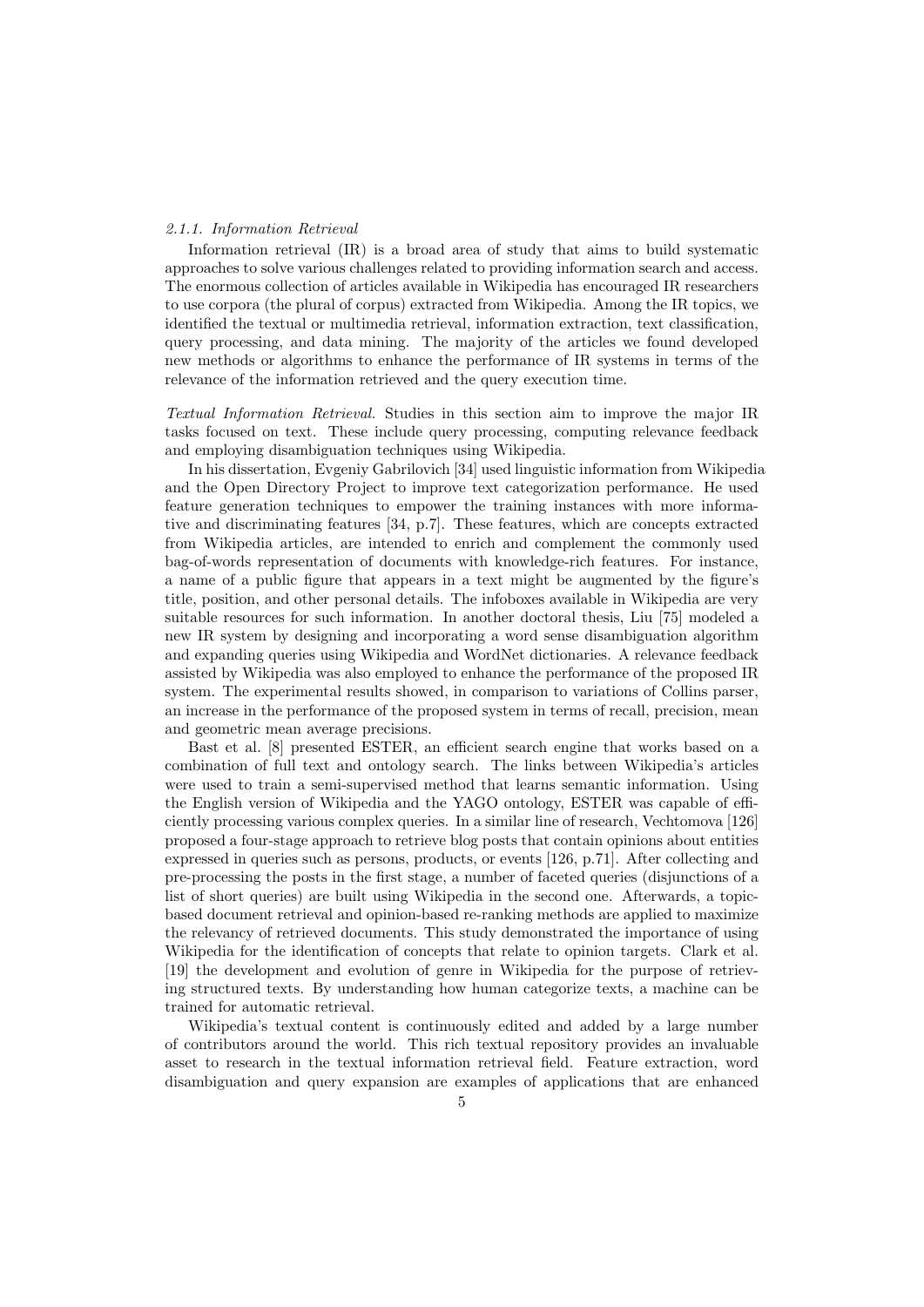### *2.1.1. Information Retrieval*

Information retrieval (IR) is a broad area of study that aims to build systematic approaches to solve various challenges related to providing information search and access. The enormous collection of articles available in Wikipedia has encouraged IR researchers to use corpora (the plural of corpus) extracted from Wikipedia. Among the IR topics, we identified the textual or multimedia retrieval, information extraction, text classification, query processing, and data mining. The majority of the articles we found developed new methods or algorithms to enhance the performance of IR systems in terms of the relevance of the information retrieved and the query execution time.

*Textual Information Retrieval.* Studies in this section aim to improve the major IR tasks focused on text. These include query processing, computing relevance feedback and employing disambiguation techniques using Wikipedia.

In his dissertation, Evgeniy Gabrilovich [34] used linguistic information from Wikipedia and the Open Directory Project to improve text categorization performance. He used feature generation techniques to empower the training instances with more informative and discriminating features [34, p.7]. These features, which are concepts extracted from Wikipedia articles, are intended to enrich and complement the commonly used bag-of-words representation of documents with knowledge-rich features. For instance, a name of a public figure that appears in a text might be augmented by the figure's title, position, and other personal details. The infoboxes available in Wikipedia are very suitable resources for such information. In another doctoral thesis, Liu [75] modeled a new IR system by designing and incorporating a word sense disambiguation algorithm and expanding queries using Wikipedia and WordNet dictionaries. A relevance feedback assisted by Wikipedia was also employed to enhance the performance of the proposed IR system. The experimental results showed, in comparison to variations of Collins parser, an increase in the performance of the proposed system in terms of recall, precision, mean and geometric mean average precisions.

Bast et al. [8] presented ESTER, an efficient search engine that works based on a combination of full text and ontology search. The links between Wikipedia's articles were used to train a semi-supervised method that learns semantic information. Using the English version of Wikipedia and the YAGO ontology, ESTER was capable of efficiently processing various complex queries. In a similar line of research, Vechtomova [126] proposed a four-stage approach to retrieve blog posts that contain opinions about entities expressed in queries such as persons, products, or events [126, p.71]. After collecting and pre-processing the posts in the first stage, a number of faceted queries (disjunctions of a list of short queries) are built using Wikipedia in the second one. Afterwards, a topic-based document retrieval and opinion-based re-ranking methods are applied to maximize the relevancy of retrieved documents. This study demonstrated the importance of using Wikipedia for the identification of concepts that relate to opinion targets. Clark et al. [19] the development and evolution of genre in Wikipedia for the purpose of retrieving structured texts. By understanding how human categorize texts, a machine can be trained for automatic retrieval.

Wikipedia's textual content is continuously edited and added by a large number of contributors around the world. This rich textual repository provides an invaluable asset to research in the textual information retrieval field. Feature extraction, word disambiguation and query expansion are examples of applications that are enhanced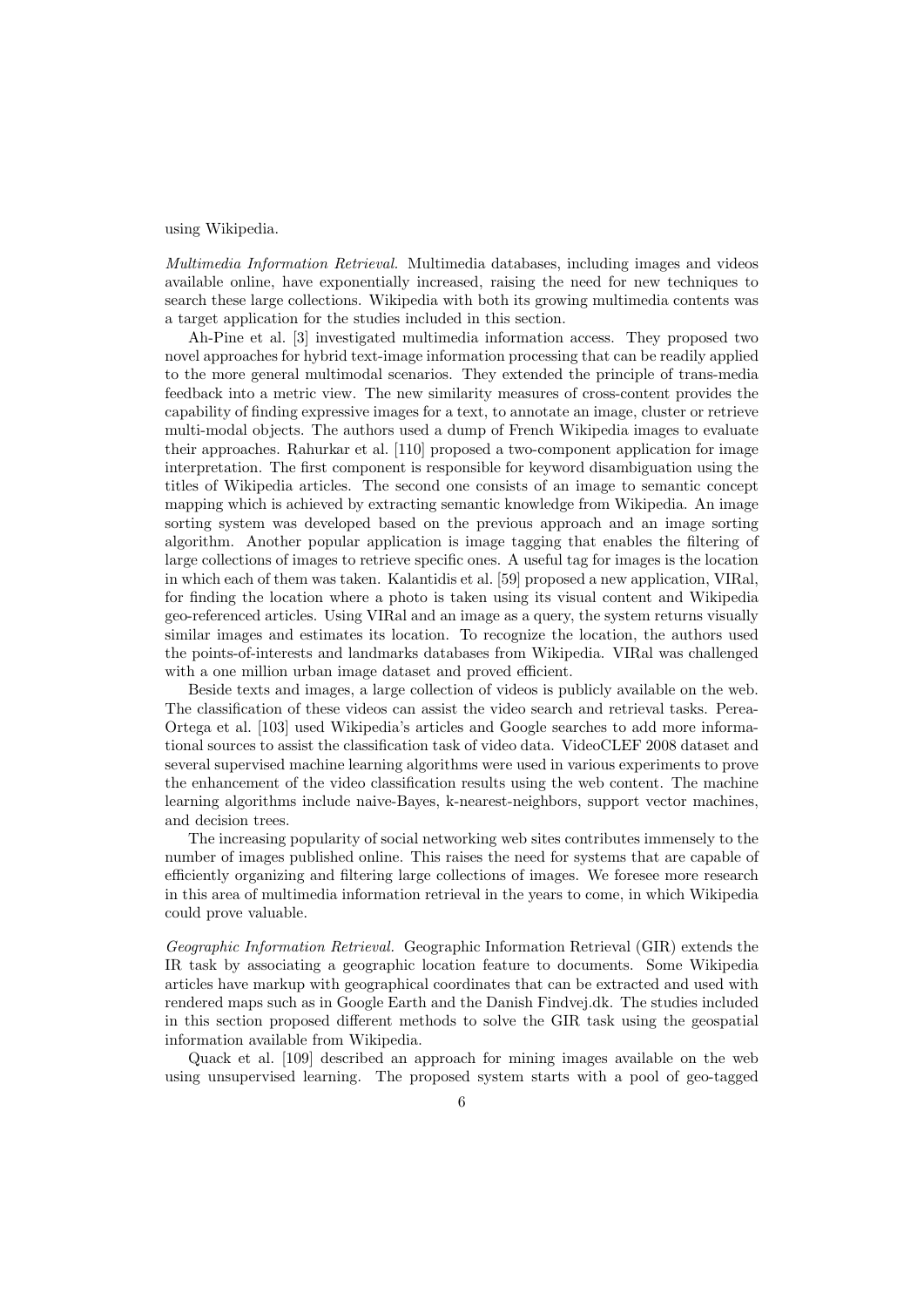using Wikipedia.

*Multimedia Information Retrieval.* Multimedia databases, including images and videos available online, have exponentially increased, raising the need for new techniques to search these large collections. Wikipedia with both its growing multimedia contents was a target application for the studies included in this section.

Ah-Pine et al. [3] investigated multimedia information access. They proposed two novel approaches for hybrid text-image information processing that can be readily applied to the more general multimodal scenarios. They extended the principle of trans-media feedback into a metric view. The new similarity measures of cross-content provides the capability of finding expressive images for a text, to annotate an image, cluster or retrieve multi-modal objects. The authors used a dump of French Wikipedia images to evaluate their approaches. Rahurkar et al. [110] proposed a two-component application for image interpretation. The first component is responsible for keyword disambiguation using the titles of Wikipedia articles. The second one consists of an image to semantic concept mapping which is achieved by extracting semantic knowledge from Wikipedia. An image sorting system was developed based on the previous approach and an image sorting algorithm. Another popular application is image tagging that enables the filtering of large collections of images to retrieve specific ones. A useful tag for images is the location in which each of them was taken. Kalantidis et al. [59] proposed a new application, VIRal, for finding the location where a photo is taken using its visual content and Wikipedia geo-referenced articles. Using VIRal and an image as a query, the system returns visually similar images and estimates its location. To recognize the location, the authors used the points-of-interests and landmarks databases from Wikipedia. VIRal was challenged with a one million urban image dataset and proved efficient.

Beside texts and images, a large collection of videos is publicly available on the web. The classification of these videos can assist the video search and retrieval tasks. Perea-Ortega et al. [103] used Wikipedia's articles and Google searches to add more informational sources to assist the classification task of video data. VideoCLEF 2008 dataset and several supervised machine learning algorithms were used in various experiments to prove the enhancement of the video classification results using the web content. The machine learning algorithms include naive-Bayes, k-nearest-neighbors, support vector machines, and decision trees.

The increasing popularity of social networking web sites contributes immensely to the number of images published online. This raises the need for systems that are capable of efficiently organizing and filtering large collections of images. We foresee more research in this area of multimedia information retrieval in the years to come, in which Wikipedia could prove valuable.

*Geographic Information Retrieval.* Geographic Information Retrieval (GIR) extends the IR task by associating a geographic location feature to documents. Some Wikipedia articles have markup with geographical coordinates that can be extracted and used with rendered maps such as in Google Earth and the Danish Findvej.dk. The studies included in this section proposed different methods to solve the GIR task using the geospatial information available from Wikipedia.

Quack et al. [109] described an approach for mining images available on the web using unsupervised learning. The proposed system starts with a pool of geo-tagged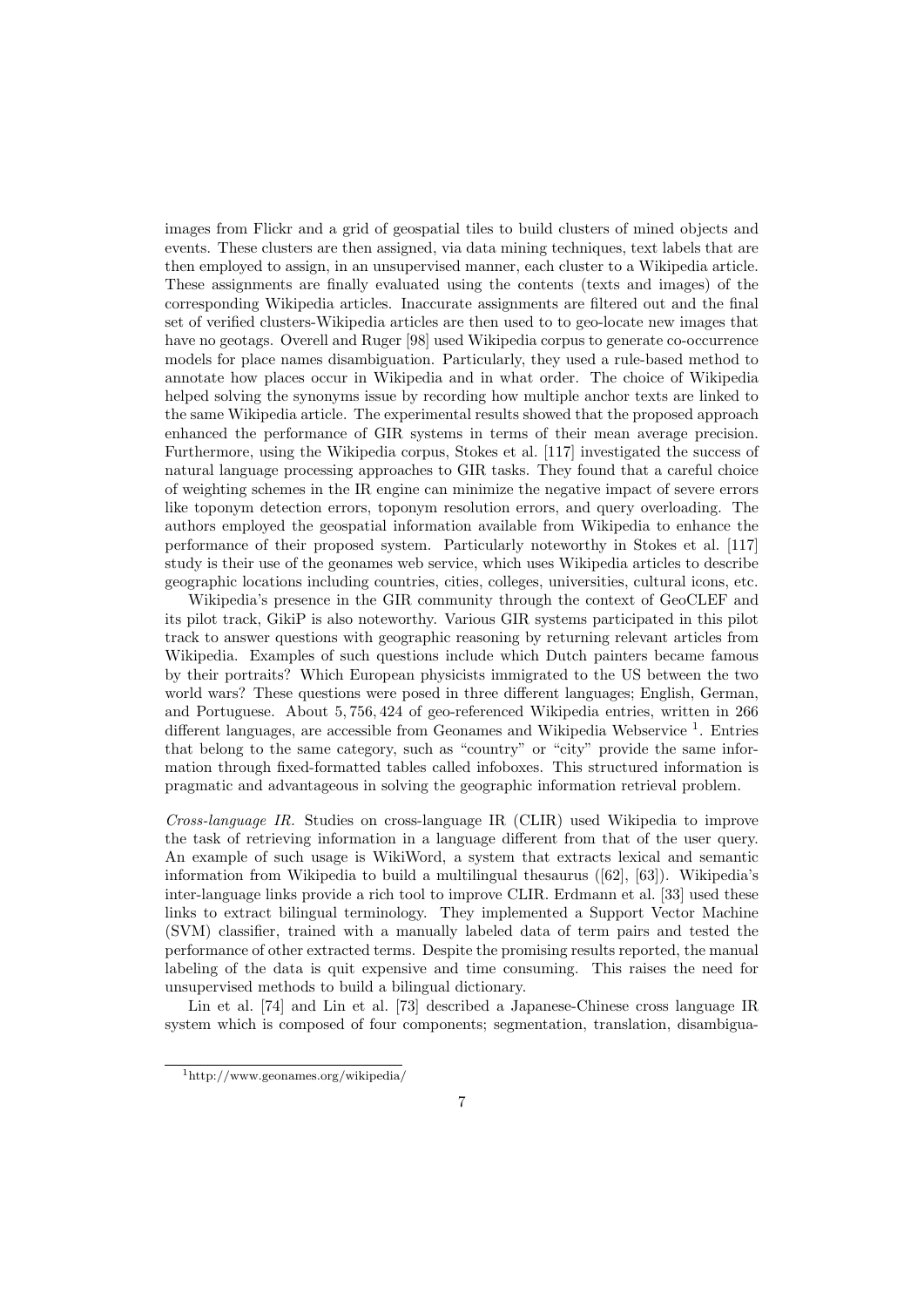images from Flickr and a grid of geospatial tiles to build clusters of mined objects and events. These clusters are then assigned, via data mining techniques, text labels that are then employed to assign, in an unsupervised manner, each cluster to a Wikipedia article. These assignments are finally evaluated using the contents (texts and images) of the corresponding Wikipedia articles. Inaccurate assignments are filtered out and the final set of verified clusters-Wikipedia articles are then used to to geo-locate new images that have no geotags. Overell and Ruger [98] used Wikipedia corpus to generate co-occurrence models for place names disambiguation. Particularly, they used a rule-based method to annotate how places occur in Wikipedia and in what order. The choice of Wikipedia helped solving the synonyms issue by recording how multiple anchor texts are linked to the same Wikipedia article. The experimental results showed that the proposed approach enhanced the performance of GIR systems in terms of their mean average precision. Furthermore, using the Wikipedia corpus, Stokes et al. [117] investigated the success of natural language processing approaches to GIR tasks. They found that a careful choice of weighting schemes in the IR engine can minimize the negative impact of severe errors like toponym detection errors, toponym resolution errors, and query overloading. The authors employed the geospatial information available from Wikipedia to enhance the performance of their proposed system. Particularly noteworthy in Stokes et al. [117] study is their use of the geonames web service, which uses Wikipedia articles to describe geographic locations including countries, cities, colleges, universities, cultural icons, etc.

Wikipedia's presence in the GIR community through the context of GeoCLEF and its pilot track, GikiP is also noteworthy. Various GIR systems participated in this pilot track to answer questions with geographic reasoning by returning relevant articles from Wikipedia. Examples of such questions include which Dutch painters became famous by their portraits? Which European physicists immigrated to the US between the two world wars? These questions were posed in three different languages; English, German, and Portuguese. About 5,756,424 of geo-referenced Wikipedia entries, written in 266 different languages, are accessible from Geonames and Wikipedia Webservice [1]. Entries that belong to the same category, such as "country" or "city" provide the same information through fixed-formatted tables called infoboxes. This structured information is pragmatic and advantageous in solving the geographic information retrieval problem.

*Cross-language IR.* Studies on cross-language IR (CLIR) used Wikipedia to improve the task of retrieving information in a language different from that of the user query. An example of such usage is WikiWord, a system that extracts lexical and semantic information from Wikipedia to build a multilingual thesaurus ([62], [63]). Wikipedia's inter-language links provide a rich tool to improve CLIR. Erdmann et al. [33] used these links to extract bilingual terminology. They implemented a Support Vector Machine (SVM) classifier, trained with a manually labeled data of term pairs and tested the performance of other extracted terms. Despite the promising results reported, the manual labeling of the data is quit expensive and time consuming. This raises the need for unsupervised methods to build a bilingual dictionary.

Lin et al. [74] and Lin et al. [73] described a Japanese-Chinese cross language IR system which is composed of four components; segmentation, translation, disambigua-

[1] http://www.geonames.org/wikipedia/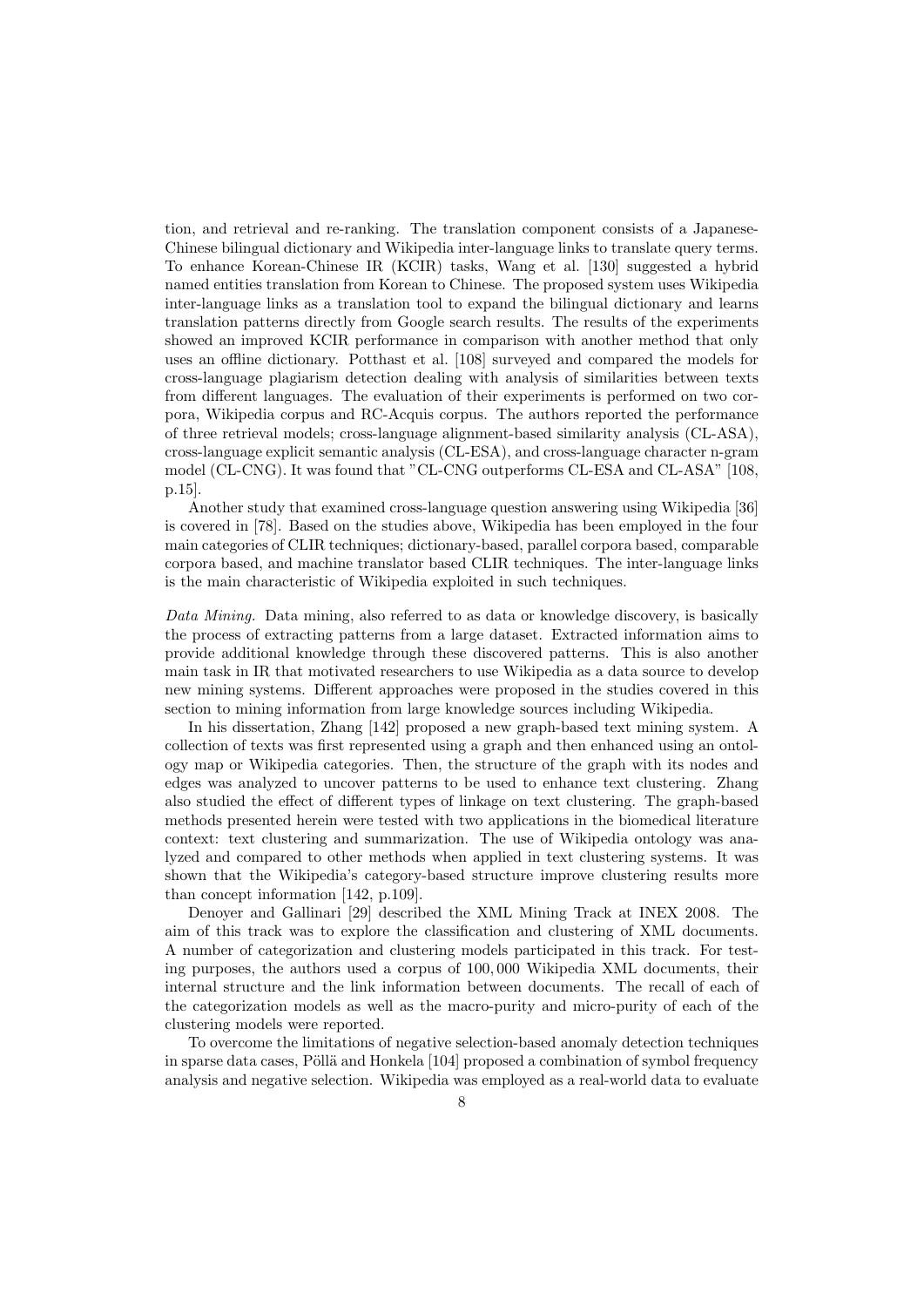tion, and retrieval and re-ranking. The translation component consists of a Japanese-Chinese bilingual dictionary and Wikipedia inter-language links to translate query terms. To enhance Korean-Chinese IR (KCIR) tasks, Wang et al. [130] suggested a hybrid named entities translation from Korean to Chinese. The proposed system uses Wikipedia inter-language links as a translation tool to expand the bilingual dictionary and learns translation patterns directly from Google search results. The results of the experiments showed an improved KCIR performance in comparison with another method that only uses an offline dictionary. Potthast et al. [108] surveyed and compared the models for cross-language plagiarism detection dealing with analysis of similarities between texts from different languages. The evaluation of their experiments is performed on two corpora, Wikipedia corpus and RC-Acquis corpus. The authors reported the performance of three retrieval models; cross-language alignment-based similarity analysis (CL-ASA), cross-language explicit semantic analysis (CL-ESA), and cross-language character n-gram model (CL-CNG). It was found that "CL-CNG outperforms CL-ESA and CL-ASA" [108, p.15].

Another study that examined cross-language question answering using Wikipedia [36] is covered in [78]. Based on the studies above, Wikipedia has been employed in the four main categories of CLIR techniques; dictionary-based, parallel corpora based, comparable corpora based, and machine translator based CLIR techniques. The inter-language links is the main characteristic of Wikipedia exploited in such techniques.

*Data Mining.* Data mining, also referred to as data or knowledge discovery, is basically the process of extracting patterns from a large dataset. Extracted information aims to provide additional knowledge through these discovered patterns. This is also another main task in IR that motivated researchers to use Wikipedia as a data source to develop new mining systems. Different approaches were proposed in the studies covered in this section to mining information from large knowledge sources including Wikipedia.

In his dissertation, Zhang [142] proposed a new graph-based text mining system. A collection of texts was first represented using a graph and then enhanced using an ontology map or Wikipedia categories. Then, the structure of the graph with its nodes and edges was analyzed to uncover patterns to be used to enhance text clustering. Zhang also studied the effect of different types of linkage on text clustering. The graph-based methods presented herein were tested with two applications in the biomedical literature context: text clustering and summarization. The use of Wikipedia ontology was analyzed and compared to other methods when applied in text clustering systems. It was shown that the Wikipedia's category-based structure improve clustering results more than concept information [142, p.109].

Denoyer and Gallinari [29] described the XML Mining Track at INEX 2008. The aim of this track was to explore the classification and clustering of XML documents. A number of categorization and clustering models participated in this track. For testing purposes, the authors used a corpus of 100,000 Wikipedia XML documents, their internal structure and the link information between documents. The recall of each of the categorization models as well as the macro-purity and micro-purity of each of the clustering models were reported.

To overcome the limitations of negative selection-based anomaly detection techniques in sparse data cases, Pöllä and Honkela [104] proposed a combination of symbol frequency analysis and negative selection. Wikipedia was employed as a real-world data to evaluate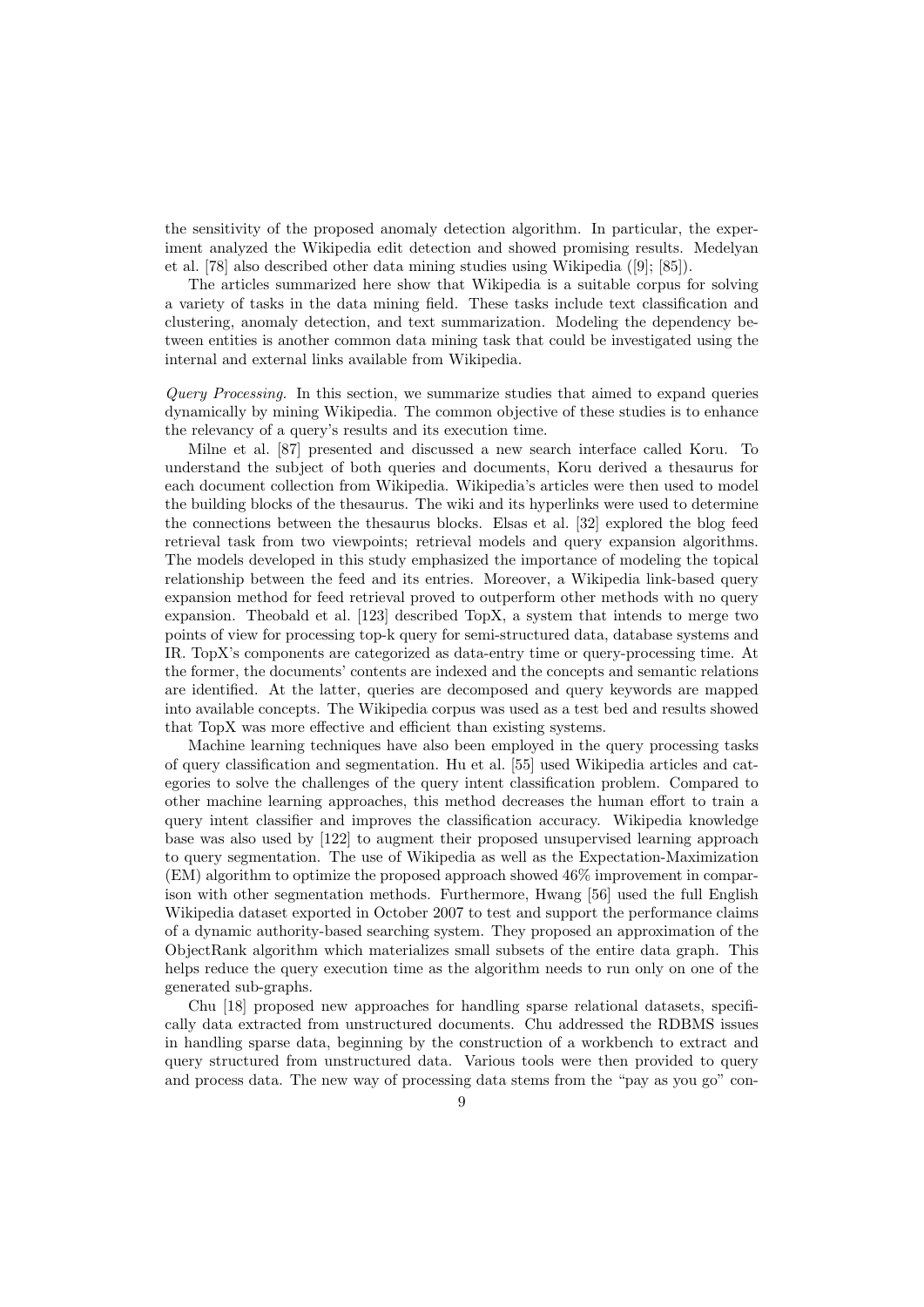the sensitivity of the proposed anomaly detection algorithm. In particular, the experiment analyzed the Wikipedia edit detection and showed promising results. Medelyan et al. [78] also described other data mining studies using Wikipedia ([9]; [85]).

The articles summarized here show that Wikipedia is a suitable corpus for solving a variety of tasks in the data mining field. These tasks include text classification and clustering, anomaly detection, and text summarization. Modeling the dependency between entities is another common data mining task that could be investigated using the internal and external links available from Wikipedia.

*Query Processing.* In this section, we summarize studies that aimed to expand queries dynamically by mining Wikipedia. The common objective of these studies is to enhance the relevancy of a query's results and its execution time.

Milne et al. [87] presented and discussed a new search interface called Koru. To understand the subject of both queries and documents, Koru derived a thesaurus for each document collection from Wikipedia. Wikipedia's articles were then used to model the building blocks of the thesaurus. The wiki and its hyperlinks were used to determine the connections between the thesaurus blocks. Elsas et al. [32] explored the blog feed retrieval task from two viewpoints; retrieval models and query expansion algorithms. The models developed in this study emphasized the importance of modeling the topical relationship between the feed and its entries. Moreover, a Wikipedia link-based query expansion method for feed retrieval proved to outperform other methods with no query expansion. Theobald et al. [123] described TopX, a system that intends to merge two points of view for processing top-k query for semi-structured data, database systems and IR. TopX's components are categorized as data-entry time or query-processing time. At the former, the documents' contents are indexed and the concepts and semantic relations are identified. At the latter, queries are decomposed and query keywords are mapped into available concepts. The Wikipedia corpus was used as a test bed and results showed that TopX was more effective and efficient than existing systems.

Machine learning techniques have also been employed in the query processing tasks of query classification and segmentation. Hu et al. [55] used Wikipedia articles and categories to solve the challenges of the query intent classification problem. Compared to other machine learning approaches, this method decreases the human effort to train a query intent classifier and improves the classification accuracy. Wikipedia knowledge base was also used by [122] to augment their proposed unsupervised learning approach to query segmentation. The use of Wikipedia as well as the Expectation-Maximization (EM) algorithm to optimize the proposed approach showed 46% improvement in comparison with other segmentation methods. Furthermore, Hwang [56] used the full English Wikipedia dataset exported in October 2007 to test and support the performance claims of a dynamic authority-based searching system. They proposed an approximation of the ObjectRank algorithm which materializes small subsets of the entire data graph. This helps reduce the query execution time as the algorithm needs to run only on one of the generated sub-graphs.

Chu [18] proposed new approaches for handling sparse relational datasets, specifically data extracted from unstructured documents. Chu addressed the RDBMS issues in handling sparse data, beginning by the construction of a workbench to extract and query structured from unstructured data. Various tools were then provided to query and process data. The new way of processing data stems from the "pay as you go" con-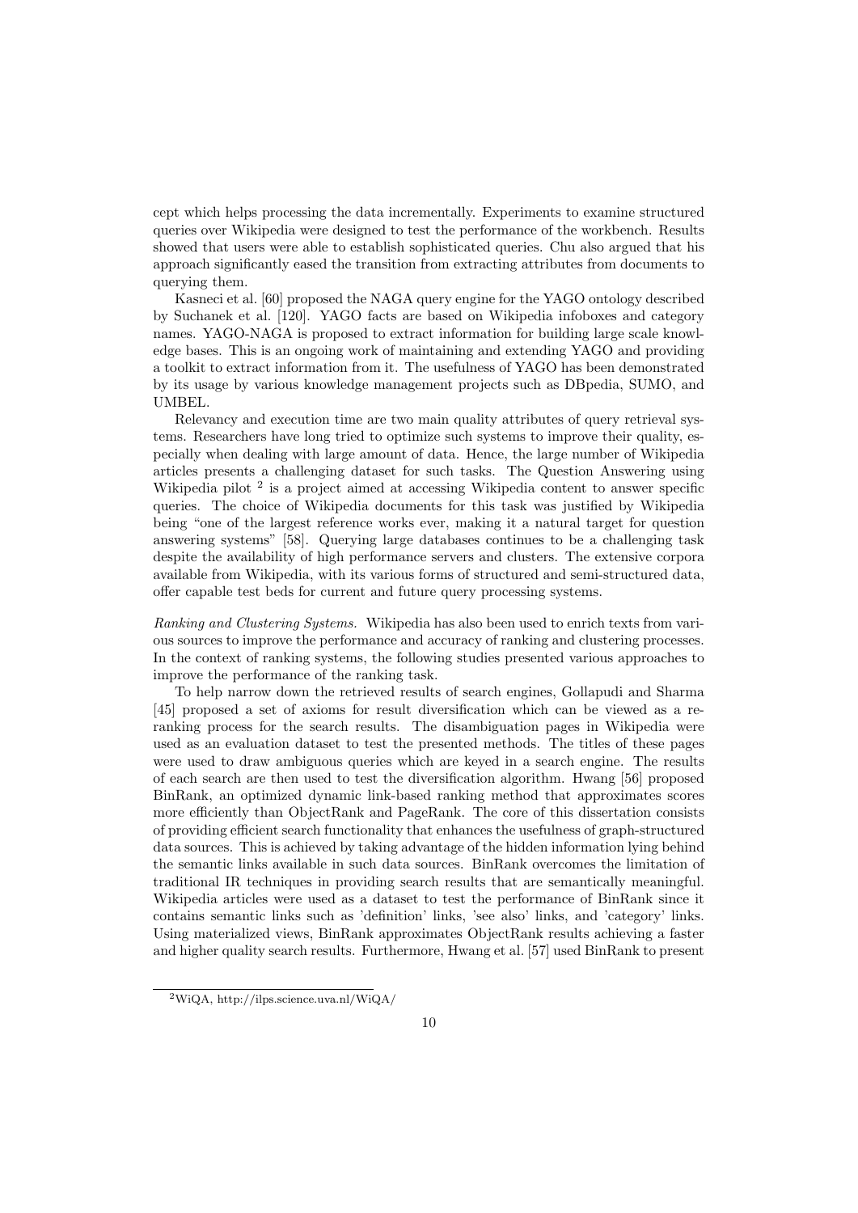cept which helps processing the data incrementally. Experiments to examine structured queries over Wikipedia were designed to test the performance of the workbench. Results showed that users were able to establish sophisticated queries. Chu also argued that his approach significantly eased the transition from extracting attributes from documents to querying them.

Kasneci et al. [60] proposed the NAGA query engine for the YAGO ontology described by Suchanek et al. [120]. YAGO facts are based on Wikipedia infoboxes and category names. YAGO-NAGA is proposed to extract information for building large scale knowledge bases. This is an ongoing work of maintaining and extending YAGO and providing a toolkit to extract information from it. The usefulness of YAGO has been demonstrated by its usage by various knowledge management projects such as DBpedia, SUMO, and UMBEL.

Relevancy and execution time are two main quality attributes of query retrieval systems. Researchers have long tried to optimize such systems to improve their quality, especially when dealing with large amount of data. Hence, the large number of Wikipedia articles presents a challenging dataset for such tasks. The Question Answering using Wikipedia pilot [2] is a project aimed at accessing Wikipedia content to answer specific queries. The choice of Wikipedia documents for this task was justified by Wikipedia being "one of the largest reference works ever, making it a natural target for question answering systems" [58]. Querying large databases continues to be a challenging task despite the availability of high performance servers and clusters. The extensive corpora available from Wikipedia, with its various forms of structured and semi-structured data, offer capable test beds for current and future query processing systems.

*Ranking and Clustering Systems.* Wikipedia has also been used to enrich texts from various sources to improve the performance and accuracy of ranking and clustering processes. In the context of ranking systems, the following studies presented various approaches to improve the performance of the ranking task.

To help narrow down the retrieved results of search engines, Gollapudi and Sharma [45] proposed a set of axioms for result diversification which can be viewed as a reranking process for the search results. The disambiguation pages in Wikipedia were used as an evaluation dataset to test the presented methods. The titles of these pages were used to draw ambiguous queries which are keyed in a search engine. The results of each search are then used to test the diversification algorithm. Hwang [56] proposed BinRank, an optimized dynamic link-based ranking method that approximates scores more efficiently than ObjectRank and PageRank. The core of this dissertation consists of providing efficient search functionality that enhances the usefulness of graph-structured data sources. This is achieved by taking advantage of the hidden information lying behind the semantic links available in such data sources. BinRank overcomes the limitation of traditional IR techniques in providing search results that are semantically meaningful. Wikipedia articles were used as a dataset to test the performance of BinRank since it contains semantic links such as 'definition' links, 'see also' links, and 'category' links. Using materialized views, BinRank approximates ObjectRank results achieving a faster and higher quality search results. Furthermore, Hwang et al. [57] used BinRank to present

[2] WiQA, http://ilps.science.uva.nl/WiQA/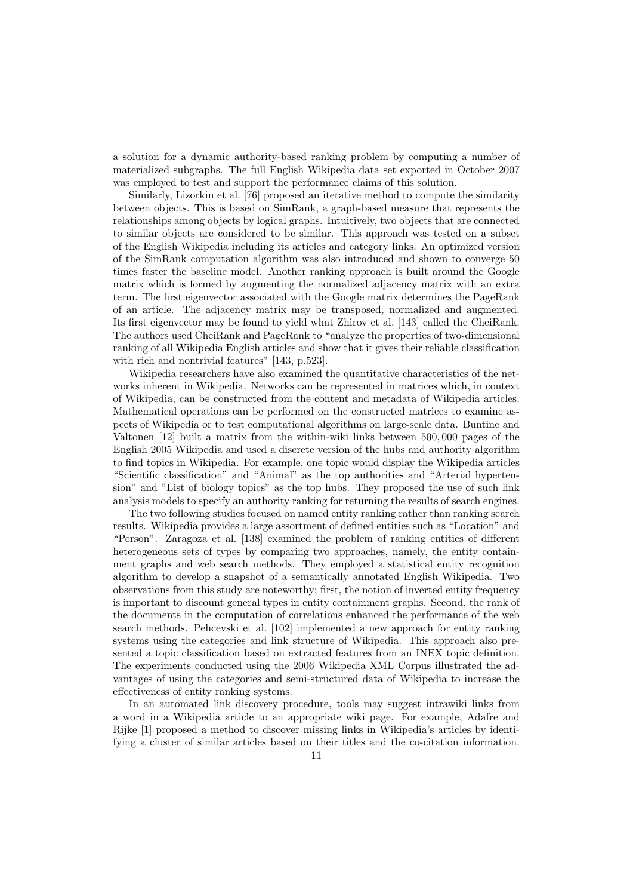a solution for a dynamic authority-based ranking problem by computing a number of materialized subgraphs. The full English Wikipedia data set exported in October 2007 was employed to test and support the performance claims of this solution.

Similarly, Lizorkin et al. [76] proposed an iterative method to compute the similarity between objects. This is based on SimRank, a graph-based measure that represents the relationships among objects by logical graphs. Intuitively, two objects that are connected to similar objects are considered to be similar. This approach was tested on a subset of the English Wikipedia including its articles and category links. An optimized version of the SimRank computation algorithm was also introduced and shown to converge 50 times faster the baseline model. Another ranking approach is built around the Google matrix which is formed by augmenting the normalized adjacency matrix with an extra term. The first eigenvector associated with the Google matrix determines the PageRank of an article. The adjacency matrix may be transposed, normalized and augmented. Its first eigenvector may be found to yield what Zhirov et al. [143] called the CheiRank. The authors used CheiRank and PageRank to "analyze the properties of two-dimensional ranking of all Wikipedia English articles and show that it gives their reliable classification with rich and nontrivial features" [143, p.523].

Wikipedia researchers have also examined the quantitative characteristics of the networks inherent in Wikipedia. Networks can be represented in matrices which, in context of Wikipedia, can be constructed from the content and metadata of Wikipedia articles. Mathematical operations can be performed on the constructed matrices to examine aspects of Wikipedia or to test computational algorithms on large-scale data. Buntine and Valtonen [12] built a matrix from the within-wiki links between 500,000 pages of the English 2005 Wikipedia and used a discrete version of the hubs and authority algorithm to find topics in Wikipedia. For example, one topic would display the Wikipedia articles "Scientific classification" and "Animal" as the top authorities and "Arterial hypertension" and "List of biology topics" as the top hubs. They proposed the use of such link analysis models to specify an authority ranking for returning the results of search engines.

The two following studies focused on named entity ranking rather than ranking search results. Wikipedia provides a large assortment of defined entities such as "Location" and "Person". Zaragoza et al. [138] examined the problem of ranking entities of different heterogeneous sets of types by comparing two approaches, namely, the entity containment graphs and web search methods. They employed a statistical entity recognition algorithm to develop a snapshot of a semantically annotated English Wikipedia. Two observations from this study are noteworthy; first, the notion of inverted entity frequency is important to discount general types in entity containment graphs. Second, the rank of the documents in the computation of correlations enhanced the performance of the web search methods. Pehcevski et al. [102] implemented a new approach for entity ranking systems using the categories and link structure of Wikipedia. This approach also presented a topic classification based on extracted features from an INEX topic definition. The experiments conducted using the 2006 Wikipedia XML Corpus illustrated the advantages of using the categories and semi-structured data of Wikipedia to increase the effectiveness of entity ranking systems.

In an automated link discovery procedure, tools may suggest intrawiki links from a word in a Wikipedia article to an appropriate wiki page. For example, Adafre and Rijke [1] proposed a method to discover missing links in Wikipedia's articles by identifying a cluster of similar articles based on their titles and the co-citation information.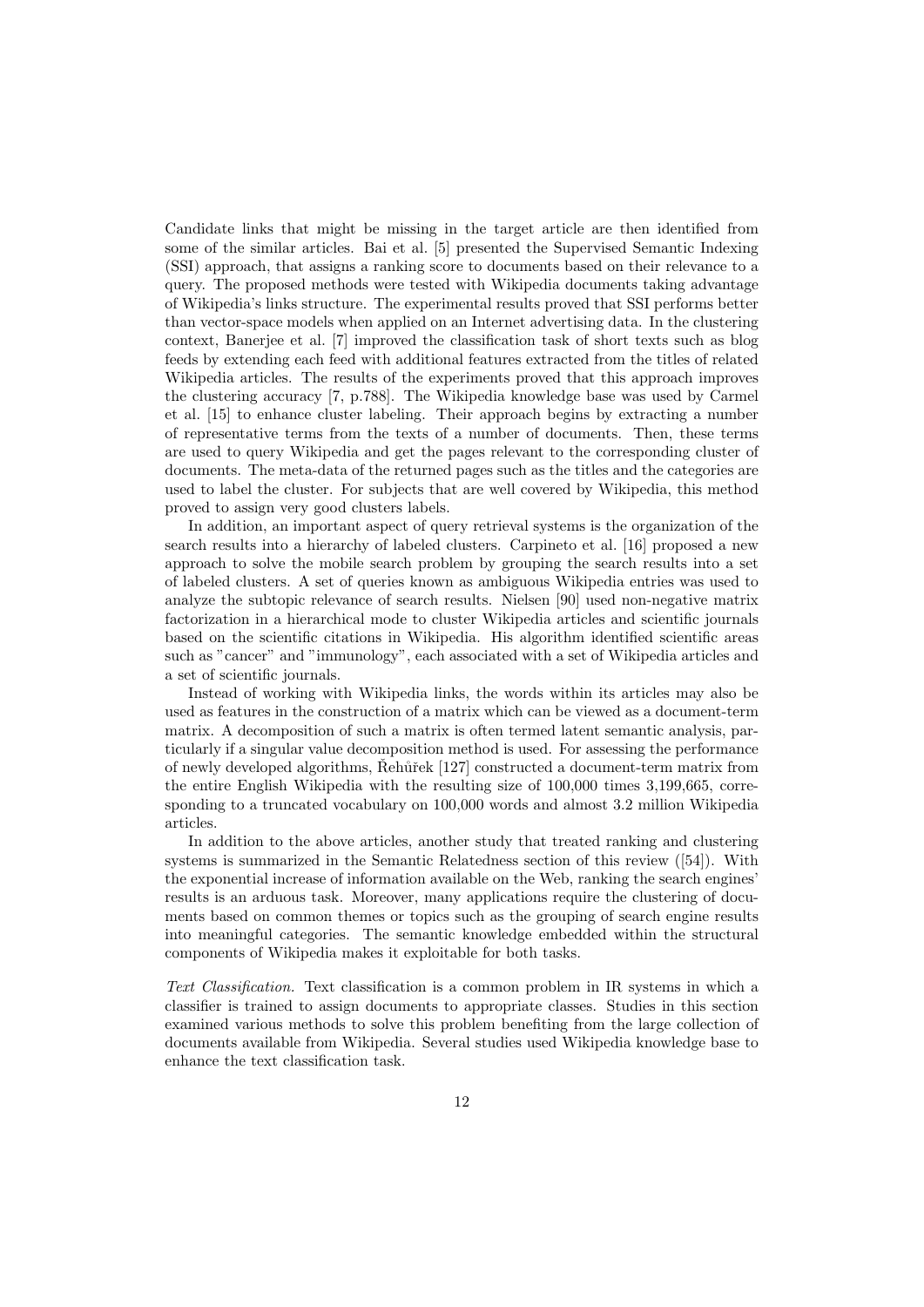Candidate links that might be missing in the target article are then identified from some of the similar articles. Bai et al. [5] presented the Supervised Semantic Indexing (SSI) approach, that assigns a ranking score to documents based on their relevance to a query. The proposed methods were tested with Wikipedia documents taking advantage of Wikipedia's links structure. The experimental results proved that SSI performs better than vector-space models when applied on an Internet advertising data. In the clustering context, Banerjee et al. [7] improved the classification task of short texts such as blog feeds by extending each feed with additional features extracted from the titles of related Wikipedia articles. The results of the experiments proved that this approach improves the clustering accuracy [7, p.788]. The Wikipedia knowledge base was used by Carmel et al. [15] to enhance cluster labeling. Their approach begins by extracting a number of representative terms from the texts of a number of documents. Then, these terms are used to query Wikipedia and get the pages relevant to the corresponding cluster of documents. The meta-data of the returned pages such as the titles and the categories are used to label the cluster. For subjects that are well covered by Wikipedia, this method proved to assign very good clusters labels.

In addition, an important aspect of query retrieval systems is the organization of the search results into a hierarchy of labeled clusters. Carpineto et al. [16] proposed a new approach to solve the mobile search problem by grouping the search results into a set of labeled clusters. A set of queries known as ambiguous Wikipedia entries was used to analyze the subtopic relevance of search results. Nielsen [90] used non-negative matrix factorization in a hierarchical mode to cluster Wikipedia articles and scientific journals based on the scientific citations in Wikipedia. His algorithm identified scientific areas such as "cancer" and "immunology", each associated with a set of Wikipedia articles and a set of scientific journals.

Instead of working with Wikipedia links, the words within its articles may also be used as features in the construction of a matrix which can be viewed as a document-term matrix. A decomposition of such a matrix is often termed latent semantic analysis, particularly if a singular value decomposition method is used. For assessing the performance of newly developed algorithms, Řehůřek [127] constructed a document-term matrix from the entire English Wikipedia with the resulting size of 100,000 times 3,199,665, corresponding to a truncated vocabulary on 100,000 words and almost 3.2 million Wikipedia articles.

In addition to the above articles, another study that treated ranking and clustering systems is summarized in the Semantic Relatedness section of this review ([54]). With the exponential increase of information available on the Web, ranking the search engines' results is an arduous task. Moreover, many applications require the clustering of documents based on common themes or topics such as the grouping of search engine results into meaningful categories. The semantic knowledge embedded within the structural components of Wikipedia makes it exploitable for both tasks.

*Text Classification.* Text classification is a common problem in IR systems in which a classifier is trained to assign documents to appropriate classes. Studies in this section examined various methods to solve this problem benefiting from the large collection of documents available from Wikipedia. Several studies used Wikipedia knowledge base to enhance the text classification task.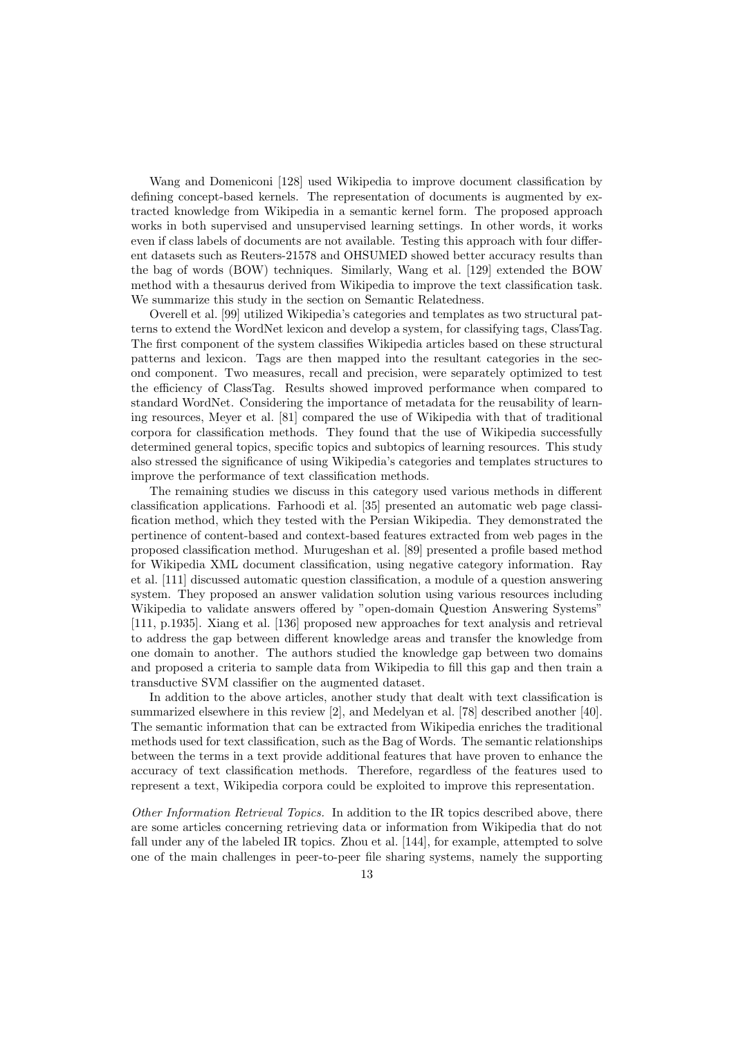Wang and Domeniconi [128] used Wikipedia to improve document classification by defining concept-based kernels. The representation of documents is augmented by extracted knowledge from Wikipedia in a semantic kernel form. The proposed approach works in both supervised and unsupervised learning settings. In other words, it works even if class labels of documents are not available. Testing this approach with four different datasets such as Reuters-21578 and OHSUMED showed better accuracy results than the bag of words (BOW) techniques. Similarly, Wang et al. [129] extended the BOW method with a thesaurus derived from Wikipedia to improve the text classification task. We summarize this study in the section on Semantic Relatedness.

Overell et al. [99] utilized Wikipedia's categories and templates as two structural patterns to extend the WordNet lexicon and develop a system, for classifying tags, ClassTag. The first component of the system classifies Wikipedia articles based on these structural patterns and lexicon. Tags are then mapped into the resultant categories in the second component. Two measures, recall and precision, were separately optimized to test the efficiency of ClassTag. Results showed improved performance when compared to standard WordNet. Considering the importance of metadata for the reusability of learning resources, Meyer et al. [81] compared the use of Wikipedia with that of traditional corpora for classification methods. They found that the use of Wikipedia successfully determined general topics, specific topics and subtopics of learning resources. This study also stressed the significance of using Wikipedia's categories and templates structures to improve the performance of text classification methods.

The remaining studies we discuss in this category used various methods in different classification applications. Farhoodi et al. [35] presented an automatic web page classification method, which they tested with the Persian Wikipedia. They demonstrated the pertinence of content-based and context-based features extracted from web pages in the proposed classification method. Murugeshan et al. [89] presented a profile based method for Wikipedia XML document classification, using negative category information. Ray et al. [111] discussed automatic question classification, a module of a question answering system. They proposed an answer validation solution using various resources including Wikipedia to validate answers offered by "open-domain Question Answering Systems" [111, p.1935]. Xiang et al. [136] proposed new approaches for text analysis and retrieval to address the gap between different knowledge areas and transfer the knowledge from one domain to another. The authors studied the knowledge gap between two domains and proposed a criteria to sample data from Wikipedia to fill this gap and then train a transductive SVM classifier on the augmented dataset.

In addition to the above articles, another study that dealt with text classification is summarized elsewhere in this review [2], and Medelyan et al. [78] described another [40]. The semantic information that can be extracted from Wikipedia enriches the traditional methods used for text classification, such as the Bag of Words. The semantic relationships between the terms in a text provide additional features that have proven to enhance the accuracy of text classification methods. Therefore, regardless of the features used to represent a text, Wikipedia corpora could be exploited to improve this representation.

*Other Information Retrieval Topics.* In addition to the IR topics described above, there are some articles concerning retrieving data or information from Wikipedia that do not fall under any of the labeled IR topics. Zhou et al. [144], for example, attempted to solve one of the main challenges in peer-to-peer file sharing systems, namely the supporting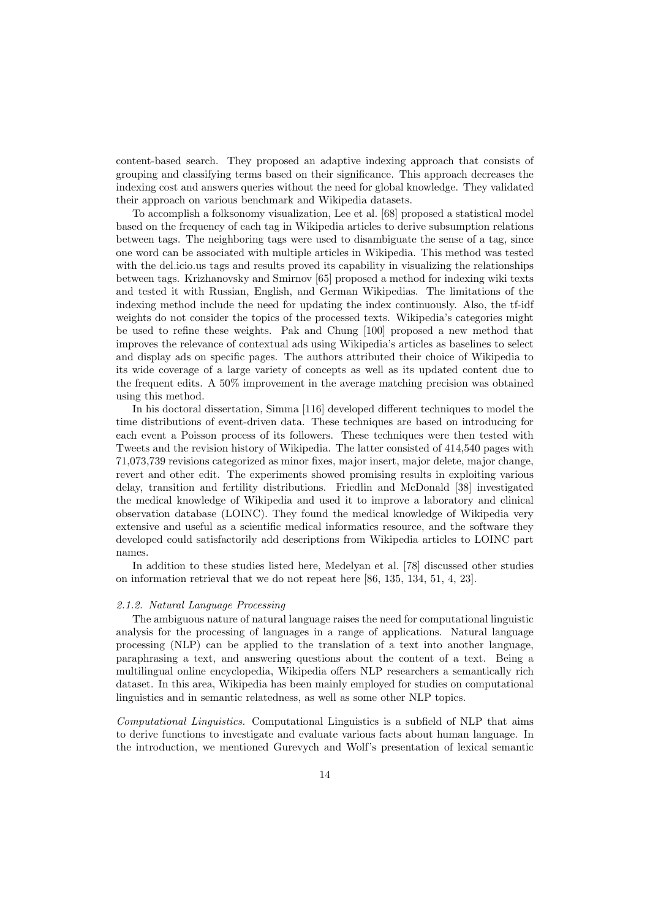content-based search. They proposed an adaptive indexing approach that consists of grouping and classifying terms based on their significance. This approach decreases the indexing cost and answers queries without the need for global knowledge. They validated their approach on various benchmark and Wikipedia datasets.

To accomplish a folksonomy visualization, Lee et al. [68] proposed a statistical model based on the frequency of each tag in Wikipedia articles to derive subsumption relations between tags. The neighboring tags were used to disambiguate the sense of a tag, since one word can be associated with multiple articles in Wikipedia. This method was tested with the del.icio.us tags and results proved its capability in visualizing the relationships between tags. Krizhanovsky and Smirnov [65] proposed a method for indexing wiki texts and tested it with Russian, English, and German Wikipedias. The limitations of the indexing method include the need for updating the index continuously. Also, the tf-idf weights do not consider the topics of the processed texts. Wikipedia's categories might be used to refine these weights. Pak and Chung [100] proposed a new method that improves the relevance of contextual ads using Wikipedia's articles as baselines to select and display ads on specific pages. The authors attributed their choice of Wikipedia to its wide coverage of a large variety of concepts as well as its updated content due to the frequent edits. A 50% improvement in the average matching precision was obtained using this method.

In his doctoral dissertation, Simma [116] developed different techniques to model the time distributions of event-driven data. These techniques are based on introducing for each event a Poisson process of its followers. These techniques were then tested with Tweets and the revision history of Wikipedia. The latter consisted of 414,540 pages with 71,073,739 revisions categorized as minor fixes, major insert, major delete, major change, revert and other edit. The experiments showed promising results in exploiting various delay, transition and fertility distributions. Friedlin and McDonald [38] investigated the medical knowledge of Wikipedia and used it to improve a laboratory and clinical observation database (LOINC). They found the medical knowledge of Wikipedia very extensive and useful as a scientific medical informatics resource, and the software they developed could satisfactorily add descriptions from Wikipedia articles to LOINC part names.

In addition to these studies listed here, Medelyan et al. [78] discussed other studies on information retrieval that we do not repeat here [86, 135, 134, 51, 4, 23].

#### *2.1.2. Natural Language Processing*

The ambiguous nature of natural language raises the need for computational linguistic analysis for the processing of languages in a range of applications. Natural language processing (NLP) can be applied to the translation of a text into another language, paraphrasing a text, and answering questions about the content of a text. Being a multilingual online encyclopedia, Wikipedia offers NLP researchers a semantically rich dataset. In this area, Wikipedia has been mainly employed for studies on computational linguistics and in semantic relatedness, as well as some other NLP topics.

*Computational Linguistics.* Computational Linguistics is a subfield of NLP that aims to derive functions to investigate and evaluate various facts about human language. In the introduction, we mentioned Gurevych and Wolf's presentation of lexical semantic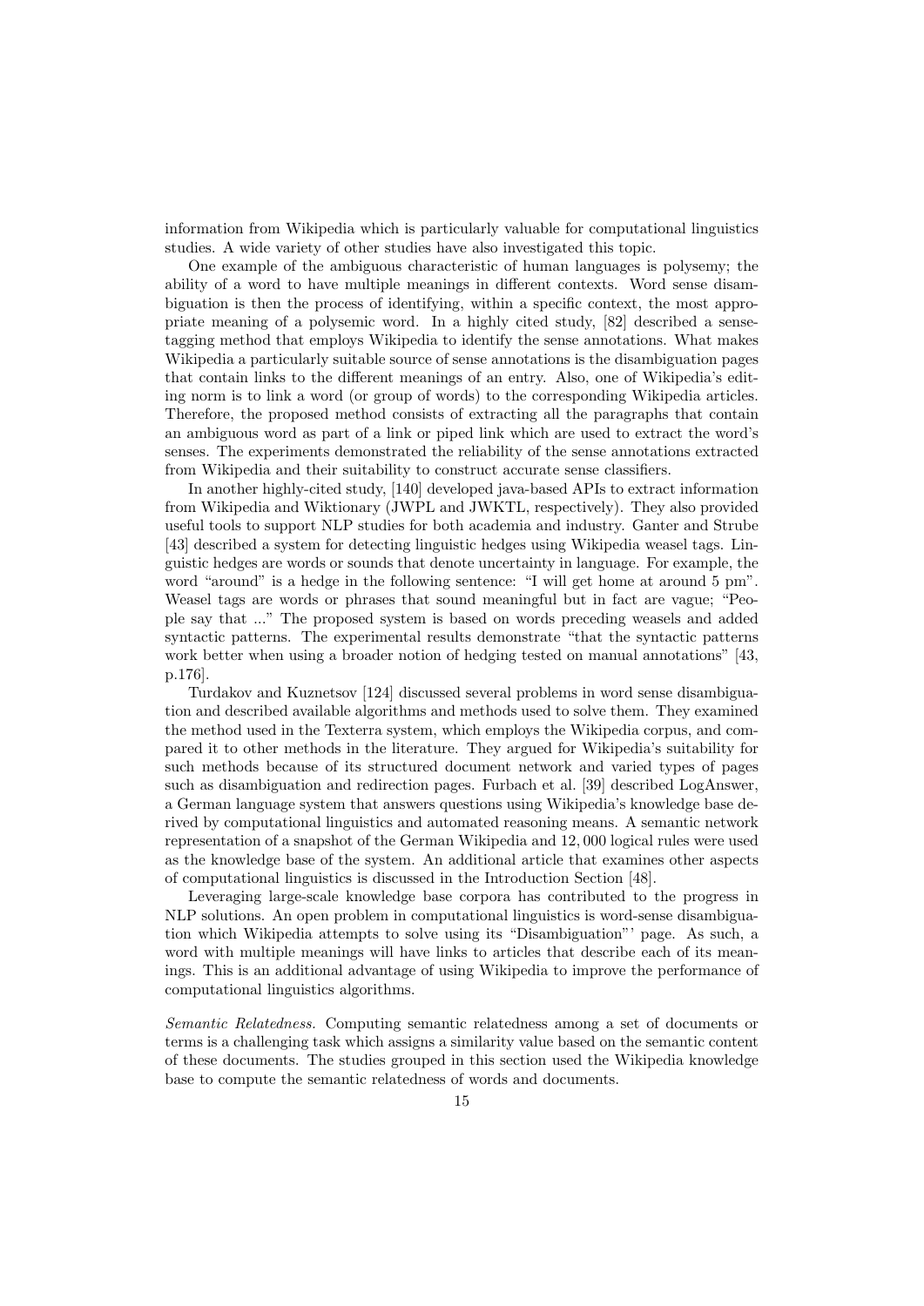information from Wikipedia which is particularly valuable for computational linguistics studies. A wide variety of other studies have also investigated this topic.

One example of the ambiguous characteristic of human languages is polysemy; the ability of a word to have multiple meanings in different contexts. Word sense disambiguation is then the process of identifying, within a specific context, the most appropriate meaning of a polysemic word. In a highly cited study, [82] described a sense-tagging method that employs Wikipedia to identify the sense annotations. What makes Wikipedia a particularly suitable source of sense annotations is the disambiguation pages that contain links to the different meanings of an entry. Also, one of Wikipedia's editing norm is to link a word (or group of words) to the corresponding Wikipedia articles. Therefore, the proposed method consists of extracting all the paragraphs that contain an ambiguous word as part of a link or piped link which are used to extract the word's senses. The experiments demonstrated the reliability of the sense annotations extracted from Wikipedia and their suitability to construct accurate sense classifiers.

In another highly-cited study, [140] developed java-based APIs to extract information from Wikipedia and Wiktionary (JWPL and JWKTL, respectively). They also provided useful tools to support NLP studies for both academia and industry. Ganter and Strube [43] described a system for detecting linguistic hedges using Wikipedia weasel tags. Linguistic hedges are words or sounds that denote uncertainty in language. For example, the word "around" is a hedge in the following sentence: "I will get home at around 5 pm". Weasel tags are words or phrases that sound meaningful but in fact are vague; "People say that ..." The proposed system is based on words preceding weasels and added syntactic patterns. The experimental results demonstrate "that the syntactic patterns work better when using a broader notion of hedging tested on manual annotations" [43, p.176].

Turdakov and Kuznetsov [124] discussed several problems in word sense disambiguation and described available algorithms and methods used to solve them. They examined the method used in the Texterra system, which employs the Wikipedia corpus, and compared it to other methods in the literature. They argued for Wikipedia's suitability for such methods because of its structured document network and varied types of pages such as disambiguation and redirection pages. Furbach et al. [39] described LogAnswer, a German language system that answers questions using Wikipedia's knowledge base derived by computational linguistics and automated reasoning means. A semantic network representation of a snapshot of the German Wikipedia and 12,000 logical rules were used as the knowledge base of the system. An additional article that examines other aspects of computational linguistics is discussed in the Introduction Section [48].

Leveraging large-scale knowledge base corpora has contributed to the progress in NLP solutions. An open problem in computational linguistics is word-sense disambiguation which Wikipedia attempts to solve using its "Disambiguation"' page. As such, a word with multiple meanings will have links to articles that describe each of its meanings. This is an additional advantage of using Wikipedia to improve the performance of computational linguistics algorithms.

*Semantic Relatedness.* Computing semantic relatedness among a set of documents or terms is a challenging task which assigns a similarity value based on the semantic content of these documents. The studies grouped in this section used the Wikipedia knowledge base to compute the semantic relatedness of words and documents.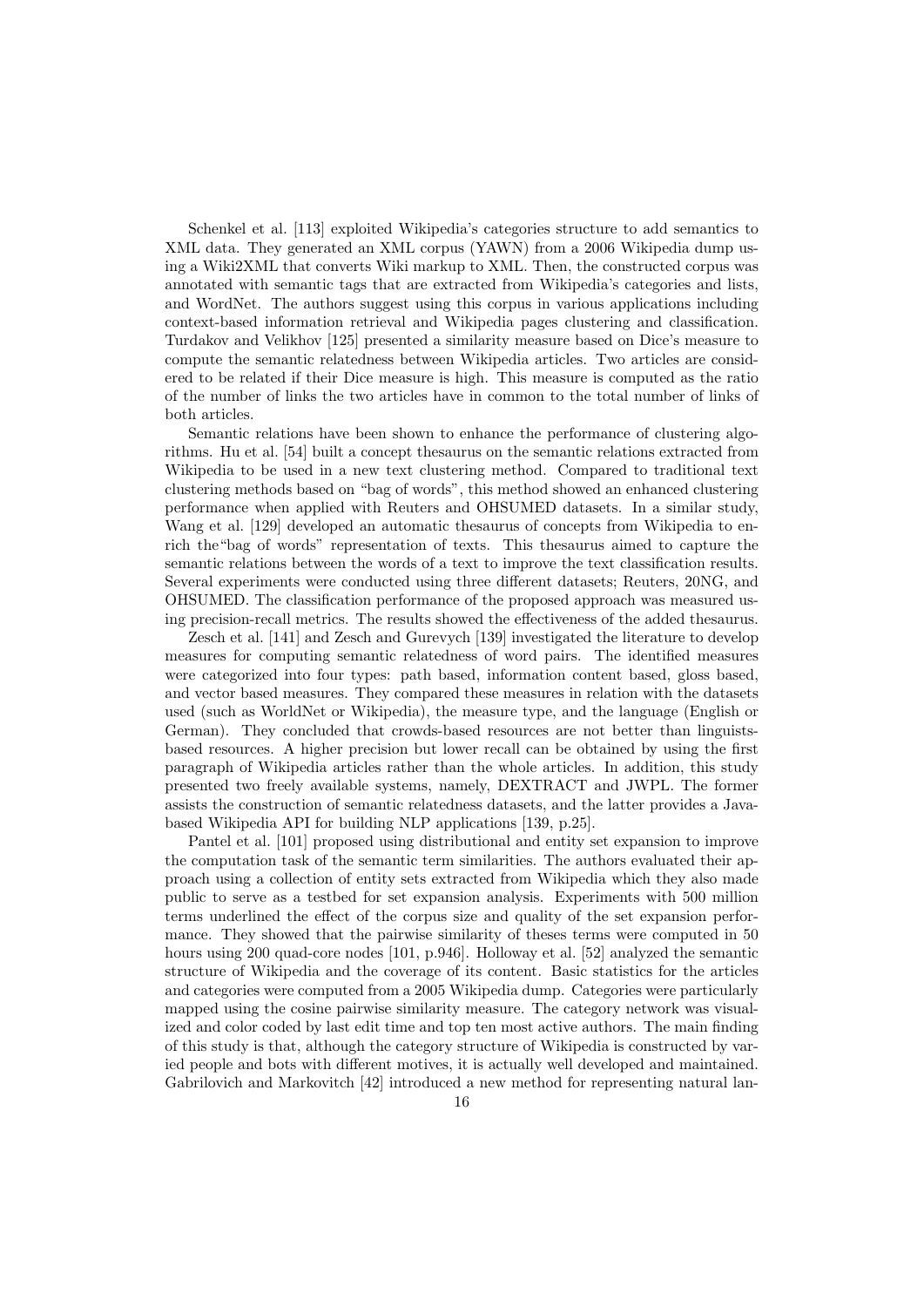Schenkel et al. [113] exploited Wikipedia's categories structure to add semantics to XML data. They generated an XML corpus (YAWN) from a 2006 Wikipedia dump using a Wiki2XML that converts Wiki markup to XML. Then, the constructed corpus was annotated with semantic tags that are extracted from Wikipedia's categories and lists, and WordNet. The authors suggest using this corpus in various applications including context-based information retrieval and Wikipedia pages clustering and classification. Turdakov and Velikhov [125] presented a similarity measure based on Dice's measure to compute the semantic relatedness between Wikipedia articles. Two articles are considered to be related if their Dice measure is high. This measure is computed as the ratio of the number of links the two articles have in common to the total number of links of both articles.

Semantic relations have been shown to enhance the performance of clustering algorithms. Hu et al. [54] built a concept thesaurus on the semantic relations extracted from Wikipedia to be used in a new text clustering method. Compared to traditional text clustering methods based on "bag of words", this method showed an enhanced clustering performance when applied with Reuters and OHSUMED datasets. In a similar study, Wang et al. [129] developed an automatic thesaurus of concepts from Wikipedia to enrich the"bag of words" representation of texts. This thesaurus aimed to capture the semantic relations between the words of a text to improve the text classification results. Several experiments were conducted using three different datasets; Reuters, 20NG, and OHSUMED. The classification performance of the proposed approach was measured using precision-recall metrics. The results showed the effectiveness of the added thesaurus.

Zesch et al. [141] and Zesch and Gurevych [139] investigated the literature to develop measures for computing semantic relatedness of word pairs. The identified measures were categorized into four types: path based, information content based, gloss based, and vector based measures. They compared these measures in relation with the datasets used (such as WorldNet or Wikipedia), the measure type, and the language (English or German). They concluded that crowds-based resources are not better than linguists-based resources. A higher precision but lower recall can be obtained by using the first paragraph of Wikipedia articles rather than the whole articles. In addition, this study presented two freely available systems, namely, DEXTRACT and JWPL. The former assists the construction of semantic relatedness datasets, and the latter provides a Java-based Wikipedia API for building NLP applications [139, p.25].

Pantel et al. [101] proposed using distributional and entity set expansion to improve the computation task of the semantic term similarities. The authors evaluated their approach using a collection of entity sets extracted from Wikipedia which they also made public to serve as a testbed for set expansion analysis. Experiments with 500 million terms underlined the effect of the corpus size and quality of the set expansion performance. They showed that the pairwise similarity of theses terms were computed in 50 hours using 200 quad-core nodes [101, p.946]. Holloway et al. [52] analyzed the semantic structure of Wikipedia and the coverage of its content. Basic statistics for the articles and categories were computed from a 2005 Wikipedia dump. Categories were particularly mapped using the cosine pairwise similarity measure. The category network was visualized and color coded by last edit time and top ten most active authors. The main finding of this study is that, although the category structure of Wikipedia is constructed by varied people and bots with different motives, it is actually well developed and maintained. Gabrilovich and Markovitch [42] introduced a new method for representing natural lan-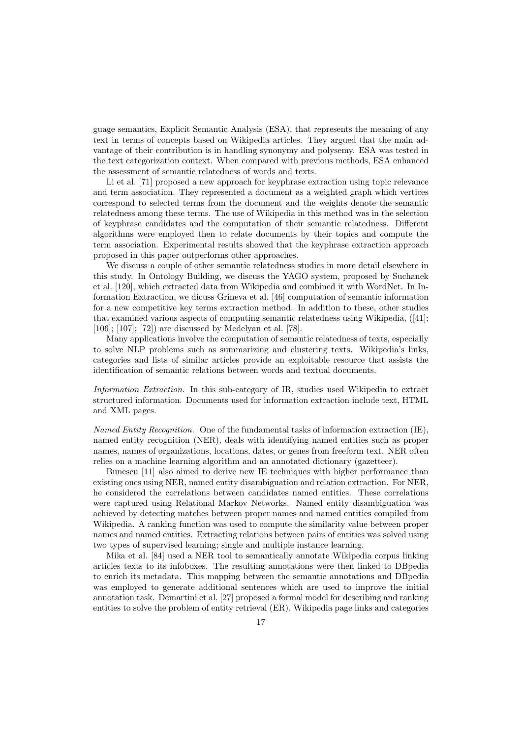guage semantics, Explicit Semantic Analysis (ESA), that represents the meaning of any text in terms of concepts based on Wikipedia articles. They argued that the main advantage of their contribution is in handling synonymy and polysemy. ESA was tested in the text categorization context. When compared with previous methods, ESA enhanced the assessment of semantic relatedness of words and texts.

Li et al. [71] proposed a new approach for keyphrase extraction using topic relevance and term association. They represented a document as a weighted graph which vertices correspond to selected terms from the document and the weights denote the semantic relatedness among these terms. The use of Wikipedia in this method was in the selection of keyphrase candidates and the computation of their semantic relatedness. Different algorithms were employed then to relate documents by their topics and compute the term association. Experimental results showed that the keyphrase extraction approach proposed in this paper outperforms other approaches.

We discuss a couple of other semantic relatedness studies in more detail elsewhere in this study. In Ontology Building, we discuss the YAGO system, proposed by Suchanek et al. [120], which extracted data from Wikipedia and combined it with WordNet. In Information Extraction, we dicuss Grineva et al. [46] computation of semantic information for a new competitive key terms extraction method. In addition to these, other studies that examined various aspects of computing semantic relatedness using Wikipedia, ([41]; [106]; [107]; [72]) are discussed by Medelyan et al. [78].

Many applications involve the computation of semantic relatedness of texts, especially to solve NLP problems such as summarizing and clustering texts. Wikipedia's links, categories and lists of similar articles provide an exploitable resource that assists the identification of semantic relations between words and textual documents.

*Information Extraction.* In this sub-category of IR, studies used Wikipedia to extract structured information. Documents used for information extraction include text, HTML and XML pages.

*Named Entity Recognition.* One of the fundamental tasks of information extraction (IE), named entity recognition (NER), deals with identifying named entities such as proper names, names of organizations, locations, dates, or genes from freeform text. NER often relies on a machine learning algorithm and an annotated dictionary (gazetteer).

Bunescu [11] also aimed to derive new IE techniques with higher performance than existing ones using NER, named entity disambiguation and relation extraction. For NER, he considered the correlations between candidates named entities. These correlations were captured using Relational Markov Networks. Named entity disambiguation was achieved by detecting matches between proper names and named entities compiled from Wikipedia. A ranking function was used to compute the similarity value between proper names and named entities. Extracting relations between pairs of entities was solved using two types of supervised learning; single and multiple instance learning.

Mika et al. [84] used a NER tool to semantically annotate Wikipedia corpus linking articles texts to its infoboxes. The resulting annotations were then linked to DBpedia to enrich its metadata. This mapping between the semantic annotations and DBpedia was employed to generate additional sentences which are used to improve the initial annotation task. Demartini et al. [27] proposed a formal model for describing and ranking entities to solve the problem of entity retrieval (ER). Wikipedia page links and categories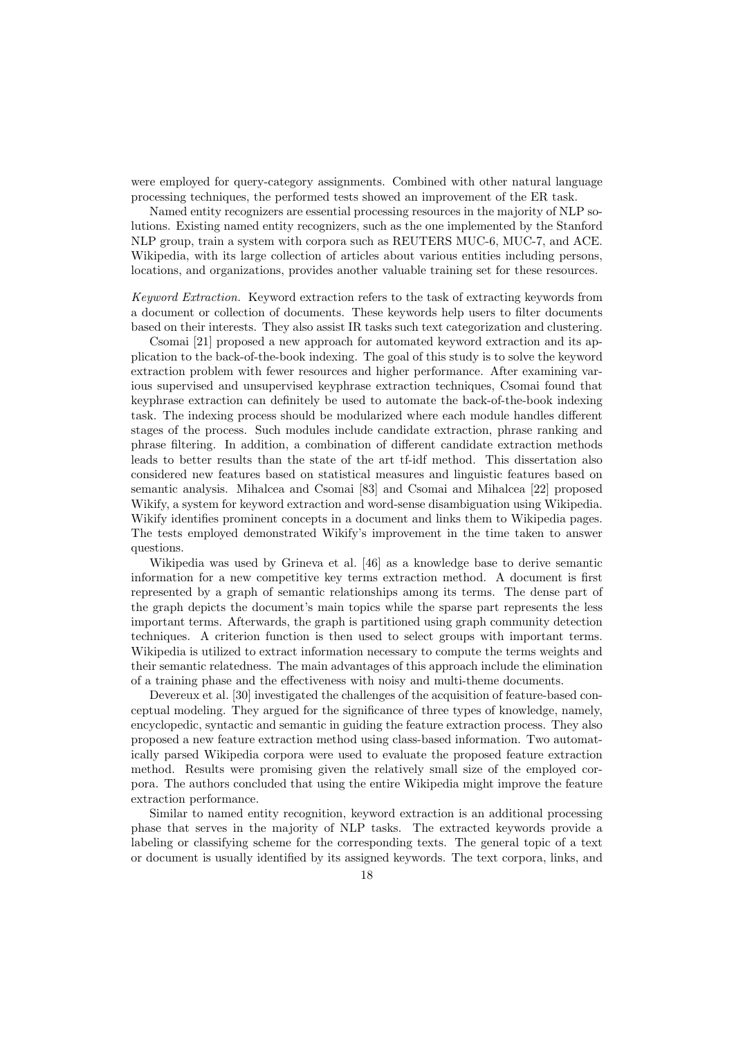were employed for query-category assignments. Combined with other natural language processing techniques, the performed tests showed an improvement of the ER task.

Named entity recognizers are essential processing resources in the majority of NLP solutions. Existing named entity recognizers, such as the one implemented by the Stanford NLP group, train a system with corpora such as REUTERS MUC-6, MUC-7, and ACE. Wikipedia, with its large collection of articles about various entities including persons, locations, and organizations, provides another valuable training set for these resources.

*Keyword Extraction.* Keyword extraction refers to the task of extracting keywords from a document or collection of documents. These keywords help users to filter documents based on their interests. They also assist IR tasks such text categorization and clustering.

Csomai [21] proposed a new approach for automated keyword extraction and its application to the back-of-the-book indexing. The goal of this study is to solve the keyword extraction problem with fewer resources and higher performance. After examining various supervised and unsupervised keyphrase extraction techniques, Csomai found that keyphrase extraction can definitely be used to automate the back-of-the-book indexing task. The indexing process should be modularized where each module handles different stages of the process. Such modules include candidate extraction, phrase ranking and phrase filtering. In addition, a combination of different candidate extraction methods leads to better results than the state of the art tf-idf method. This dissertation also considered new features based on statistical measures and linguistic features based on semantic analysis. Mihalcea and Csomai [83] and Csomai and Mihalcea [22] proposed Wikify, a system for keyword extraction and word-sense disambiguation using Wikipedia. Wikify identifies prominent concepts in a document and links them to Wikipedia pages. The tests employed demonstrated Wikify's improvement in the time taken to answer questions.

Wikipedia was used by Grineva et al. [46] as a knowledge base to derive semantic information for a new competitive key terms extraction method. A document is first represented by a graph of semantic relationships among its terms. The dense part of the graph depicts the document's main topics while the sparse part represents the less important terms. Afterwards, the graph is partitioned using graph community detection techniques. A criterion function is then used to select groups with important terms. Wikipedia is utilized to extract information necessary to compute the terms weights and their semantic relatedness. The main advantages of this approach include the elimination of a training phase and the effectiveness with noisy and multi-theme documents.

Devereux et al. [30] investigated the challenges of the acquisition of feature-based conceptual modeling. They argued for the significance of three types of knowledge, namely, encyclopedic, syntactic and semantic in guiding the feature extraction process. They also proposed a new feature extraction method using class-based information. Two automatically parsed Wikipedia corpora were used to evaluate the proposed feature extraction method. Results were promising given the relatively small size of the employed corpora. The authors concluded that using the entire Wikipedia might improve the feature extraction performance.

Similar to named entity recognition, keyword extraction is an additional processing phase that serves in the majority of NLP tasks. The extracted keywords provide a labeling or classifying scheme for the corresponding texts. The general topic of a text or document is usually identified by its assigned keywords. The text corpora, links, and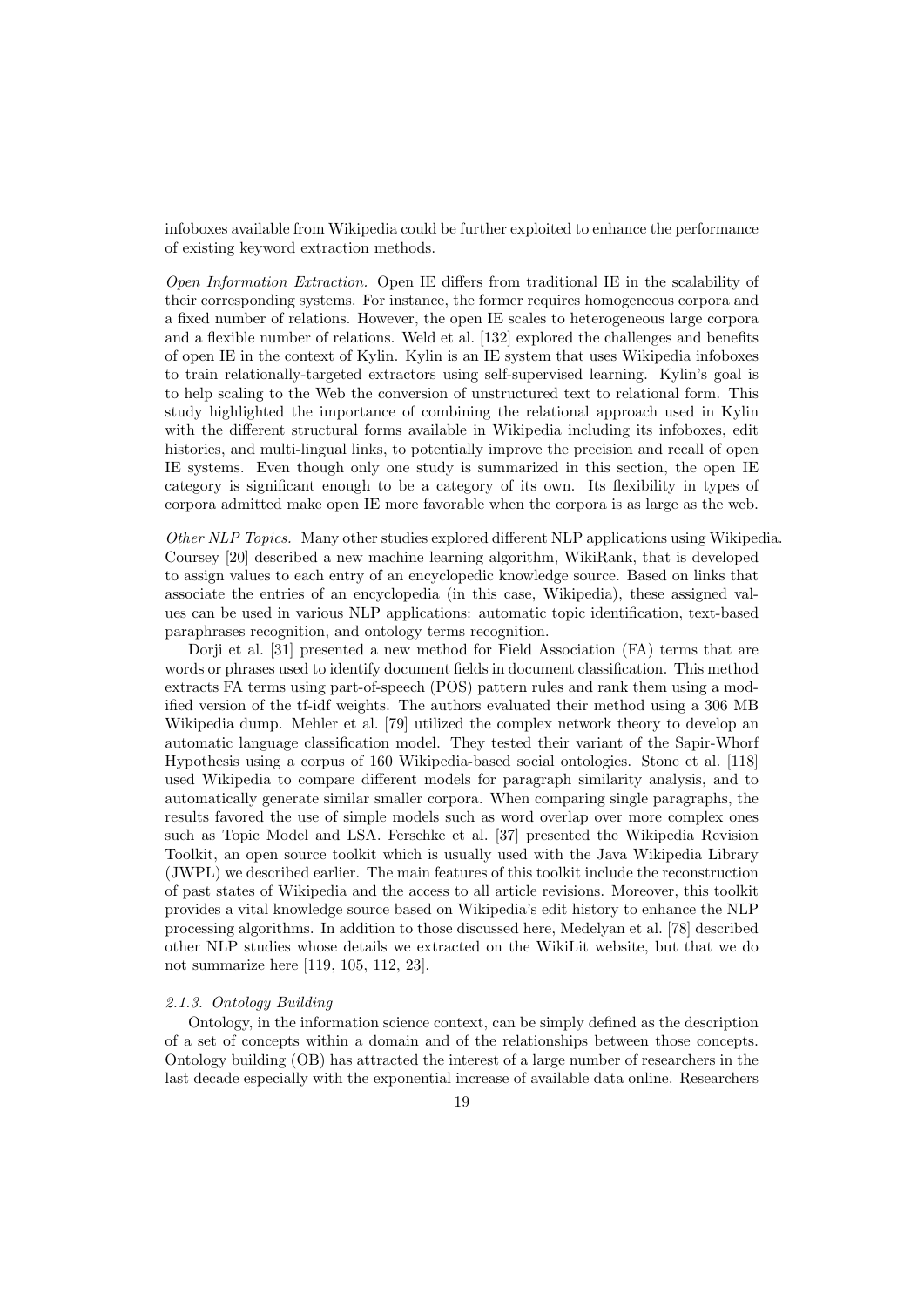infoboxes available from Wikipedia could be further exploited to enhance the performance of existing keyword extraction methods.

*Open Information Extraction.* Open IE differs from traditional IE in the scalability of their corresponding systems. For instance, the former requires homogeneous corpora and a fixed number of relations. However, the open IE scales to heterogeneous large corpora and a flexible number of relations. Weld et al. [132] explored the challenges and benefits of open IE in the context of Kylin. Kylin is an IE system that uses Wikipedia infoboxes to train relationally-targeted extractors using self-supervised learning. Kylin's goal is to help scaling to the Web the conversion of unstructured text to relational form. This study highlighted the importance of combining the relational approach used in Kylin with the different structural forms available in Wikipedia including its infoboxes, edit histories, and multi-lingual links, to potentially improve the precision and recall of open IE systems. Even though only one study is summarized in this section, the open IE category is significant enough to be a category of its own. Its flexibility in types of corpora admitted make open IE more favorable when the corpora is as large as the web.

*Other NLP Topics.* Many other studies explored different NLP applications using Wikipedia. Coursey [20] described a new machine learning algorithm, WikiRank, that is developed to assign values to each entry of an encyclopedic knowledge source. Based on links that associate the entries of an encyclopedia (in this case, Wikipedia), these assigned values can be used in various NLP applications: automatic topic identification, text-based paraphrases recognition, and ontology terms recognition.

Dorji et al. [31] presented a new method for Field Association (FA) terms that are words or phrases used to identify document fields in document classification. This method extracts FA terms using part-of-speech (POS) pattern rules and rank them using a modified version of the tf-idf weights. The authors evaluated their method using a 306 MB Wikipedia dump. Mehler et al. [79] utilized the complex network theory to develop an automatic language classification model. They tested their variant of the Sapir-Whorf Hypothesis using a corpus of 160 Wikipedia-based social ontologies. Stone et al. [118] used Wikipedia to compare different models for paragraph similarity analysis, and to automatically generate similar smaller corpora. When comparing single paragraphs, the results favored the use of simple models such as word overlap over more complex ones such as Topic Model and LSA. Ferschke et al. [37] presented the Wikipedia Revision Toolkit, an open source toolkit which is usually used with the Java Wikipedia Library (JWPL) we described earlier. The main features of this toolkit include the reconstruction of past states of Wikipedia and the access to all article revisions. Moreover, this toolkit provides a vital knowledge source based on Wikipedia's edit history to enhance the NLP processing algorithms. In addition to those discussed here, Medelyan et al. [78] described other NLP studies whose details we extracted on the WikiLit website, but that we do not summarize here [119, 105, 112, 23].

#### *2.1.3. Ontology Building*

Ontology, in the information science context, can be simply defined as the description of a set of concepts within a domain and of the relationships between those concepts. Ontology building (OB) has attracted the interest of a large number of researchers in the last decade especially with the exponential increase of available data online. Researchers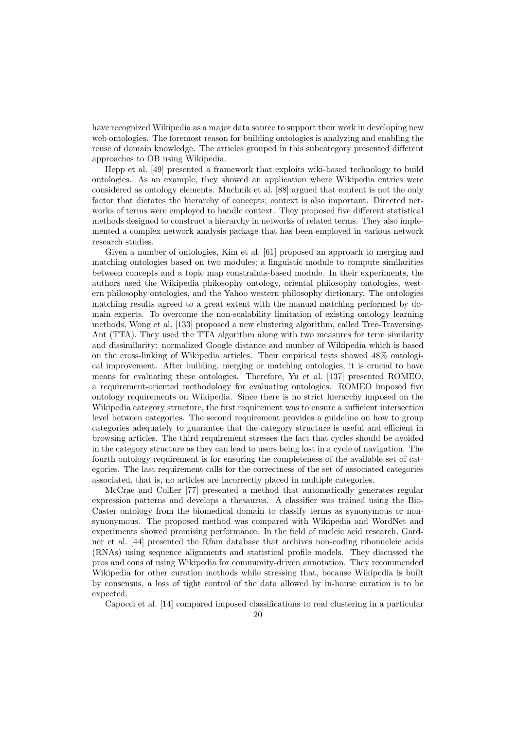have recognized Wikipedia as a major data source to support their work in developing new web ontologies. The foremost reason for building ontologies is analyzing and enabling the reuse of domain knowledge. The articles grouped in this subcategory presented different approaches to OB using Wikipedia.

Hepp et al. [49] presented a framework that exploits wiki-based technology to build ontologies. As an example, they showed an application where Wikipedia entries were considered as ontology elements. Muchnik et al. [88] argued that content is not the only factor that dictates the hierarchy of concepts; context is also important. Directed networks of terms were employed to handle context. They proposed five different statistical methods designed to construct a hierarchy in networks of related terms. They also implemented a complex network analysis package that has been employed in various network research studies.

Given a number of ontologies, Kim et al. [61] proposed an approach to merging and matching ontologies based on two modules; a linguistic module to compute similarities between concepts and a topic map constraints-based module. In their experiments, the authors used the Wikipedia philosophy ontology, oriental philosophy ontologies, western philosophy ontologies, and the Yahoo western philosophy dictionary. The ontologies matching results agreed to a great extent with the manual matching performed by domain experts. To overcome the non-scalability limitation of existing ontology learning methods, Wong et al. [133] proposed a new clustering algorithm, called Tree-Traversing-Ant (TTA). They used the TTA algorithm along with two measures for term similarity and dissimilarity: normalized Google distance and number of Wikipedia which is based on the cross-linking of Wikipedia articles. Their empirical tests showed 48% ontological improvement. After building, merging or matching ontologies, it is crucial to have means for evaluating these ontologies. Therefore, Yu et al. [137] presented ROMEO, a requirement-oriented methodology for evaluating ontologies. ROMEO imposed five ontology requirements on Wikipedia. Since there is no strict hierarchy imposed on the Wikipedia category structure, the first requirement was to ensure a sufficient intersection level between categories. The second requirement provides a guideline on how to group categories adequately to guarantee that the category structure is useful and efficient in browsing articles. The third requirement stresses the fact that cycles should be avoided in the category structure as they can lead to users being lost in a cycle of navigation. The fourth ontology requirement is for ensuring the completeness of the available set of categories. The last requirement calls for the correctness of the set of associated categories associated, that is, no articles are incorrectly placed in multiple categories.

McCrae and Collier [77] presented a method that automatically generates regular expression patterns and develops a thesaurus. A classifier was trained using the BioCaster ontology from the biomedical domain to classify terms as synonymous or non-synonymous. The proposed method was compared with Wikipedia and WordNet and experiments showed promising performance. In the field of nucleic acid research, Gardner et al. [44] presented the Rfam database that archives non-coding ribonucleic acids (RNAs) using sequence alignments and statistical profile models. They discussed the pros and cons of using Wikipedia for community-driven annotation. They recommended Wikipedia for other curation methods while stressing that, because Wikipedia is built by consensus, a loss of tight control of the data allowed by in-house curation is to be expected.

Capocci et al. [14] compared imposed classifications to real clustering in a particular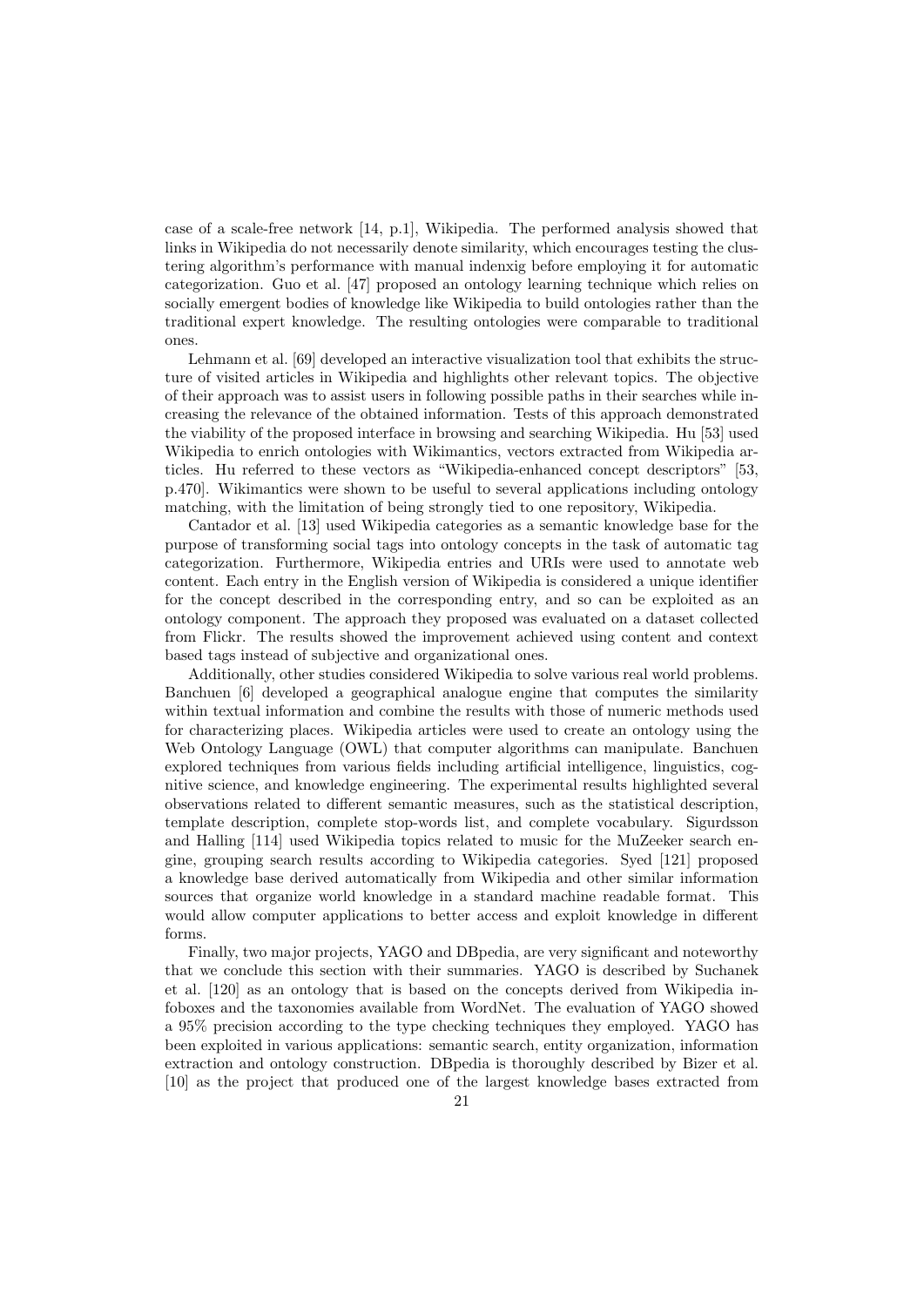case of a scale-free network [14, p.1], Wikipedia. The performed analysis showed that links in Wikipedia do not necessarily denote similarity, which encourages testing the clustering algorithm's performance with manual indenxig before employing it for automatic categorization. Guo et al. [47] proposed an ontology learning technique which relies on socially emergent bodies of knowledge like Wikipedia to build ontologies rather than the traditional expert knowledge. The resulting ontologies were comparable to traditional ones.

Lehmann et al. [69] developed an interactive visualization tool that exhibits the structure of visited articles in Wikipedia and highlights other relevant topics. The objective of their approach was to assist users in following possible paths in their searches while increasing the relevance of the obtained information. Tests of this approach demonstrated the viability of the proposed interface in browsing and searching Wikipedia. Hu [53] used Wikipedia to enrich ontologies with Wikimantics, vectors extracted from Wikipedia articles. Hu referred to these vectors as "Wikipedia-enhanced concept descriptors" [53, p.470]. Wikimantics were shown to be useful to several applications including ontology matching, with the limitation of being strongly tied to one repository, Wikipedia.

Cantador et al. [13] used Wikipedia categories as a semantic knowledge base for the purpose of transforming social tags into ontology concepts in the task of automatic tag categorization. Furthermore, Wikipedia entries and URIs were used to annotate web content. Each entry in the English version of Wikipedia is considered a unique identifier for the concept described in the corresponding entry, and so can be exploited as an ontology component. The approach they proposed was evaluated on a dataset collected from Flickr. The results showed the improvement achieved using content and context based tags instead of subjective and organizational ones.

Additionally, other studies considered Wikipedia to solve various real world problems. Banchuen [6] developed a geographical analogue engine that computes the similarity within textual information and combine the results with those of numeric methods used for characterizing places. Wikipedia articles were used to create an ontology using the Web Ontology Language (OWL) that computer algorithms can manipulate. Banchuen explored techniques from various fields including artificial intelligence, linguistics, cognitive science, and knowledge engineering. The experimental results highlighted several observations related to different semantic measures, such as the statistical description, template description, complete stop-words list, and complete vocabulary. Sigurdsson and Halling [114] used Wikipedia topics related to music for the MuZeeker search engine, grouping search results according to Wikipedia categories. Syed [121] proposed a knowledge base derived automatically from Wikipedia and other similar information sources that organize world knowledge in a standard machine readable format. This would allow computer applications to better access and exploit knowledge in different forms.

Finally, two major projects, YAGO and DBpedia, are very significant and noteworthy that we conclude this section with their summaries. YAGO is described by Suchanek et al. [120] as an ontology that is based on the concepts derived from Wikipedia infoboxes and the taxonomies available from WordNet. The evaluation of YAGO showed a 95% precision according to the type checking techniques they employed. YAGO has been exploited in various applications: semantic search, entity organization, information extraction and ontology construction. DBpedia is thoroughly described by Bizer et al. [10] as the project that produced one of the largest knowledge bases extracted from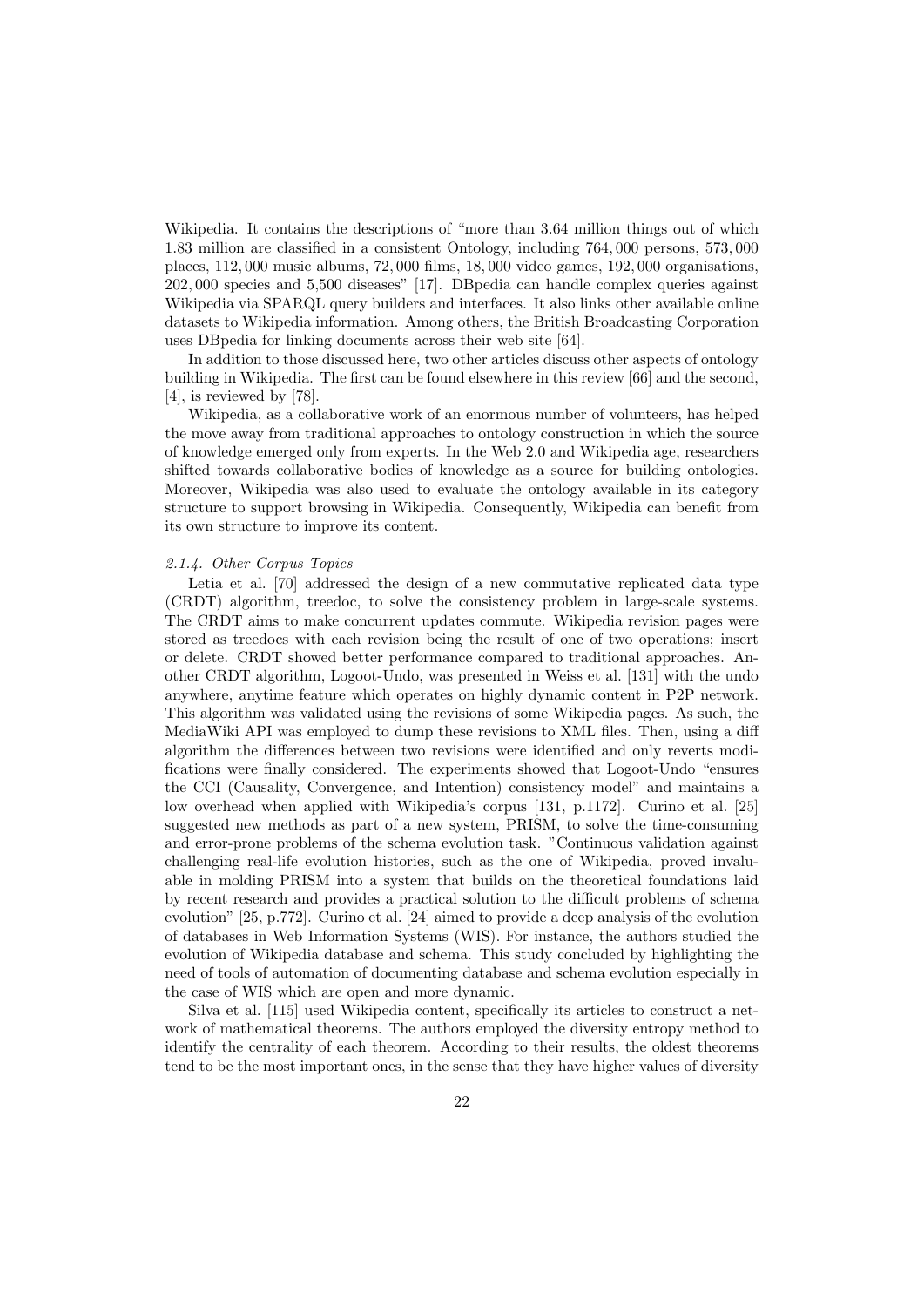Wikipedia. It contains the descriptions of "more than 3.64 million things out of which 1.83 million are classified in a consistent Ontology, including 764,000 persons, 573,000 places, 112,000 music albums, 72,000 films, 18,000 video games, 192,000 organisations, 202,000 species and 5,500 diseases" [17]. DBpedia can handle complex queries against Wikipedia via SPARQL query builders and interfaces. It also links other available online datasets to Wikipedia information. Among others, the British Broadcasting Corporation uses DBpedia for linking documents across their web site [64].

In addition to those discussed here, two other articles discuss other aspects of ontology building in Wikipedia. The first can be found elsewhere in this review [66] and the second, [4], is reviewed by [78].

Wikipedia, as a collaborative work of an enormous number of volunteers, has helped the move away from traditional approaches to ontology construction in which the source of knowledge emerged only from experts. In the Web 2.0 and Wikipedia age, researchers shifted towards collaborative bodies of knowledge as a source for building ontologies. Moreover, Wikipedia was also used to evaluate the ontology available in its category structure to support browsing in Wikipedia. Consequently, Wikipedia can benefit from its own structure to improve its content.

#### *2.1.4. Other Corpus Topics*

Letia et al. [70] addressed the design of a new commutative replicated data type (CRDT) algorithm, treedoc, to solve the consistency problem in large-scale systems. The CRDT aims to make concurrent updates commute. Wikipedia revision pages were stored as treedocs with each revision being the result of one of two operations; insert or delete. CRDT showed better performance compared to traditional approaches. Another CRDT algorithm, Logoot-Undo, was presented in Weiss et al. [131] with the undo anywhere, anytime feature which operates on highly dynamic content in P2P network. This algorithm was validated using the revisions of some Wikipedia pages. As such, the MediaWiki API was employed to dump these revisions to XML files. Then, using a diff algorithm the differences between two revisions were identified and only reverts modifications were finally considered. The experiments showed that Logoot-Undo "ensures the CCI (Causality, Convergence, and Intention) consistency model" and maintains a low overhead when applied with Wikipedia's corpus [131, p.1172]. Curino et al. [25] suggested new methods as part of a new system, PRISM, to solve the time-consuming and error-prone problems of the schema evolution task. "Continuous validation against challenging real-life evolution histories, such as the one of Wikipedia, proved invaluable in molding PRISM into a system that builds on the theoretical foundations laid by recent research and provides a practical solution to the difficult problems of schema evolution" [25, p.772]. Curino et al. [24] aimed to provide a deep analysis of the evolution of databases in Web Information Systems (WIS). For instance, the authors studied the evolution of Wikipedia database and schema. This study concluded by highlighting the need of tools of automation of documenting database and schema evolution especially in the case of WIS which are open and more dynamic.

Silva et al. [115] used Wikipedia content, specifically its articles to construct a network of mathematical theorems. The authors employed the diversity entropy method to identify the centrality of each theorem. According to their results, the oldest theorems tend to be the most important ones, in the sense that they have higher values of diversity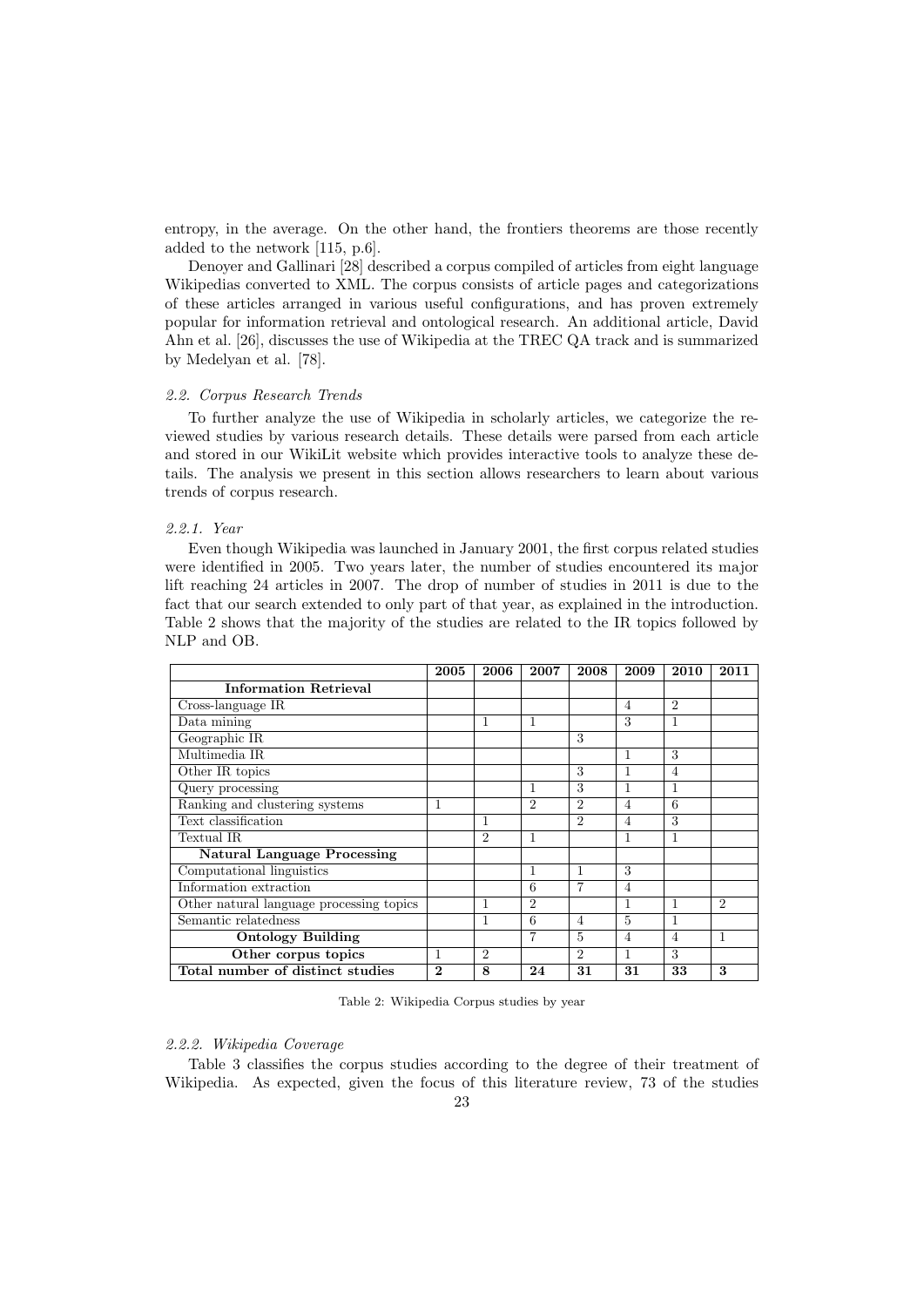entropy, in the average. On the other hand, the frontiers theorems are those recently added to the network [115, p.6].

Denoyer and Gallinari [28] described a corpus compiled of articles from eight language Wikipedias converted to XML. The corpus consists of article pages and categorizations of these articles arranged in various useful configurations, and has proven extremely popular for information retrieval and ontological research. An additional article, David Ahn et al. [26], discusses the use of Wikipedia at the TREC QA track and is summarized by Medelyan et al. [78].

### *2.2. Corpus Research Trends*

To further analyze the use of Wikipedia in scholarly articles, we categorize the reviewed studies by various research details. These details were parsed from each article and stored in our WikiLit website which provides interactive tools to analyze these details. The analysis we present in this section allows researchers to learn about various trends of corpus research.

#### *2.2.1. Year*

Even though Wikipedia was launched in January 2001, the first corpus related studies were identified in 2005. Two years later, the number of studies encountered its major lift reaching 24 articles in 2007. The drop of number of studies in 2011 is due to the fact that our search extended to only part of that year, as explained in the introduction. Table 2 shows that the majority of the studies are related to the IR topics followed by NLP and OB.

| | **2005** | **2006** | **2007** | **2008** | **2009** | **2010** | **2011** |
|---|---|---|---|---|---|---|---|
| **Information Retrieval** | | | | | | | |
| Cross-language IR | | | | | 4 | 2 | |
| Data mining | | 1 | 1 | | 3 | 1 | |
| Geographic IR | | | | 3 | | | |
| Multimedia IR | | | | | 1 | 3 | |
| Other IR topics | | | | 3 | 1 | 4 | |
| Query processing | | | 1 | 3 | 1 | 1 | |
| Ranking and clustering systems | 1 | | 2 | 2 | 4 | 6 | |
| Text classification | | 1 | | 2 | 4 | 3 | |
| Textual IR | | 2 | 1 | | 1 | 1 | |
| **Natural Language Processing** | | | | | | | |
| Computational linguistics | | | 1 | 1 | 3 | | |
| Information extraction | | | 6 | 7 | 4 | | |
| Other natural language processing topics | | 1 | 2 | | 1 | 1 | 2 |
| Semantic relatedness | | 1 | 6 | 4 | 5 | 1 | |
| **Ontology Building** | | | 7 | 5 | 4 | 4 | 1 |
| **Other corpus topics** | 1 | 2 | | 2 | 1 | 3 | |
| **Total number of distinct studies** | **2** | **8** | **24** | **31** | **31** | **33** | **3** |

Table 2: Wikipedia Corpus studies by year

#### *2.2.2. Wikipedia Coverage*

Table 3 classifies the corpus studies according to the degree of their treatment of Wikipedia. As expected, given the focus of this literature review, 73 of the studies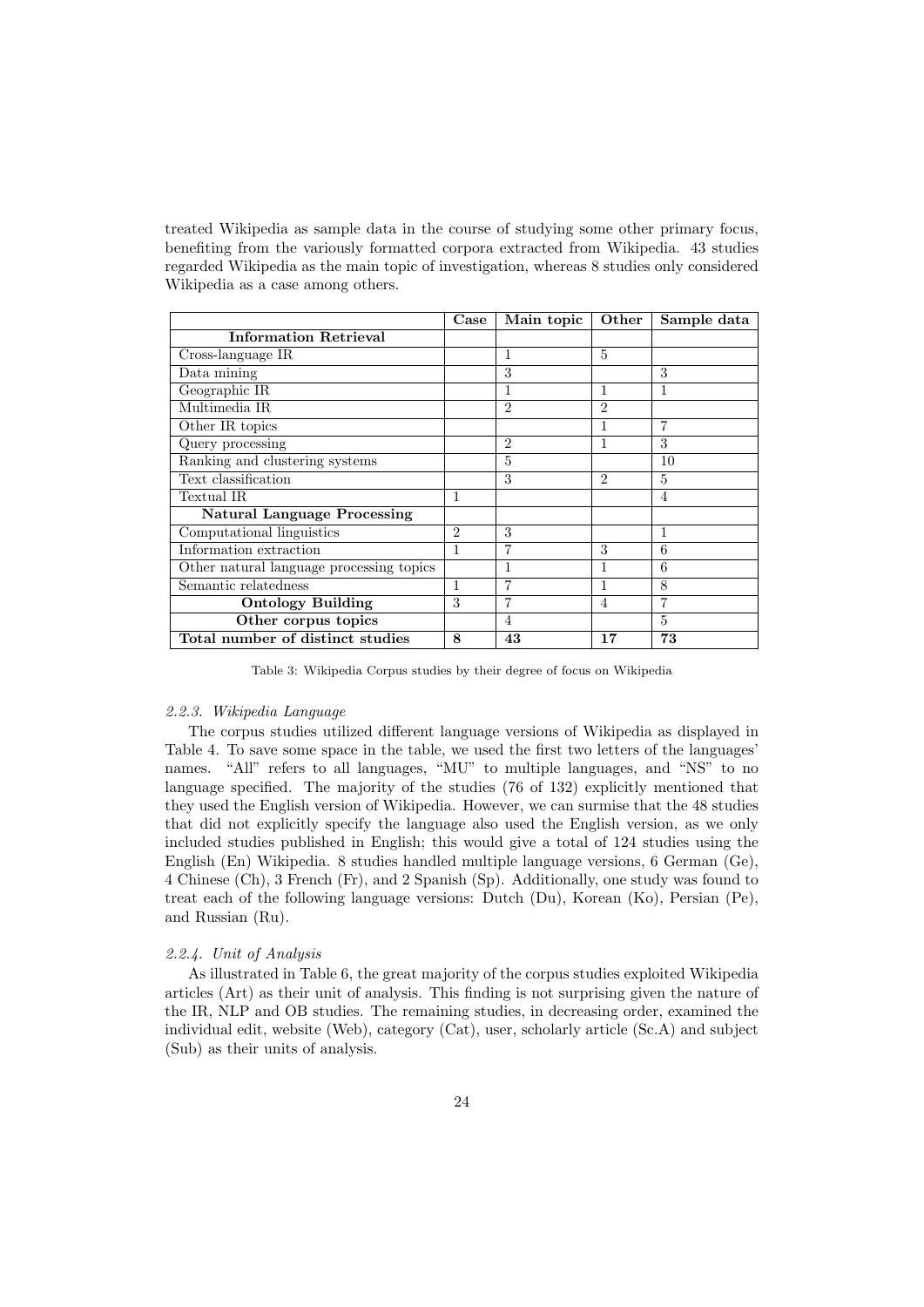treated Wikipedia as sample data in the course of studying some other primary focus, benefiting from the variously formatted corpora extracted from Wikipedia. 43 studies regarded Wikipedia as the main topic of investigation, whereas 8 studies only considered Wikipedia as a case among others.

| | Case | Main topic | Other | Sample data |
|---|---|---|---|---|
| **Information Retrieval** | | | | |
| Cross-language IR | | 1 | 5 | |
| Data mining | | 3 | | 3 |
| Geographic IR | | 1 | 1 | 1 |
| Multimedia IR | | 2 | 2 | |
| Other IR topics | | | 1 | 7 |
| Query processing | | 2 | 1 | 3 |
| Ranking and clustering systems | | 5 | | 10 |
| Text classification | | 3 | 2 | 5 |
| Textual IR | 1 | | | 4 |
| **Natural Language Processing** | | | | |
| Computational linguistics | 2 | 3 | | 1 |
| Information extraction | 1 | 7 | 3 | 6 |
| Other natural language processing topics | | 1 | 1 | 6 |
| Semantic relatedness | 1 | 7 | 1 | 8 |
| **Ontology Building** | 3 | 7 | 4 | 7 |
| **Other corpus topics** | | 4 | | 5 |
| **Total number of distinct studies** | **8** | **43** | **17** | **73** |

Table 3: Wikipedia Corpus studies by their degree of focus on Wikipedia

#### *2.2.3. Wikipedia Language*

The corpus studies utilized different language versions of Wikipedia as displayed in Table 4. To save some space in the table, we used the first two letters of the languages' names. "All" refers to all languages, "MU" to multiple languages, and "NS" to no language specified. The majority of the studies (76 of 132) explicitly mentioned that they used the English version of Wikipedia. However, we can surmise that the 48 studies that did not explicitly specify the language also used the English version, as we only included studies published in English; this would give a total of 124 studies using the English (En) Wikipedia. 8 studies handled multiple language versions, 6 German (Ge), 4 Chinese (Ch), 3 French (Fr), and 2 Spanish (Sp). Additionally, one study was found to treat each of the following language versions: Dutch (Du), Korean (Ko), Persian (Pe), and Russian (Ru).

#### *2.2.4. Unit of Analysis*

As illustrated in Table 6, the great majority of the corpus studies exploited Wikipedia articles (Art) as their unit of analysis. This finding is not surprising given the nature of the IR, NLP and OB studies. The remaining studies, in decreasing order, examined the individual edit, website (Web), category (Cat), user, scholarly article (Sc.A) and subject (Sub) as their units of analysis.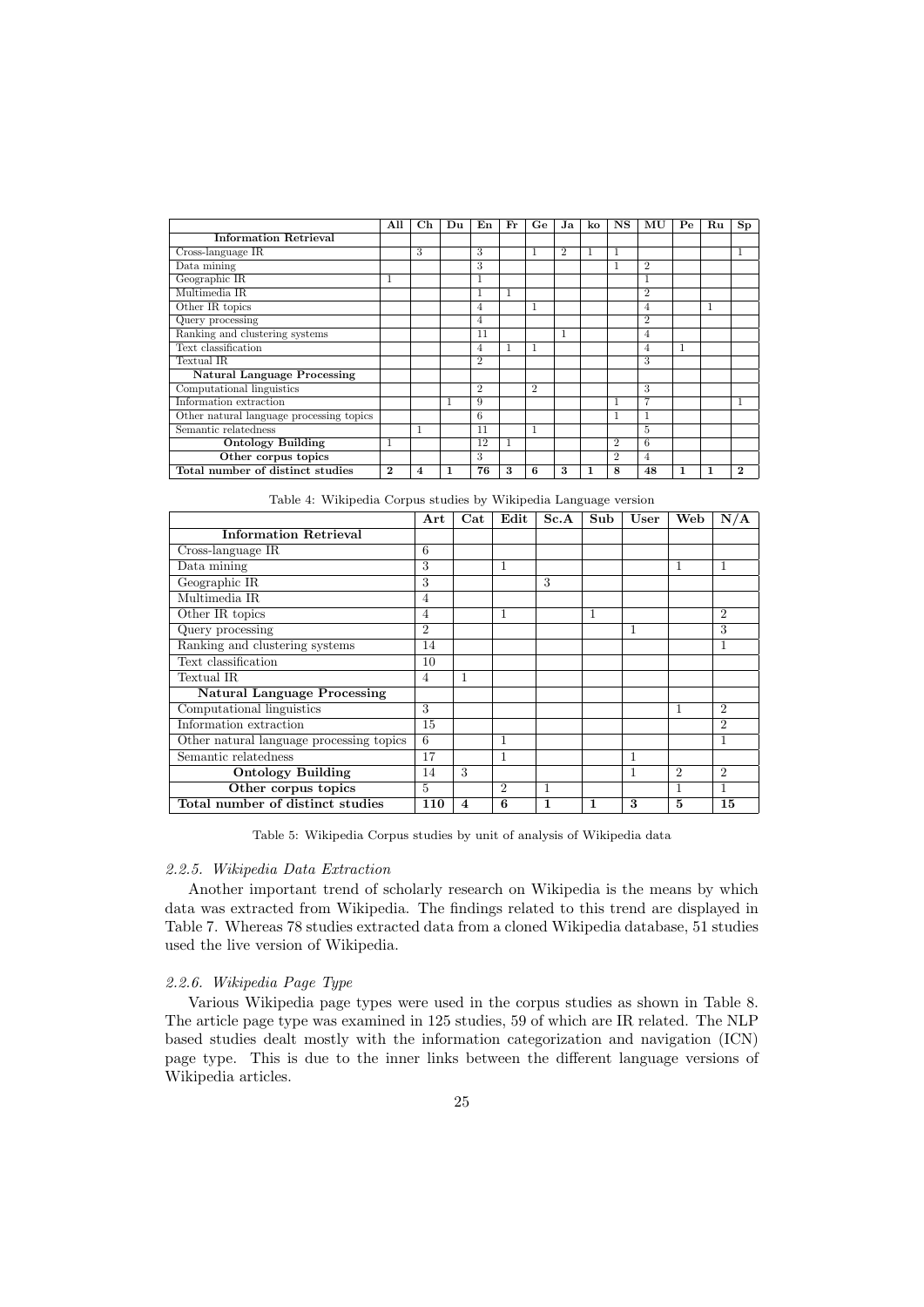| | All | Ch | Du | En | Fr | Ge | Ja | ko | NS | MU | Pe | Ru | Sp |
|---|---|---|---|---|---|---|---|---|---|---|---|---|---|
| **Information Retrieval** | | | | | | | | | | | | | |
| Cross-language IR | | 3 | | 3 | | 1 | 2 | 1 | 1 | | | | 1 |
| Data mining | | | | 3 | | | | | 1 | 2 | | | |
| Geographic IR | 1 | | | 1 | | | | | | 1 | | | |
| Multimedia IR | | | | 1 | 1 | | | | | 2 | | | |
| Other IR topics | | | | 4 | | 1 | | | | 4 | | 1 | |
| Query processing | | | | 4 | | | | | | 2 | | | |
| Ranking and clustering systems | | | | 11 | | | 1 | | | 4 | | | |
| Text classification | | | | 4 | 1 | 1 | | | | 4 | 1 | | |
| Textual IR | | | | 2 | | | | | | 3 | | | |
| **Natural Language Processing** | | | | | | | | | | | | | |
| Computational linguistics | | | | 2 | | 2 | | | | 3 | | | |
| Information extraction | | | 1 | 9 | | | | | 1 | 7 | | | 1 |
| Other natural language processing topics | | | | 6 | | | | | 1 | 1 | | | |
| Semantic relatedness | | 1 | | 11 | | 1 | | | | 5 | | | |
| **Ontology Building** | 1 | | | 12 | 1 | | | | 2 | 6 | | | |
| **Other corpus topics** | | | | 3 | | | | | 2 | 4 | | | |
| **Total number of distinct studies** | **2** | **4** | **1** | **76** | **3** | **6** | **3** | **1** | **8** | **48** | **1** | **1** | **2** |

Table 4: Wikipedia Corpus studies by Wikipedia Language version

| | Art | Cat | Edit | Sc.A | Sub | User | Web | N/A |
|---|---|---|---|---|---|---|---|---|
| **Information Retrieval** | | | | | | | | |
| Cross-language IR | 6 | | | | | | | |
| Data mining | 3 | | 1 | | | | 1 | 1 |
| Geographic IR | 3 | | | 3 | | | | |
| Multimedia IR | 4 | | | | | | | |
| Other IR topics | 4 | | 1 | | 1 | | | 2 |
| Query processing | 2 | | | | | 1 | | 3 |
| Ranking and clustering systems | 14 | | | | | | | 1 |
| Text classification | 10 | | | | | | | |
| Textual IR | 4 | 1 | | | | | | |
| **Natural Language Processing** | | | | | | | | |
| Computational linguistics | 3 | | | | | | 1 | 2 |
| Information extraction | 15 | | | | | | | 2 |
| Other natural language processing topics | 6 | | 1 | | | | | 1 |
| Semantic relatedness | 17 | | 1 | | | 1 | | |
| **Ontology Building** | 14 | 3 | | | | 1 | 2 | 2 |
| **Other corpus topics** | 5 | | 2 | 1 | | | 1 | 1 |
| **Total number of distinct studies** | **110** | **4** | **6** | **1** | **1** | **3** | **5** | **15** |

Table 5: Wikipedia Corpus studies by unit of analysis of Wikipedia data

#### *2.2.5. Wikipedia Data Extraction*

Another important trend of scholarly research on Wikipedia is the means by which data was extracted from Wikipedia. The findings related to this trend are displayed in Table 7. Whereas 78 studies extracted data from a cloned Wikipedia database, 51 studies used the live version of Wikipedia.

#### *2.2.6. Wikipedia Page Type*

Various Wikipedia page types were used in the corpus studies as shown in Table 8. The article page type was examined in 125 studies, 59 of which are IR related. The NLP based studies dealt mostly with the information categorization and navigation (ICN) page type. This is due to the inner links between the different language versions of Wikipedia articles.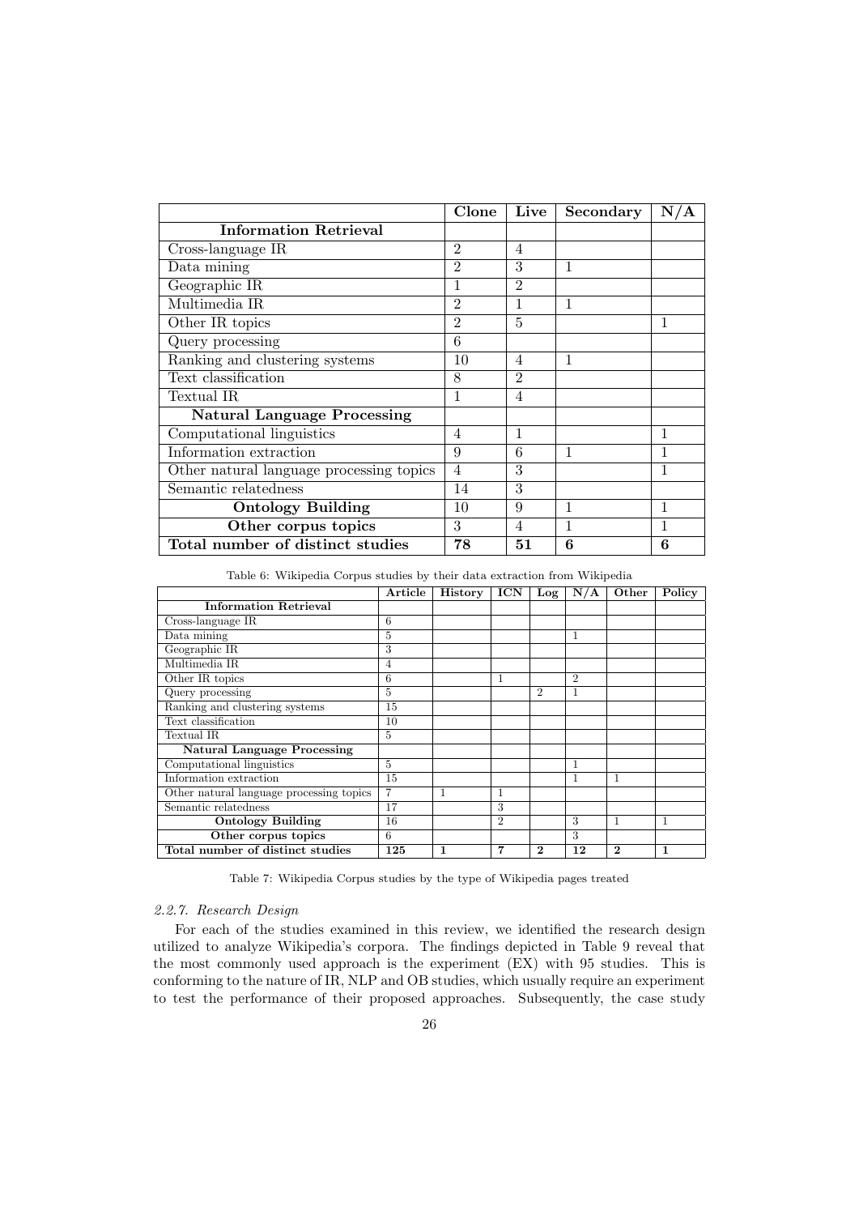| | Clone | Live | Secondary | N/A |
|---|---|---|---|---|
| **Information Retrieval** | | | | |
| Cross-language IR | 2 | 4 | | |
| Data mining | 2 | 3 | 1 | |
| Geographic IR | 1 | 2 | | |
| Multimedia IR | 2 | 1 | 1 | |
| Other IR topics | 2 | 5 | | 1 |
| Query processing | 6 | | | |
| Ranking and clustering systems | 10 | 4 | 1 | |
| Text classification | 8 | 2 | | |
| Textual IR | 1 | 4 | | |
| **Natural Language Processing** | | | | |
| Computational linguistics | 4 | 1 | | 1 |
| Information extraction | 9 | 6 | 1 | 1 |
| Other natural language processing topics | 4 | 3 | | 1 |
| Semantic relatedness | 14 | 3 | | |
| **Ontology Building** | 10 | 9 | 1 | 1 |
| **Other corpus topics** | 3 | 4 | 1 | 1 |
| **Total number of distinct studies** | **78** | **51** | **6** | **6** |

Table 6: Wikipedia Corpus studies by their data extraction from Wikipedia

| | Article | History | ICN | Log | N/A | Other | Policy |
|---|---|---|---|---|---|---|---|
| **Information Retrieval** | | | | | | | |
| Cross-language IR | 6 | | | | | | |
| Data mining | 5 | | | | 1 | | |
| Geographic IR | 3 | | | | | | |
| Multimedia IR | 4 | | | | | | |
| Other IR topics | 6 | | 1 | | 2 | | |
| Query processing | 5 | | | 2 | 1 | | |
| Ranking and clustering systems | 15 | | | | | | |
| Text classification | 10 | | | | | | |
| Textual IR | 5 | | | | | | |
| **Natural Language Processing** | | | | | | | |
| Computational linguistics | 5 | | | | 1 | | |
| Information extraction | 15 | | | | 1 | 1 | |
| Other natural language processing topics | 7 | 1 | 1 | | | | |
| Semantic relatedness | 17 | | 3 | | | | |
| **Ontology Building** | 16 | | 2 | | 3 | 1 | 1 |
| **Other corpus topics** | 6 | | | | 3 | | |
| **Total number of distinct studies** | **125** | **1** | **7** | **2** | **12** | **2** | **1** |

Table 7: Wikipedia Corpus studies by the type of Wikipedia pages treated

#### *2.2.7. Research Design*

For each of the studies examined in this review, we identified the research design utilized to analyze Wikipedia's corpora. The findings depicted in Table 9 reveal that the most commonly used approach is the experiment (EX) with 95 studies. This is conforming to the nature of IR, NLP and OB studies, which usually require an experiment to test the performance of their proposed approaches. Subsequently, the case study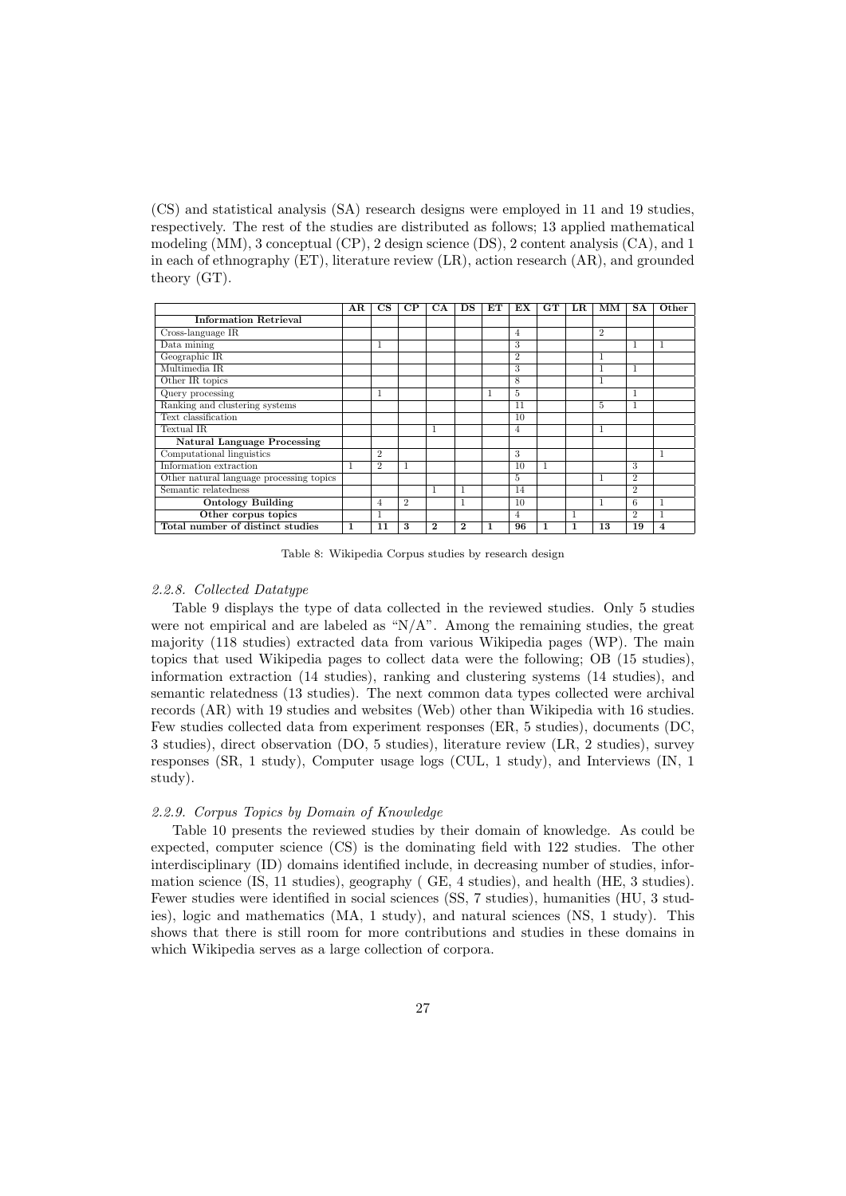(CS) and statistical analysis (SA) research designs were employed in 11 and 19 studies, respectively. The rest of the studies are distributed as follows; 13 applied mathematical modeling (MM), 3 conceptual (CP), 2 design science (DS), 2 content analysis (CA), and 1 in each of ethnography (ET), literature review (LR), action research (AR), and grounded theory (GT).

| | AR | CS | CP | CA | DS | ET | EX | GT | LR | MM | SA | Other |
|---|---|---|---|---|---|---|---|---|---|---|---|---|
| **Information Retrieval** | | | | | | | | | | | | |
| Cross-language IR | | | | | | | 4 | | | 2 | | |
| Data mining | | 1 | | | | | 3 | | | | 1 | 1 |
| Geographic IR | | | | | | | 2 | | | 1 | | |
| Multimedia IR | | | | | | | 3 | | | 1 | 1 | |
| Other IR topics | | | | | | | 8 | | | 1 | | |
| Query processing | | 1 | | | | 1 | 5 | | | | 1 | |
| Ranking and clustering systems | | | | | | | 11 | | | 5 | 1 | |
| Text classification | | | | | | | 10 | | | | | |
| Textual IR | | | | 1 | | | 4 | | | 1 | | |
| **Natural Language Processing** | | | | | | | | | | | | |
| Computational linguistics | | 2 | | | | | 3 | | | | | 1 |
| Information extraction | 1 | 2 | 1 | | | | 10 | 1 | | | 3 | |
| Other natural language processing topics | | | | | | | 5 | | | 1 | 2 | |
| Semantic relatedness | | | | 1 | 1 | | 14 | | | | 2 | |
| **Ontology Building** | | 4 | 2 | | 1 | | 10 | | | 1 | 6 | 1 |
| **Other corpus topics** | | 1 | | | | | 4 | | 1 | | 2 | 1 |
| **Total number of distinct studies** | **1** | **11** | **3** | **2** | **2** | **1** | **96** | **1** | **1** | **13** | **19** | **4** |

Table 8: Wikipedia Corpus studies by research design

### *2.2.8. Collected Datatype*

Table 9 displays the type of data collected in the reviewed studies. Only 5 studies were not empirical and are labeled as "N/A". Among the remaining studies, the great majority (118 studies) extracted data from various Wikipedia pages (WP). The main topics that used Wikipedia pages to collect data were the following; OB (15 studies), information extraction (14 studies), ranking and clustering systems (14 studies), and semantic relatedness (13 studies). The next common data types collected were archival records (AR) with 19 studies and websites (Web) other than Wikipedia with 16 studies. Few studies collected data from experiment responses (ER, 5 studies), documents (DC, 3 studies), direct observation (DO, 5 studies), literature review (LR, 2 studies), survey responses (SR, 1 study), Computer usage logs (CUL, 1 study), and Interviews (IN, 1 study).

### *2.2.9. Corpus Topics by Domain of Knowledge*

Table 10 presents the reviewed studies by their domain of knowledge. As could be expected, computer science (CS) is the dominating field with 122 studies. The other interdisciplinary (ID) domains identified include, in decreasing number of studies, information science (IS, 11 studies), geography ( GE, 4 studies), and health (HE, 3 studies). Fewer studies were identified in social sciences (SS, 7 studies), humanities (HU, 3 studies), logic and mathematics (MA, 1 study), and natural sciences (NS, 1 study). This shows that there is still room for more contributions and studies in these domains in which Wikipedia serves as a large collection of corpora.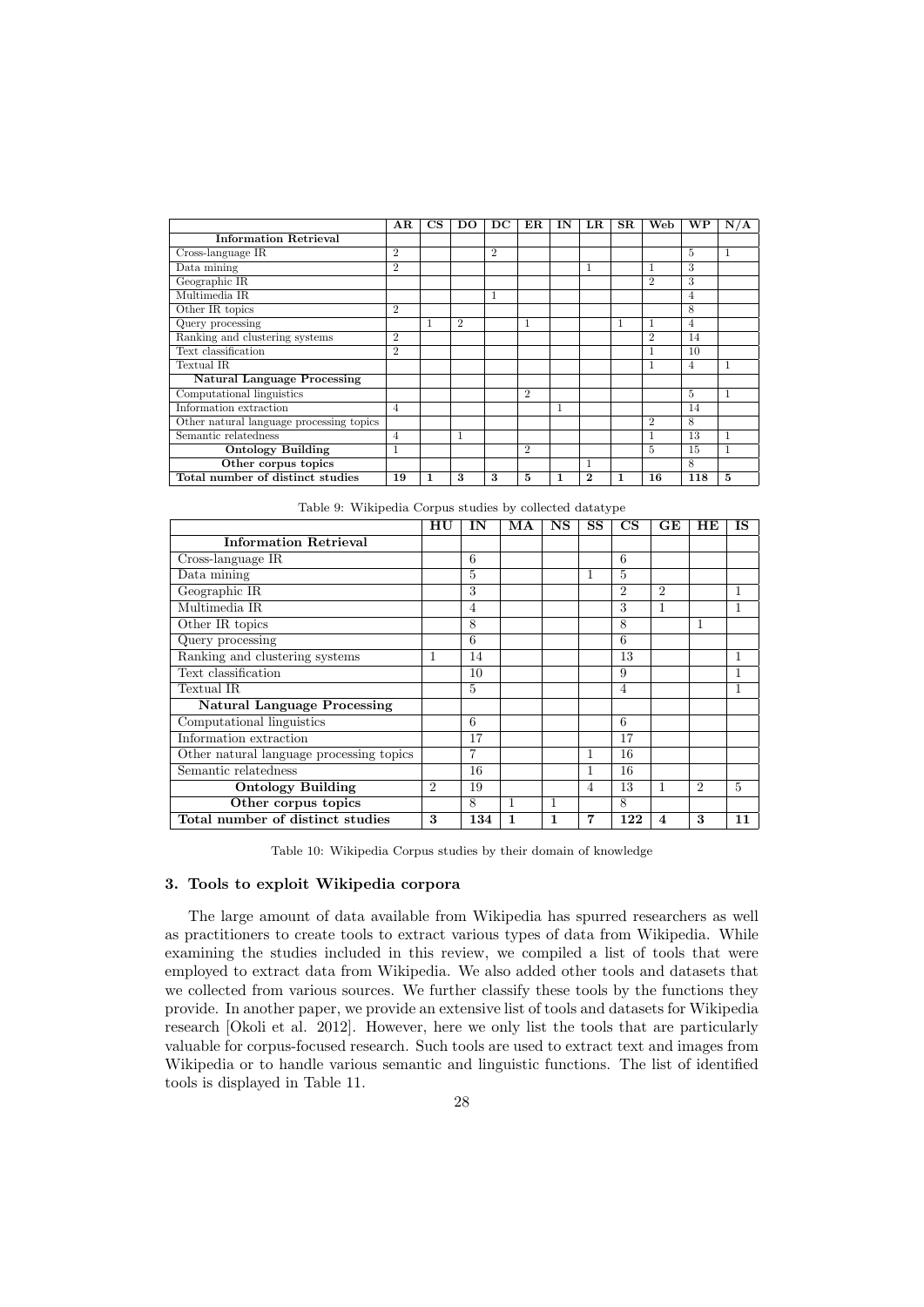| | AR | CS | DO | DC | ER | IN | LR | SR | Web | WP | N/A |
|---|---|---|---|---|---|---|---|---|---|---|---|
| **Information Retrieval** | | | | | | | | | | | |
| Cross-language IR | 2 | | | 2 | | | | | | 5 | 1 |
| Data mining | 2 | | | | | | 1 | | 1 | 3 | |
| Geographic IR | | | | | | | | | 2 | 3 | |
| Multimedia IR | | | | 1 | | | | | | 4 | |
| Other IR topics | 2 | | | | | | | | | 8 | |
| Query processing | | 1 | 2 | | 1 | | | 1 | 1 | 4 | |
| Ranking and clustering systems | 2 | | | | | | | | 2 | 14 | |
| Text classification | 2 | | | | | | | | 1 | 10 | |
| Textual IR | | | | | | | | | 1 | 4 | 1 |
| **Natural Language Processing** | | | | | | | | | | | |
| Computational linguistics | | | | | 2 | | | | | 5 | 1 |
| Information extraction | 4 | | | | | 1 | | | | 14 | |
| Other natural language processing topics | | | | | | | | | 2 | 8 | |
| Semantic relatedness | 4 | | 1 | | | | | | 1 | 13 | 1 |
| **Ontology Building** | 1 | | | | 2 | | | | 5 | 15 | 1 |
| **Other corpus topics** | | | | | | | 1 | | | 8 | |
| **Total number of distinct studies** | **19** | **1** | **3** | **3** | **5** | **1** | **2** | **1** | **16** | **118** | **5** |

Table 9: Wikipedia Corpus studies by collected datatype

| | HU | IN | MA | NS | SS | CS | GE | HE | IS |
|---|---|---|---|---|---|---|---|---|---|
| **Information Retrieval** | | | | | | | | | |
| Cross-language IR | | 6 | | | | 6 | | | |
| Data mining | | 5 | | | 1 | 5 | | | |
| Geographic IR | | 3 | | | | 2 | 2 | | 1 |
| Multimedia IR | | 4 | | | | 3 | 1 | | 1 |
| Other IR topics | | 8 | | | | 8 | | 1 | |
| Query processing | | 6 | | | | 6 | | | |
| Ranking and clustering systems | 1 | 14 | | | | 13 | | | 1 |
| Text classification | | 10 | | | | 9 | | | 1 |
| Textual IR | | 5 | | | | 4 | | | 1 |
| **Natural Language Processing** | | | | | | | | | |
| Computational linguistics | | 6 | | | | 6 | | | |
| Information extraction | | 17 | | | | 17 | | | |
| Other natural language processing topics | | 7 | | | 1 | 16 | | | |
| Semantic relatedness | | 16 | | | 1 | 16 | | | |
| **Ontology Building** | 2 | 19 | | | 4 | 13 | 1 | 2 | 5 |
| **Other corpus topics** | | 8 | 1 | 1 | | 8 | | | |
| **Total number of distinct studies** | **3** | **134** | **1** | **1** | **7** | **122** | **4** | **3** | **11** |

Table 10: Wikipedia Corpus studies by their domain of knowledge

## 3. Tools to exploit Wikipedia corpora

The large amount of data available from Wikipedia has spurred researchers as well as practitioners to create tools to extract various types of data from Wikipedia. While examining the studies included in this review, we compiled a list of tools that were employed to extract data from Wikipedia. We also added other tools and datasets that we collected from various sources. We further classify these tools by the functions they provide. In another paper, we provide an extensive list of tools and datasets for Wikipedia research [Okoli et al. 2012]. However, here we only list the tools that are particularly valuable for corpus-focused research. Such tools are used to extract text and images from Wikipedia or to handle various semantic and linguistic functions. The list of identified tools is displayed in Table 11.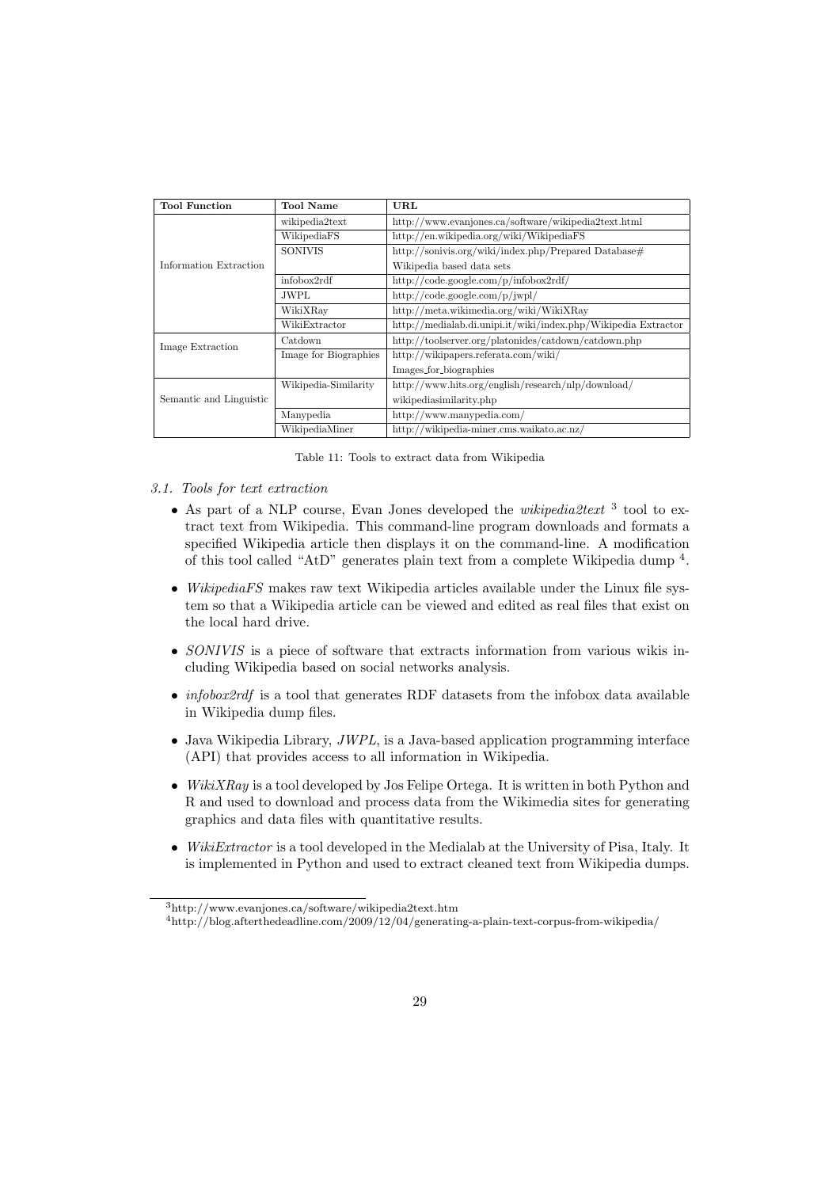| Tool Function | Tool Name | URL |
|---|---|---|
| Information Extraction | wikipedia2text | http://www.evanjones.ca/software/wikipedia2text.html |
| | WikipediaFS | http://en.wikipedia.org/wiki/WikipediaFS |
| | SONIVIS | http://sonivis.org/wiki/index.php/Prepared Database# Wikipedia based data sets |
| | infobox2rdf | http://code.google.com/p/infobox2rdf/ |
| | JWPL | http://code.google.com/p/jwpl/ |
| | WikiXRay | http://meta.wikimedia.org/wiki/WikiXRay |
| | WikiExtractor | http://medialab.di.unipi.it/wiki/index.php/Wikipedia Extractor |
| Image Extraction | Catdown | http://toolserver.org/platonides/catdown/catdown.php |
| | Image for Biographies | http://wikipapers.referata.com/wiki/ Images_for_biographies |
| Semantic and Linguistic | Wikipedia-Similarity | http://www.hits.org/english/research/nlp/download/ wikipediasimilarity.php |
| | Manypedia | http://www.manypedia.com/ |
| | WikipediaMiner | http://wikipedia-miner.cms.waikato.ac.nz/ |

Table 11: Tools to extract data from Wikipedia

### *3.1. Tools for text extraction*

- As part of a NLP course, Evan Jones developed the *wikipedia2text* [3] tool to extract text from Wikipedia. This command-line program downloads and formats a specified Wikipedia article then displays it on the command-line. A modification of this tool called "AtD" generates plain text from a complete Wikipedia dump [4].
- *WikipediaFS* makes raw text Wikipedia articles available under the Linux file system so that a Wikipedia article can be viewed and edited as real files that exist on the local hard drive.
- *SONIVIS* is a piece of software that extracts information from various wikis including Wikipedia based on social networks analysis.
- *infobox2rdf* is a tool that generates RDF datasets from the infobox data available in Wikipedia dump files.
- Java Wikipedia Library, *JWPL*, is a Java-based application programming interface (API) that provides access to all information in Wikipedia.
- *WikiXRay* is a tool developed by Jos Felipe Ortega. It is written in both Python and R and used to download and process data from the Wikimedia sites for generating graphics and data files with quantitative results.
- *WikiExtractor* is a tool developed in the Medialab at the University of Pisa, Italy. It is implemented in Python and used to extract cleaned text from Wikipedia dumps.

[3] http://www.evanjones.ca/software/wikipedia2text.htm

[4] http://blog.afterthedeadline.com/2009/12/04/generating-a-plain-text-corpus-from-wikipedia/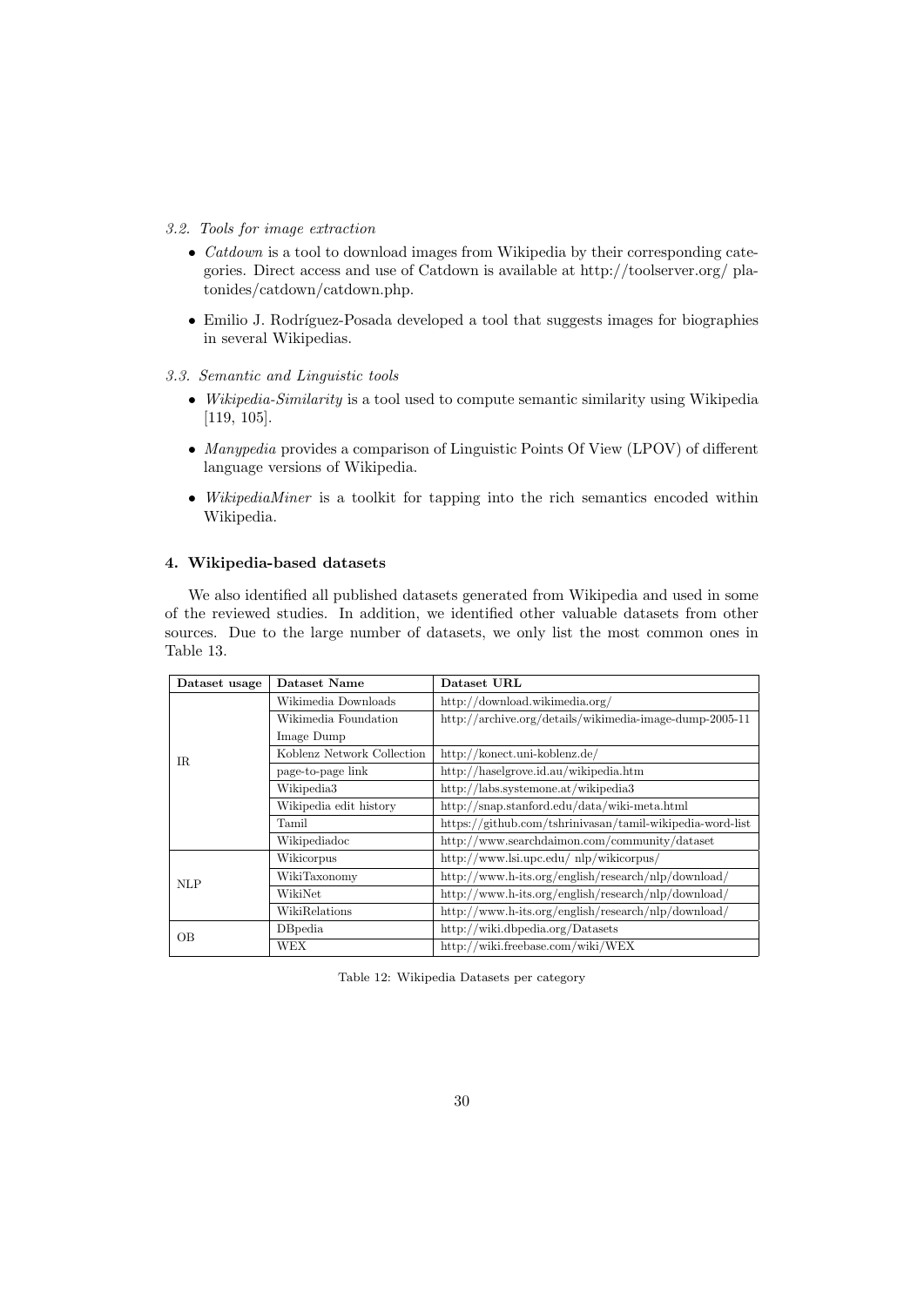### 3.2. Tools for image extraction

- *Catdown* is a tool to download images from Wikipedia by their corresponding categories. Direct access and use of Catdown is available at http://toolserver.org/ platonides/catdown/catdown.php.
- Emilio J. Rodríguez-Posada developed a tool that suggests images for biographies in several Wikipedias.

### 3.3. Semantic and Linguistic tools

- *Wikipedia-Similarity* is a tool used to compute semantic similarity using Wikipedia [119, 105].
- *Manypedia* provides a comparison of Linguistic Points Of View (LPOV) of different language versions of Wikipedia.
- *WikipediaMiner* is a toolkit for tapping into the rich semantics encoded within Wikipedia.

## 4. Wikipedia-based datasets

We also identified all published datasets generated from Wikipedia and used in some of the reviewed studies. In addition, we identified other valuable datasets from other sources. Due to the large number of datasets, we only list the most common ones in Table 13.

| Dataset usage | Dataset Name | Dataset URL |
|---|---|---|
| IR | Wikimedia Downloads | http://download.wikimedia.org/ |
| | Wikimedia Foundation Image Dump | http://archive.org/details/wikimedia-image-dump-2005-11 |
| | Koblenz Network Collection | http://konect.uni-koblenz.de/ |
| | page-to-page link | http://haselgrove.id.au/wikipedia.htm |
| | Wikipedia3 | http://labs.systemone.at/wikipedia3 |
| | Wikipedia edit history | http://snap.stanford.edu/data/wiki-meta.html |
| | Tamil | https://github.com/tshrinivasan/tamil-wikipedia-word-list |
| | Wikipediadoc | http://www.searchdaimon.com/community/dataset |
| NLP | Wikicorpus | http://www.lsi.upc.edu/ nlp/wikicorpus/ |
| | WikiTaxonomy | http://www.h-its.org/english/research/nlp/download/ |
| | WikiNet | http://www.h-its.org/english/research/nlp/download/ |
| | WikiRelations | http://www.h-its.org/english/research/nlp/download/ |
| OB | DBpedia | http://wiki.dbpedia.org/Datasets |
| | WEX | http://wiki.freebase.com/wiki/WEX |

Table 12: Wikipedia Datasets per category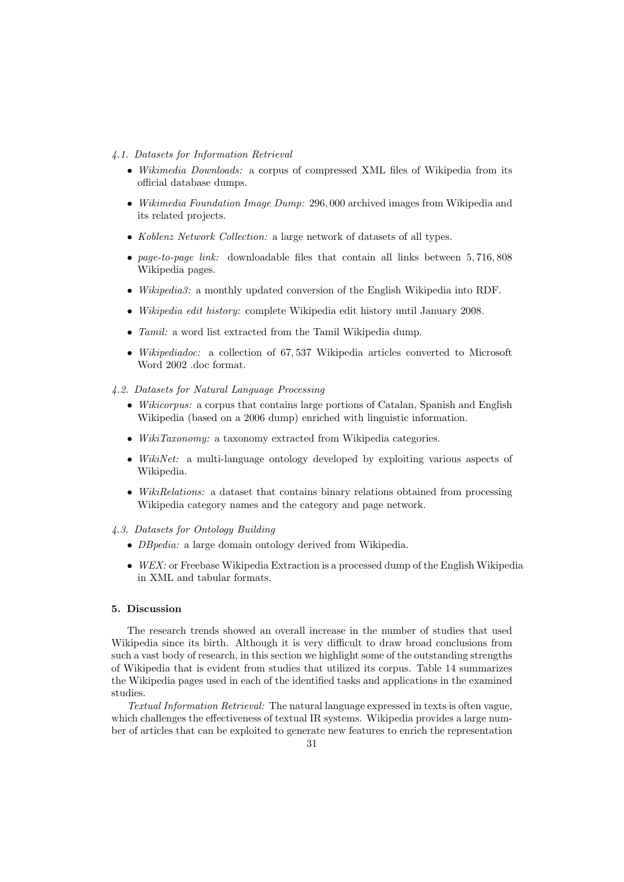### *4.1. Datasets for Information Retrieval*

- *Wikimedia Downloads:* a corpus of compressed XML files of Wikipedia from its official database dumps.
- *Wikimedia Foundation Image Dump:* 296,000 archived images from Wikipedia and its related projects.
- *Koblenz Network Collection:* a large network of datasets of all types.
- *page-to-page link:* downloadable files that contain all links between 5,716,808 Wikipedia pages.
- *Wikipedia3:* a monthly updated conversion of the English Wikipedia into RDF.
- *Wikipedia edit history:* complete Wikipedia edit history until January 2008.
- *Tamil:* a word list extracted from the Tamil Wikipedia dump.
- *Wikipediadoc:* a collection of 67,537 Wikipedia articles converted to Microsoft Word 2002 .doc format.

### *4.2. Datasets for Natural Language Processing*

- *Wikicorpus:* a corpus that contains large portions of Catalan, Spanish and English Wikipedia (based on a 2006 dump) enriched with linguistic information.
- *WikiTaxonomy:* a taxonomy extracted from Wikipedia categories.
- *WikiNet:* a multi-language ontology developed by exploiting various aspects of Wikipedia.
- *WikiRelations:* a dataset that contains binary relations obtained from processing Wikipedia category names and the category and page network.

### *4.3. Datasets for Ontology Building*

- *DBpedia:* a large domain ontology derived from Wikipedia.
- *WEX:* or Freebase Wikipedia Extraction is a processed dump of the English Wikipedia in XML and tabular formats.

## 5. Discussion

The research trends showed an overall increase in the number of studies that used Wikipedia since its birth. Although it is very difficult to draw broad conclusions from such a vast body of research, in this section we highlight some of the outstanding strengths of Wikipedia that is evident from studies that utilized its corpus. Table 14 summarizes the Wikipedia pages used in each of the identified tasks and applications in the examined studies.

*Textual Information Retrieval:* The natural language expressed in texts is often vague, which challenges the effectiveness of textual IR systems. Wikipedia provides a large number of articles that can be exploited to generate new features to enrich the representation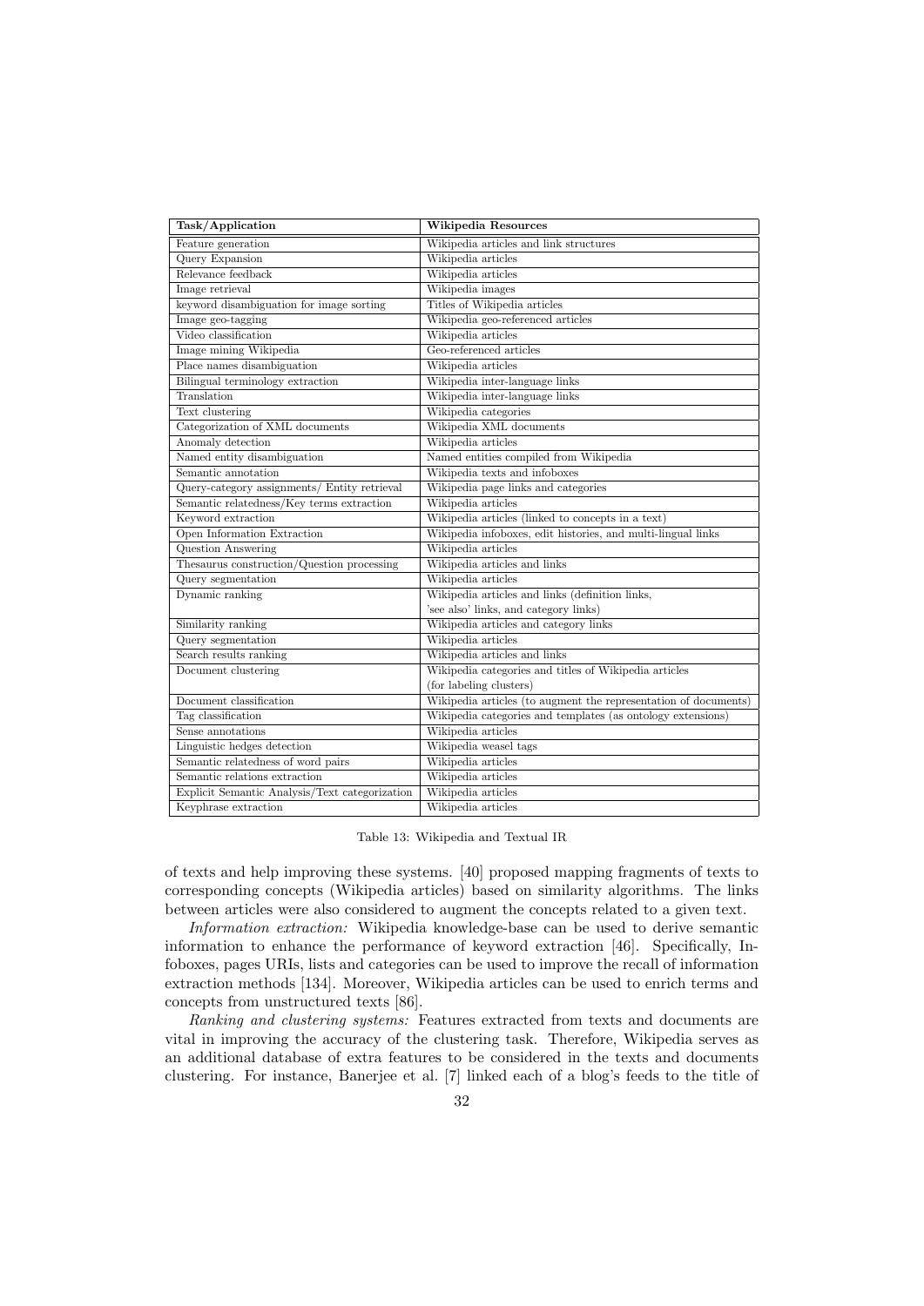| Task/Application | Wikipedia Resources |
|---|---|
| Feature generation | Wikipedia articles and link structures |
| Query Expansion | Wikipedia articles |
| Relevance feedback | Wikipedia articles |
| Image retrieval | Wikipedia images |
| keyword disambiguation for image sorting | Titles of Wikipedia articles |
| Image geo-tagging | Wikipedia geo-referenced articles |
| Video classification | Wikipedia articles |
| Image mining Wikipedia | Geo-referenced articles |
| Place names disambiguation | Wikipedia articles |
| Bilingual terminology extraction | Wikipedia inter-language links |
| Translation | Wikipedia inter-language links |
| Text clustering | Wikipedia categories |
| Categorization of XML documents | Wikipedia XML documents |
| Anomaly detection | Wikipedia articles |
| Named entity disambiguation | Named entities compiled from Wikipedia |
| Semantic annotation | Wikipedia texts and infoboxes |
| Query-category assignments/ Entity retrieval | Wikipedia page links and categories |
| Semantic relatedness/Key terms extraction | Wikipedia articles |
| Keyword extraction | Wikipedia articles (linked to concepts in a text) |
| Open Information Extraction | Wikipedia infoboxes, edit histories, and multi-lingual links |
| Question Answering | Wikipedia articles |
| Thesaurus construction/Question processing | Wikipedia articles and links |
| Query segmentation | Wikipedia articles |
| Dynamic ranking | Wikipedia articles and links (definition links, 'see also' links, and category links) |
| Similarity ranking | Wikipedia articles and category links |
| Query segmentation | Wikipedia articles |
| Search results ranking | Wikipedia articles and links |
| Document clustering | Wikipedia categories and titles of Wikipedia articles (for labeling clusters) |
| Document classification | Wikipedia articles (to augment the representation of documents) |
| Tag classification | Wikipedia categories and templates (as ontology extensions) |
| Sense annotations | Wikipedia articles |
| Linguistic hedges detection | Wikipedia weasel tags |
| Semantic relatedness of word pairs | Wikipedia articles |
| Semantic relations extraction | Wikipedia articles |
| Explicit Semantic Analysis/Text categorization | Wikipedia articles |
| Keyphrase extraction | Wikipedia articles |

Table 13: Wikipedia and Textual IR

of texts and help improving these systems. [40] proposed mapping fragments of texts to corresponding concepts (Wikipedia articles) based on similarity algorithms. The links between articles were also considered to augment the concepts related to a given text.

*Information extraction:* Wikipedia knowledge-base can be used to derive semantic information to enhance the performance of keyword extraction [46]. Specifically, Infoboxes, pages URIs, lists and categories can be used to improve the recall of information extraction methods [134]. Moreover, Wikipedia articles can be used to enrich terms and concepts from unstructured texts [86].

*Ranking and clustering systems:* Features extracted from texts and documents are vital in improving the accuracy of the clustering task. Therefore, Wikipedia serves as an additional database of extra features to be considered in the texts and documents clustering. For instance, Banerjee et al. [7] linked each of a blog's feeds to the title of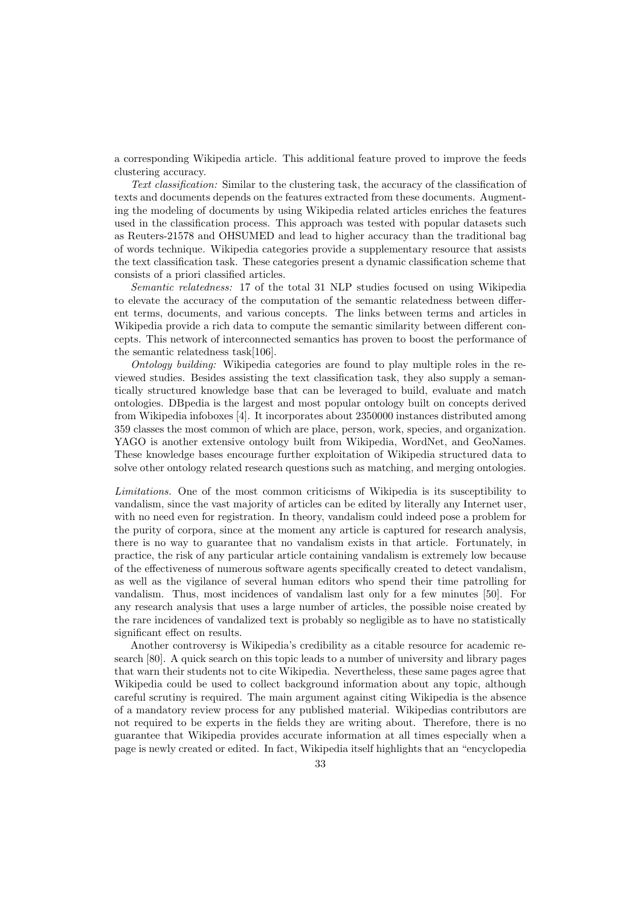a corresponding Wikipedia article. This additional feature proved to improve the feeds clustering accuracy.

*Text classification:* Similar to the clustering task, the accuracy of the classification of texts and documents depends on the features extracted from these documents. Augmenting the modeling of documents by using Wikipedia related articles enriches the features used in the classification process. This approach was tested with popular datasets such as Reuters-21578 and OHSUMED and lead to higher accuracy than the traditional bag of words technique. Wikipedia categories provide a supplementary resource that assists the text classification task. These categories present a dynamic classification scheme that consists of a priori classified articles.

*Semantic relatedness:* 17 of the total 31 NLP studies focused on using Wikipedia to elevate the accuracy of the computation of the semantic relatedness between different terms, documents, and various concepts. The links between terms and articles in Wikipedia provide a rich data to compute the semantic similarity between different concepts. This network of interconnected semantics has proven to boost the performance of the semantic relatedness task[106].

*Ontology building:* Wikipedia categories are found to play multiple roles in the reviewed studies. Besides assisting the text classification task, they also supply a semantically structured knowledge base that can be leveraged to build, evaluate and match ontologies. DBpedia is the largest and most popular ontology built on concepts derived from Wikipedia infoboxes [4]. It incorporates about 2350000 instances distributed among 359 classes the most common of which are place, person, work, species, and organization. YAGO is another extensive ontology built from Wikipedia, WordNet, and GeoNames. These knowledge bases encourage further exploitation of Wikipedia structured data to solve other ontology related research questions such as matching, and merging ontologies.

*Limitations.* One of the most common criticisms of Wikipedia is its susceptibility to vandalism, since the vast majority of articles can be edited by literally any Internet user, with no need even for registration. In theory, vandalism could indeed pose a problem for the purity of corpora, since at the moment any article is captured for research analysis, there is no way to guarantee that no vandalism exists in that article. Fortunately, in practice, the risk of any particular article containing vandalism is extremely low because of the effectiveness of numerous software agents specifically created to detect vandalism, as well as the vigilance of several human editors who spend their time patrolling for vandalism. Thus, most incidences of vandalism last only for a few minutes [50]. For any research analysis that uses a large number of articles, the possible noise created by the rare incidences of vandalized text is probably so negligible as to have no statistically significant effect on results.

Another controversy is Wikipedia's credibility as a citable resource for academic research [80]. A quick search on this topic leads to a number of university and library pages that warn their students not to cite Wikipedia. Nevertheless, these same pages agree that Wikipedia could be used to collect background information about any topic, although careful scrutiny is required. The main argument against citing Wikipedia is the absence of a mandatory review process for any published material. Wikipedias contributors are not required to be experts in the fields they are writing about. Therefore, there is no guarantee that Wikipedia provides accurate information at all times especially when a page is newly created or edited. In fact, Wikipedia itself highlights that an "encyclopedia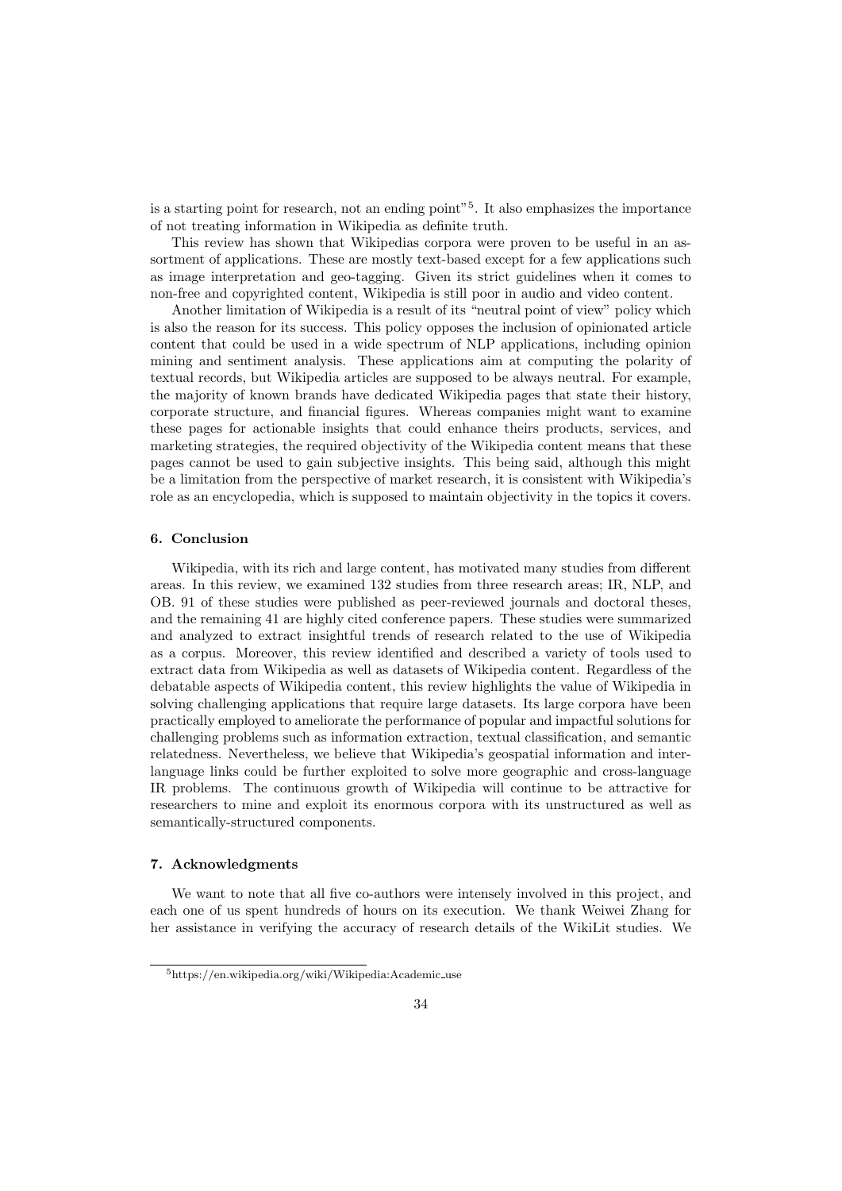is a starting point for research, not an ending point"[5]. It also emphasizes the importance of not treating information in Wikipedia as definite truth.

This review has shown that Wikipedias corpora were proven to be useful in an assortment of applications. These are mostly text-based except for a few applications such as image interpretation and geo-tagging. Given its strict guidelines when it comes to non-free and copyrighted content, Wikipedia is still poor in audio and video content.

Another limitation of Wikipedia is a result of its "neutral point of view" policy which is also the reason for its success. This policy opposes the inclusion of opinionated article content that could be used in a wide spectrum of NLP applications, including opinion mining and sentiment analysis. These applications aim at computing the polarity of textual records, but Wikipedia articles are supposed to be always neutral. For example, the majority of known brands have dedicated Wikipedia pages that state their history, corporate structure, and financial figures. Whereas companies might want to examine these pages for actionable insights that could enhance theirs products, services, and marketing strategies, the required objectivity of the Wikipedia content means that these pages cannot be used to gain subjective insights. This being said, although this might be a limitation from the perspective of market research, it is consistent with Wikipedia's role as an encyclopedia, which is supposed to maintain objectivity in the topics it covers.

## 6. Conclusion

Wikipedia, with its rich and large content, has motivated many studies from different areas. In this review, we examined 132 studies from three research areas; IR, NLP, and OB. 91 of these studies were published as peer-reviewed journals and doctoral theses, and the remaining 41 are highly cited conference papers. These studies were summarized and analyzed to extract insightful trends of research related to the use of Wikipedia as a corpus. Moreover, this review identified and described a variety of tools used to extract data from Wikipedia as well as datasets of Wikipedia content. Regardless of the debatable aspects of Wikipedia content, this review highlights the value of Wikipedia in solving challenging applications that require large datasets. Its large corpora have been practically employed to ameliorate the performance of popular and impactful solutions for challenging problems such as information extraction, textual classification, and semantic relatedness. Nevertheless, we believe that Wikipedia's geospatial information and interlanguage links could be further exploited to solve more geographic and cross-language IR problems. The continuous growth of Wikipedia will continue to be attractive for researchers to mine and exploit its enormous corpora with its unstructured as well as semantically-structured components.

## 7. Acknowledgments

We want to note that all five co-authors were intensely involved in this project, and each one of us spent hundreds of hours on its execution. We thank Weiwei Zhang for her assistance in verifying the accuracy of research details of the WikiLit studies. We

[5] https://en.wikipedia.org/wiki/Wikipedia:Academic_use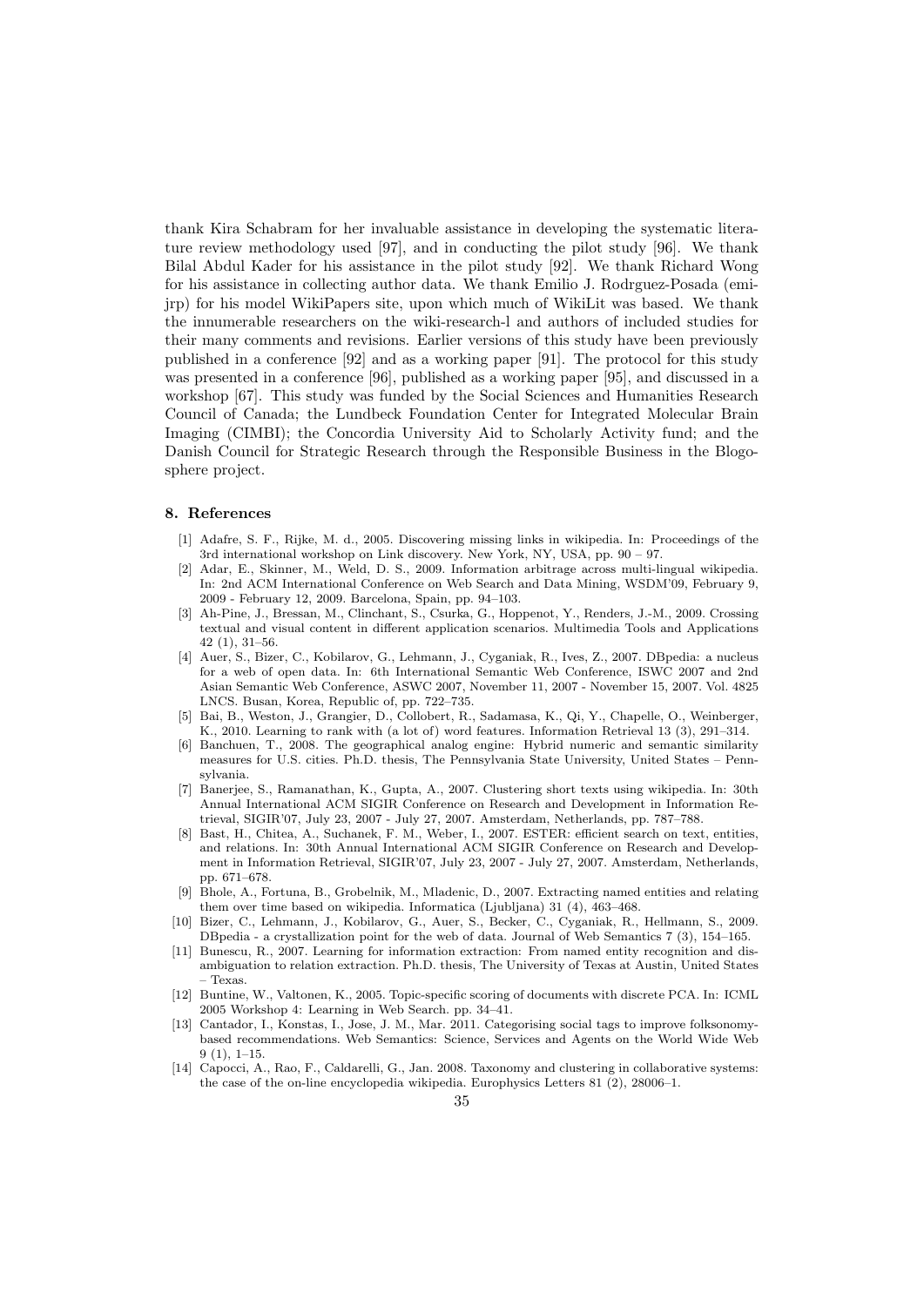thank Kira Schabram for her invaluable assistance in developing the systematic literature review methodology used [97], and in conducting the pilot study [96]. We thank Bilal Abdul Kader for his assistance in the pilot study [92]. We thank Richard Wong for his assistance in collecting author data. We thank Emilio J. Rodrguez-Posada (emijrp) for his model WikiPapers site, upon which much of WikiLit was based. We thank the innumerable researchers on the wiki-research-l and authors of included studies for their many comments and revisions. Earlier versions of this study have been previously published in a conference [92] and as a working paper [91]. The protocol for this study was presented in a conference [96], published as a working paper [95], and discussed in a workshop [67]. This study was funded by the Social Sciences and Humanities Research Council of Canada; the Lundbeck Foundation Center for Integrated Molecular Brain Imaging (CIMBI); the Concordia University Aid to Scholarly Activity fund; and the Danish Council for Strategic Research through the Responsible Business in the Blogosphere project.

## 8. References

[1] Adafre, S. F., Rijke, M. d., 2005. Discovering missing links in wikipedia. In: Proceedings of the 3rd international workshop on Link discovery. New York, NY, USA, pp. 90 – 97.

[2] Adar, E., Skinner, M., Weld, D. S., 2009. Information arbitrage across multi-lingual wikipedia. In: 2nd ACM International Conference on Web Search and Data Mining, WSDM'09, February 9, 2009 - February 12, 2009. Barcelona, Spain, pp. 94–103.

[3] Ah-Pine, J., Bressan, M., Clinchant, S., Csurka, G., Hoppenot, Y., Renders, J.-M., 2009. Crossing textual and visual content in different application scenarios. Multimedia Tools and Applications 42 (1), 31–56.

[4] Auer, S., Bizer, C., Kobilarov, G., Lehmann, J., Cyganiak, R., Ives, Z., 2007. DBpedia: a nucleus for a web of open data. In: 6th International Semantic Web Conference, ISWC 2007 and 2nd Asian Semantic Web Conference, ASWC 2007, November 11, 2007 - November 15, 2007. Vol. 4825 LNCS. Busan, Korea, Republic of, pp. 722–735.

[5] Bai, B., Weston, J., Grangier, D., Collobert, R., Sadamasa, K., Qi, Y., Chapelle, O., Weinberger, K., 2010. Learning to rank with (a lot of) word features. Information Retrieval 13 (3), 291–314.

[6] Banchuen, T., 2008. The geographical analog engine: Hybrid numeric and semantic similarity measures for U.S. cities. Ph.D. thesis, The Pennsylvania State University, United States – Pennsylvania.

[7] Banerjee, S., Ramanathan, K., Gupta, A., 2007. Clustering short texts using wikipedia. In: 30th Annual International ACM SIGIR Conference on Research and Development in Information Retrieval, SIGIR'07, July 23, 2007 - July 27, 2007. Amsterdam, Netherlands, pp. 787–788.

[8] Bast, H., Chitea, A., Suchanek, F. M., Weber, I., 2007. ESTER: efficient search on text, entities, and relations. In: 30th Annual International ACM SIGIR Conference on Research and Development in Information Retrieval, SIGIR'07, July 23, 2007 - July 27, 2007. Amsterdam, Netherlands, pp. 671–678.

[9] Bhole, A., Fortuna, B., Grobelnik, M., Mladenic, D., 2007. Extracting named entities and relating them over time based on wikipedia. Informatica (Ljubljana) 31 (4), 463–468.

[10] Bizer, C., Lehmann, J., Kobilarov, G., Auer, S., Becker, C., Cyganiak, R., Hellmann, S., 2009. DBpedia - a crystallization point for the web of data. Journal of Web Semantics 7 (3), 154–165.

[11] Bunescu, R., 2007. Learning for information extraction: From named entity recognition and disambiguation to relation extraction. Ph.D. thesis, The University of Texas at Austin, United States – Texas.

[12] Buntine, W., Valtonen, K., 2005. Topic-specific scoring of documents with discrete PCA. In: ICML 2005 Workshop 4: Learning in Web Search. pp. 34–41.

[13] Cantador, I., Konstas, I., Jose, J. M., Mar. 2011. Categorising social tags to improve folksonomy-based recommendations. Web Semantics: Science, Services and Agents on the World Wide Web 9 (1), 1–15.

[14] Capocci, A., Rao, F., Caldarelli, G., Jan. 2008. Taxonomy and clustering in collaborative systems: the case of the on-line encyclopedia wikipedia. Europhysics Letters 81 (2), 28006–1.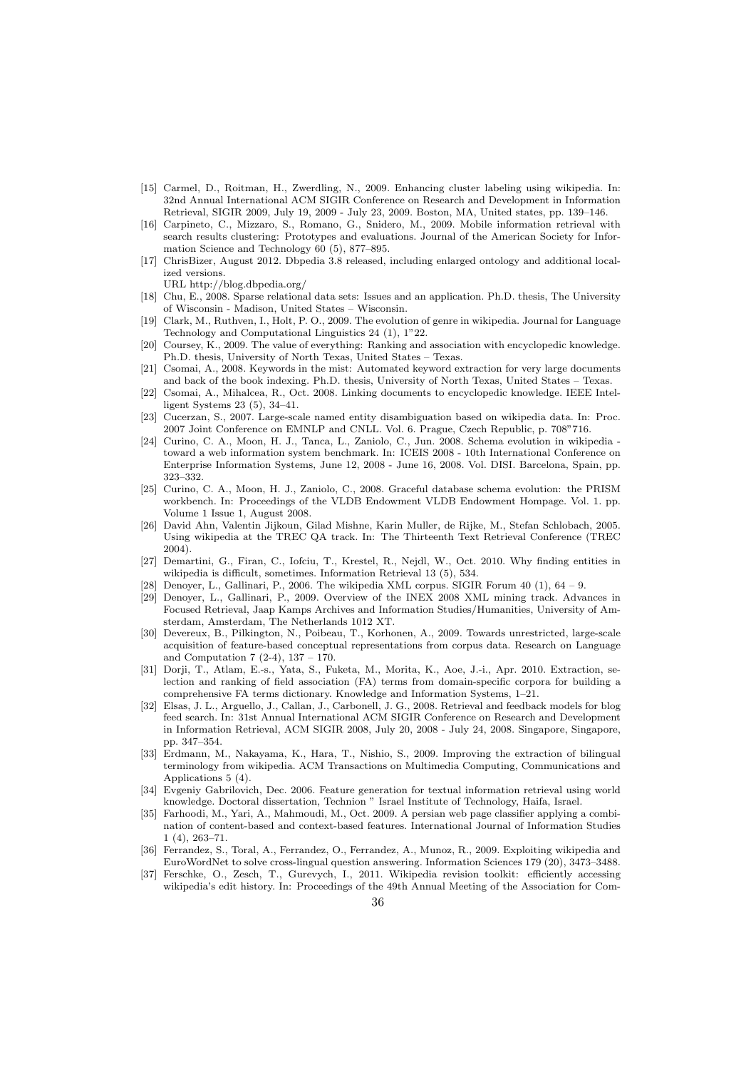[15] Carmel, D., Roitman, H., Zwerdling, N., 2009. Enhancing cluster labeling using wikipedia. In: 32nd Annual International ACM SIGIR Conference on Research and Development in Information Retrieval, SIGIR 2009, July 19, 2009 - July 23, 2009. Boston, MA, United states, pp. 139–146.

[16] Carpineto, C., Mizzaro, S., Romano, G., Snidero, M., 2009. Mobile information retrieval with search results clustering: Prototypes and evaluations. Journal of the American Society for Information Science and Technology 60 (5), 877–895.

[17] ChrisBizer, August 2012. Dbpedia 3.8 released, including enlarged ontology and additional localized versions.
URL http://blog.dbpedia.org/

[18] Chu, E., 2008. Sparse relational data sets: Issues and an application. Ph.D. thesis, The University of Wisconsin - Madison, United States – Wisconsin.

[19] Clark, M., Ruthven, I., Holt, P. O., 2009. The evolution of genre in wikipedia. Journal for Language Technology and Computational Linguistics 24 (1), 1"22.

[20] Coursey, K., 2009. The value of everything: Ranking and association with encyclopedic knowledge. Ph.D. thesis, University of North Texas, United States – Texas.

[21] Csomai, A., 2008. Keywords in the mist: Automated keyword extraction for very large documents and back of the book indexing. Ph.D. thesis, University of North Texas, United States – Texas.

[22] Csomai, A., Mihalcea, R., Oct. 2008. Linking documents to encyclopedic knowledge. IEEE Intelligent Systems 23 (5), 34–41.

[23] Cucerzan, S., 2007. Large-scale named entity disambiguation based on wikipedia data. In: Proc. 2007 Joint Conference on EMNLP and CNLL. Vol. 6. Prague, Czech Republic, p. 708"716.

[24] Curino, C. A., Moon, H. J., Tanca, L., Zaniolo, C., Jun. 2008. Schema evolution in wikipedia - toward a web information system benchmark. In: ICEIS 2008 - 10th International Conference on Enterprise Information Systems, June 12, 2008 - June 16, 2008. Vol. DISI. Barcelona, Spain, pp. 323–332.

[25] Curino, C. A., Moon, H. J., Zaniolo, C., 2008. Graceful database schema evolution: the PRISM workbench. In: Proceedings of the VLDB Endowment VLDB Endowment Hompage. Vol. 1. pp. Volume 1 Issue 1, August 2008.

[26] David Ahn, Valentin Jijkoun, Gilad Mishne, Karin Muller, de Rijke, M., Stefan Schlobach, 2005. Using wikipedia at the TREC QA track. In: The Thirteenth Text Retrieval Conference (TREC 2004).

[27] Demartini, G., Firan, C., Iofciu, T., Krestel, R., Nejdl, W., Oct. 2010. Why finding entities in wikipedia is difficult, sometimes. Information Retrieval 13 (5), 534.

[28] Denoyer, L., Gallinari, P., 2006. The wikipedia XML corpus. SIGIR Forum 40 (1), 64 – 9.

[29] Denoyer, L., Gallinari, P., 2009. Overview of the INEX 2008 XML mining track. Advances in Focused Retrieval, Jaap Kamps Archives and Information Studies/Humanities, University of Amsterdam, Amsterdam, The Netherlands 1012 XT.

[30] Devereux, B., Pilkington, N., Poibeau, T., Korhonen, A., 2009. Towards unrestricted, large-scale acquisition of feature-based conceptual representations from corpus data. Research on Language and Computation 7 (2-4), 137 – 170.

[31] Dorji, T., Atlam, E.-s., Yata, S., Fuketa, M., Morita, K., Aoe, J.-i., Apr. 2010. Extraction, selection and ranking of field association (FA) terms from domain-specific corpora for building a comprehensive FA terms dictionary. Knowledge and Information Systems, 1–21.

[32] Elsas, J. L., Arguello, J., Callan, J., Carbonell, J. G., 2008. Retrieval and feedback models for blog feed search. In: 31st Annual International ACM SIGIR Conference on Research and Development in Information Retrieval, ACM SIGIR 2008, July 20, 2008 - July 24, 2008. Singapore, Singapore, pp. 347–354.

[33] Erdmann, M., Nakayama, K., Hara, T., Nishio, S., 2009. Improving the extraction of bilingual terminology from wikipedia. ACM Transactions on Multimedia Computing, Communications and Applications 5 (4).

[34] Evgeniy Gabrilovich, Dec. 2006. Feature generation for textual information retrieval using world knowledge. Doctoral dissertation, Technion " Israel Institute of Technology, Haifa, Israel.

[35] Farhoodi, M., Yari, A., Mahmoudi, M., Oct. 2009. A persian web page classifier applying a combination of content-based and context-based features. International Journal of Information Studies 1 (4), 263–71.

[36] Ferrandez, S., Toral, A., Ferrandez, O., Ferrandez, A., Munoz, R., 2009. Exploiting wikipedia and EuroWordNet to solve cross-lingual question answering. Information Sciences 179 (20), 3473–3488.

[37] Ferschke, O., Zesch, T., Gurevych, I., 2011. Wikipedia revision toolkit: efficiently accessing wikipedia's edit history. In: Proceedings of the 49th Annual Meeting of the Association for Com-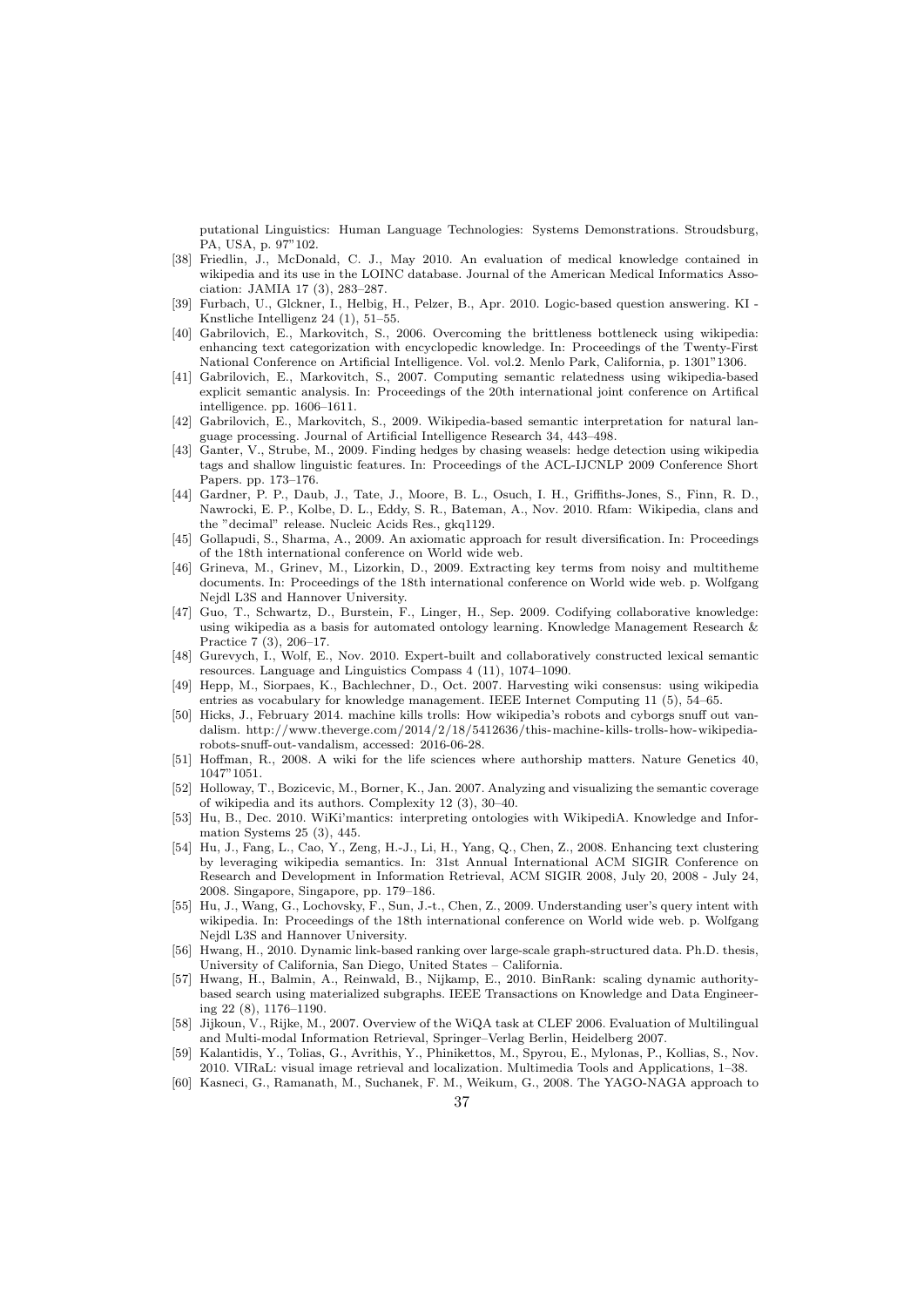putational Linguistics: Human Language Technologies: Systems Demonstrations. Stroudsburg, PA, USA, p. 97"102.

[38] Friedlin, J., McDonald, C. J., May 2010. An evaluation of medical knowledge contained in wikipedia and its use in the LOINC database. Journal of the American Medical Informatics Association: JAMIA 17 (3), 283–287.

[39] Furbach, U., Glckner, I., Helbig, H., Pelzer, B., Apr. 2010. Logic-based question answering. KI - Knstliche Intelligenz 24 (1), 51–55.

[40] Gabrilovich, E., Markovitch, S., 2006. Overcoming the brittleness bottleneck using wikipedia: enhancing text categorization with encyclopedic knowledge. In: Proceedings of the Twenty-First National Conference on Artificial Intelligence. Vol. vol.2. Menlo Park, California, p. 1301"1306.

[41] Gabrilovich, E., Markovitch, S., 2007. Computing semantic relatedness using wikipedia-based explicit semantic analysis. In: Proceedings of the 20th international joint conference on Artifical intelligence. pp. 1606–1611.

[42] Gabrilovich, E., Markovitch, S., 2009. Wikipedia-based semantic interpretation for natural language processing. Journal of Artificial Intelligence Research 34, 443–498.

[43] Ganter, V., Strube, M., 2009. Finding hedges by chasing weasels: hedge detection using wikipedia tags and shallow linguistic features. In: Proceedings of the ACL-IJCNLP 2009 Conference Short Papers. pp. 173–176.

[44] Gardner, P. P., Daub, J., Tate, J., Moore, B. L., Osuch, I. H., Griffiths-Jones, S., Finn, R. D., Nawrocki, E. P., Kolbe, D. L., Eddy, S. R., Bateman, A., Nov. 2010. Rfam: Wikipedia, clans and the "decimal" release. Nucleic Acids Res., gkq1129.

[45] Gollapudi, S., Sharma, A., 2009. An axiomatic approach for result diversification. In: Proceedings of the 18th international conference on World wide web.

[46] Grineva, M., Grinev, M., Lizorkin, D., 2009. Extracting key terms from noisy and multitheme documents. In: Proceedings of the 18th international conference on World wide web. p. Wolfgang Nejdl L3S and Hannover University.

[47] Guo, T., Schwartz, D., Burstein, F., Linger, H., Sep. 2009. Codifying collaborative knowledge: using wikipedia as a basis for automated ontology learning. Knowledge Management Research & Practice 7 (3), 206–17.

[48] Gurevych, I., Wolf, E., Nov. 2010. Expert-built and collaboratively constructed lexical semantic resources. Language and Linguistics Compass 4 (11), 1074–1090.

[49] Hepp, M., Siorpaes, K., Bachlechner, D., Oct. 2007. Harvesting wiki consensus: using wikipedia entries as vocabulary for knowledge management. IEEE Internet Computing 11 (5), 54–65.

[50] Hicks, J., February 2014. machine kills trolls: How wikipedia's robots and cyborgs snuff out vandalism. http://www.theverge.com/2014/2/18/5412636/this-machine-kills-trolls-how-wikipedia-robots-snuff-out-vandalism, accessed: 2016-06-28.

[51] Hoffman, R., 2008. A wiki for the life sciences where authorship matters. Nature Genetics 40, 1047"1051.

[52] Holloway, T., Bozicevic, M., Borner, K., Jan. 2007. Analyzing and visualizing the semantic coverage of wikipedia and its authors. Complexity 12 (3), 30–40.

[53] Hu, B., Dec. 2010. WiKi'mantics: interpreting ontologies with WikipediA. Knowledge and Information Systems 25 (3), 445.

[54] Hu, J., Fang, L., Cao, Y., Zeng, H.-J., Li, H., Yang, Q., Chen, Z., 2008. Enhancing text clustering by leveraging wikipedia semantics. In: 31st Annual International ACM SIGIR Conference on Research and Development in Information Retrieval, ACM SIGIR 2008, July 20, 2008 - July 24, 2008. Singapore, Singapore, pp. 179–186.

[55] Hu, J., Wang, G., Lochovsky, F., Sun, J.-t., Chen, Z., 2009. Understanding user's query intent with wikipedia. In: Proceedings of the 18th international conference on World wide web. p. Wolfgang Nejdl L3S and Hannover University.

[56] Hwang, H., 2010. Dynamic link-based ranking over large-scale graph-structured data. Ph.D. thesis, University of California, San Diego, United States – California.

[57] Hwang, H., Balmin, A., Reinwald, B., Nijkamp, E., 2010. BinRank: scaling dynamic authority-based search using materialized subgraphs. IEEE Transactions on Knowledge and Data Engineering 22 (8), 1176–1190.

[58] Jijkoun, V., Rijke, M., 2007. Overview of the WiQA task at CLEF 2006. Evaluation of Multilingual and Multi-modal Information Retrieval, Springer–Verlag Berlin, Heidelberg 2007.

[59] Kalantidis, Y., Tolias, G., Avrithis, Y., Phinikettos, M., Spyrou, E., Mylonas, P., Kollias, S., Nov. 2010. VIRaL: visual image retrieval and localization. Multimedia Tools and Applications, 1–38.

[60] Kasneci, G., Ramanath, M., Suchanek, F. M., Weikum, G., 2008. The YAGO-NAGA approach to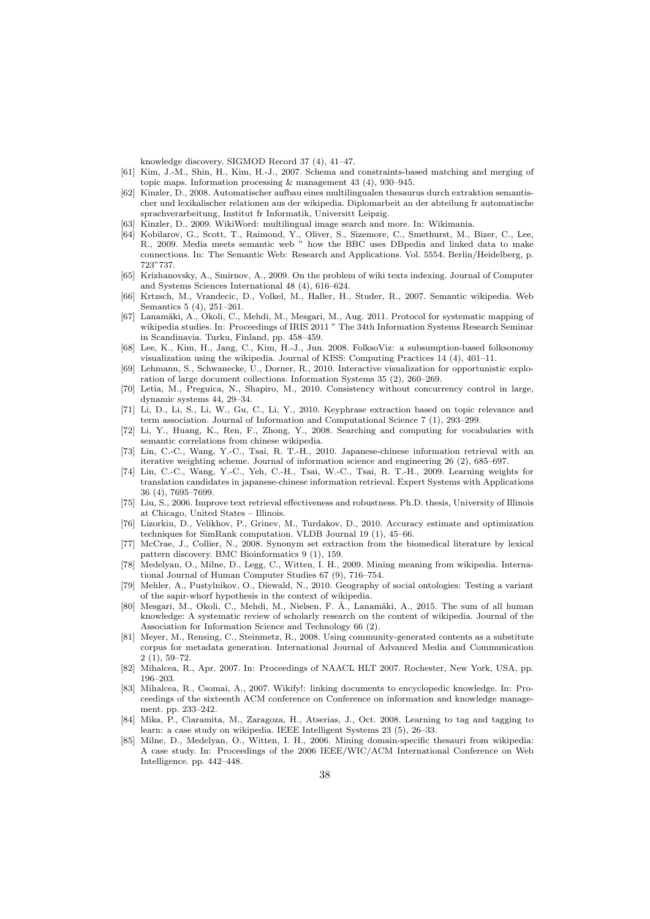knowledge discovery. SIGMOD Record 37 (4), 41–47.

[61] Kim, J.-M., Shin, H., Kim, H.-J., 2007. Schema and constraints-based matching and merging of topic maps. Information processing & management 43 (4), 930–945.

[62] Kinzler, D., 2008. Automatischer aufbau eines multilingualen thesaurus durch extraktion semantischer und lexikalischer relationen aus der wikipedia. Diplomarbeit an der abteilung fr automatische sprachverarbeitung, Institut fr Informatik, Universitt Leipzig.

[63] Kinzler, D., 2009. WikiWord: multilingual image search and more. In: Wikimania.

[64] Kobilarov, G., Scott, T., Raimond, Y., Oliver, S., Sizemore, C., Smethurst, M., Bizer, C., Lee, R., 2009. Media meets semantic web " how the BBC uses DBpedia and linked data to make connections. In: The Semantic Web: Research and Applications. Vol. 5554. Berlin/Heidelberg, p. 723"737.

[65] Krizhanovsky, A., Smirnov, A., 2009. On the problem of wiki texts indexing. Journal of Computer and Systems Sciences International 48 (4), 616–624.

[66] Krtzsch, M., Vrandecic, D., Volkel, M., Haller, H., Studer, R., 2007. Semantic wikipedia. Web Semantics 5 (4), 251–261.

[67] Lanamäki, A., Okoli, C., Mehdi, M., Mesgari, M., Aug. 2011. Protocol for systematic mapping of wikipedia studies. In: Proceedings of IRIS 2011 " The 34th Information Systems Research Seminar in Scandinavia. Turku, Finland, pp. 458–459.

[68] Lee, K., Kim, H., Jang, C., Kim, H.-J., Jun. 2008. FolksoViz: a subsumption-based folksonomy visualization using the wikipedia. Journal of KISS: Computing Practices 14 (4), 401–11.

[69] Lehmann, S., Schwanecke, U., Dorner, R., 2010. Interactive visualization for opportunistic exploration of large document collections. Information Systems 35 (2), 260–269.

[70] Letia, M., Preguica, N., Shapiro, M., 2010. Consistency without concurrency control in large, dynamic systems 44, 29–34.

[71] Li, D., Li, S., Li, W., Gu, C., Li, Y., 2010. Keyphrase extraction based on topic relevance and term association. Journal of Information and Computational Science 7 (1), 293–299.

[72] Li, Y., Huang, K., Ren, F., Zhong, Y., 2008. Searching and computing for vocabularies with semantic correlations from chinese wikipedia.

[73] Lin, C.-C., Wang, Y.-C., Tsai, R. T.-H., 2010. Japanese-chinese information retrieval with an iterative weighting scheme. Journal of information science and engineering 26 (2), 685–697.

[74] Lin, C.-C., Wang, Y.-C., Yeh, C.-H., Tsai, W.-C., Tsai, R. T.-H., 2009. Learning weights for translation candidates in japanese-chinese information retrieval. Expert Systems with Applications 36 (4), 7695–7699.

[75] Liu, S., 2006. Improve text retrieval effectiveness and robustness. Ph.D. thesis, University of Illinois at Chicago, United States – Illinois.

[76] Lizorkin, D., Velikhov, P., Grinev, M., Turdakov, D., 2010. Accuracy estimate and optimization techniques for SimRank computation. VLDB Journal 19 (1), 45–66.

[77] McCrae, J., Collier, N., 2008. Synonym set extraction from the biomedical literature by lexical pattern discovery. BMC Bioinformatics 9 (1), 159.

[78] Medelyan, O., Milne, D., Legg, C., Witten, I. H., 2009. Mining meaning from wikipedia. International Journal of Human Computer Studies 67 (9), 716–754.

[79] Mehler, A., Pustylnikov, O., Diewald, N., 2010. Geography of social ontologies: Testing a variant of the sapir-whorf hypothesis in the context of wikipedia.

[80] Mesgari, M., Okoli, C., Mehdi, M., Nielsen, F. Å., Lanamäki, A., 2015. The sum of all human knowledge: A systematic review of scholarly research on the content of wikipedia. Journal of the Association for Information Science and Technology 66 (2).

[81] Meyer, M., Rensing, C., Steinmetz, R., 2008. Using community-generated contents as a substitute corpus for metadata generation. International Journal of Advanced Media and Communication 2 (1), 59–72.

[82] Mihalcea, R., Apr. 2007. In: Proceedings of NAACL HLT 2007. Rochester, New York, USA, pp. 196–203.

[83] Mihalcea, R., Csomai, A., 2007. Wikify!: linking documents to encyclopedic knowledge. In: Proceedings of the sixteenth ACM conference on Conference on information and knowledge management. pp. 233–242.

[84] Mika, P., Ciaramita, M., Zaragoza, H., Atserias, J., Oct. 2008. Learning to tag and tagging to learn: a case study on wikipedia. IEEE Intelligent Systems 23 (5), 26–33.

[85] Milne, D., Medelyan, O., Witten, I. H., 2006. Mining domain-specific thesauri from wikipedia: A case study. In: Proceedings of the 2006 IEEE/WIC/ACM International Conference on Web Intelligence. pp. 442–448.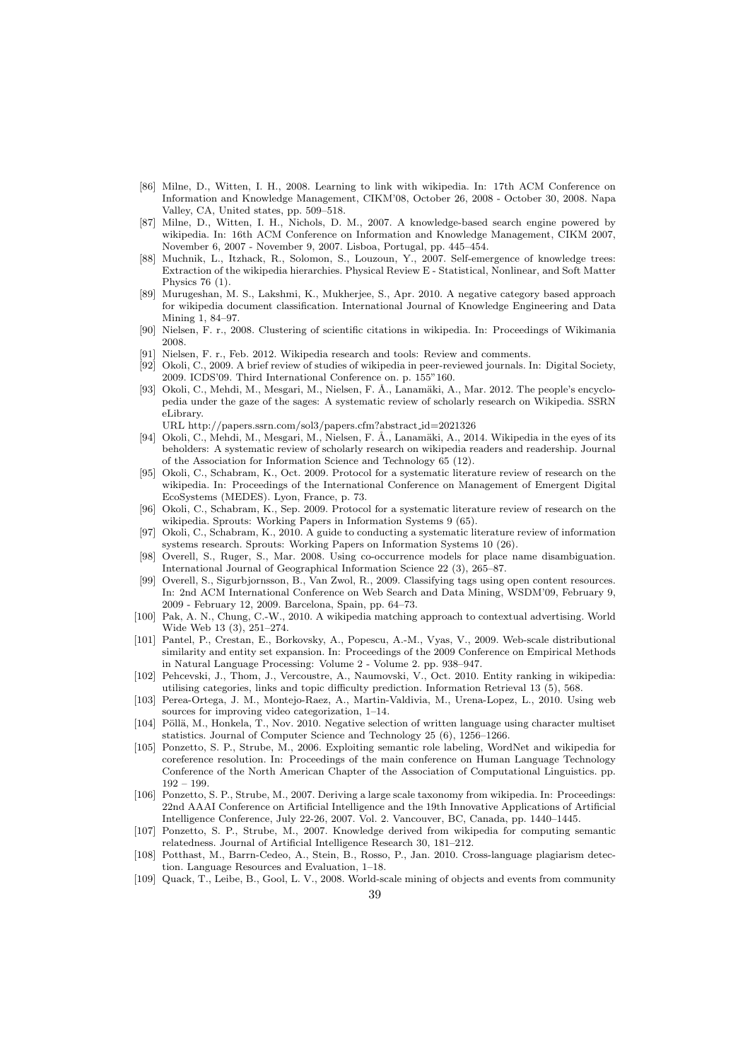- [86] Milne, D., Witten, I. H., 2008. Learning to link with wikipedia. In: 17th ACM Conference on Information and Knowledge Management, CIKM'08, October 26, 2008 - October 30, 2008. Napa Valley, CA, United states, pp. 509–518.
- [87] Milne, D., Witten, I. H., Nichols, D. M., 2007. A knowledge-based search engine powered by wikipedia. In: 16th ACM Conference on Information and Knowledge Management, CIKM 2007, November 6, 2007 - November 9, 2007. Lisboa, Portugal, pp. 445–454.
- [88] Muchnik, L., Itzhack, R., Solomon, S., Louzoun, Y., 2007. Self-emergence of knowledge trees: Extraction of the wikipedia hierarchies. Physical Review E - Statistical, Nonlinear, and Soft Matter Physics 76 (1).
- [89] Murugeshan, M. S., Lakshmi, K., Mukherjee, S., Apr. 2010. A negative category based approach for wikipedia document classification. International Journal of Knowledge Engineering and Data Mining 1, 84–97.
- [90] Nielsen, F. r., 2008. Clustering of scientific citations in wikipedia. In: Proceedings of Wikimania 2008.
- [91] Nielsen, F. r., Feb. 2012. Wikipedia research and tools: Review and comments.
- [92] Okoli, C., 2009. A brief review of studies of wikipedia in peer-reviewed journals. In: Digital Society, 2009. ICDS'09. Third International Conference on. p. 155"160.
- [93] Okoli, C., Mehdi, M., Mesgari, M., Nielsen, F. Å., Lanamäki, A., Mar. 2012. The people's encyclopedia under the gaze of the sages: A systematic review of scholarly research on Wikipedia. SSRN eLibrary.
  URL http://papers.ssrn.com/sol3/papers.cfm?abstract_id=2021326
- [94] Okoli, C., Mehdi, M., Mesgari, M., Nielsen, F. Å., Lanamäki, A., 2014. Wikipedia in the eyes of its beholders: A systematic review of scholarly research on wikipedia readers and readership. Journal of the Association for Information Science and Technology 65 (12).
- [95] Okoli, C., Schabram, K., Oct. 2009. Protocol for a systematic literature review of research on the wikipedia. In: Proceedings of the International Conference on Management of Emergent Digital EcoSystems (MEDES). Lyon, France, p. 73.
- [96] Okoli, C., Schabram, K., Sep. 2009. Protocol for a systematic literature review of research on the wikipedia. Sprouts: Working Papers in Information Systems 9 (65).
- [97] Okoli, C., Schabram, K., 2010. A guide to conducting a systematic literature review of information systems research. Sprouts: Working Papers on Information Systems 10 (26).
- [98] Overell, S., Ruger, S., Mar. 2008. Using co-occurrence models for place name disambiguation. International Journal of Geographical Information Science 22 (3), 265–87.
- [99] Overell, S., Sigurbjornsson, B., Van Zwol, R., 2009. Classifying tags using open content resources. In: 2nd ACM International Conference on Web Search and Data Mining, WSDM'09, February 9, 2009 - February 12, 2009. Barcelona, Spain, pp. 64–73.
- [100] Pak, A. N., Chung, C.-W., 2010. A wikipedia matching approach to contextual advertising. World Wide Web 13 (3), 251–274.
- [101] Pantel, P., Crestan, E., Borkovsky, A., Popescu, A.-M., Vyas, V., 2009. Web-scale distributional similarity and entity set expansion. In: Proceedings of the 2009 Conference on Empirical Methods in Natural Language Processing: Volume 2 - Volume 2. pp. 938–947.
- [102] Pehcevski, J., Thom, J., Vercoustre, A., Naumovski, V., Oct. 2010. Entity ranking in wikipedia: utilising categories, links and topic difficulty prediction. Information Retrieval 13 (5), 568.
- [103] Perea-Ortega, J. M., Montejo-Raez, A., Martin-Valdivia, M., Urena-Lopez, L., 2010. Using web sources for improving video categorization, 1–14.
- [104] Pöllä, M., Honkela, T., Nov. 2010. Negative selection of written language using character multiset statistics. Journal of Computer Science and Technology 25 (6), 1256–1266.
- [105] Ponzetto, S. P., Strube, M., 2006. Exploiting semantic role labeling, WordNet and wikipedia for coreference resolution. In: Proceedings of the main conference on Human Language Technology Conference of the North American Chapter of the Association of Computational Linguistics. pp. 192 – 199.
- [106] Ponzetto, S. P., Strube, M., 2007. Deriving a large scale taxonomy from wikipedia. In: Proceedings: 22nd AAAI Conference on Artificial Intelligence and the 19th Innovative Applications of Artificial Intelligence Conference, July 22-26, 2007. Vol. 2. Vancouver, BC, Canada, pp. 1440–1445.
- [107] Ponzetto, S. P., Strube, M., 2007. Knowledge derived from wikipedia for computing semantic relatedness. Journal of Artificial Intelligence Research 30, 181–212.
- [108] Potthast, M., Barrn-Cedeo, A., Stein, B., Rosso, P., Jan. 2010. Cross-language plagiarism detection. Language Resources and Evaluation, 1–18.
- [109] Quack, T., Leibe, B., Gool, L. V., 2008. World-scale mining of objects and events from community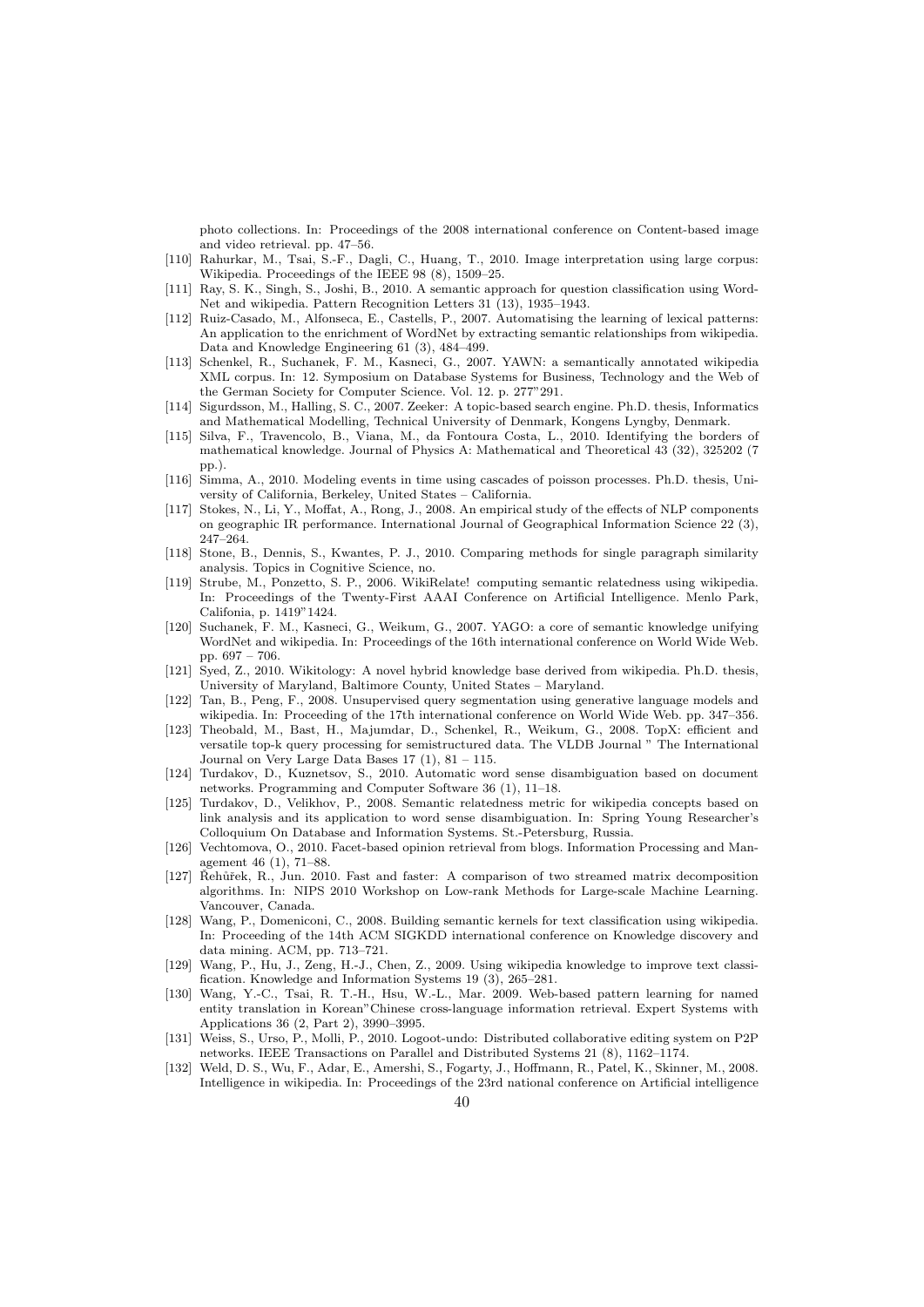photo collections. In: Proceedings of the 2008 international conference on Content-based image and video retrieval. pp. 47–56.

[110] Rahurkar, M., Tsai, S.-F., Dagli, C., Huang, T., 2010. Image interpretation using large corpus: Wikipedia. Proceedings of the IEEE 98 (8), 1509–25.

[111] Ray, S. K., Singh, S., Joshi, B., 2010. A semantic approach for question classification using WordNet and wikipedia. Pattern Recognition Letters 31 (13), 1935–1943.

[112] Ruiz-Casado, M., Alfonseca, E., Castells, P., 2007. Automatising the learning of lexical patterns: An application to the enrichment of WordNet by extracting semantic relationships from wikipedia. Data and Knowledge Engineering 61 (3), 484–499.

[113] Schenkel, R., Suchanek, F. M., Kasneci, G., 2007. YAWN: a semantically annotated wikipedia XML corpus. In: 12. Symposium on Database Systems for Business, Technology and the Web of the German Society for Computer Science. Vol. 12. p. 277"291.

[114] Sigurdsson, M., Halling, S. C., 2007. Zeeker: A topic-based search engine. Ph.D. thesis, Informatics and Mathematical Modelling, Technical University of Denmark, Kongens Lyngby, Denmark.

[115] Silva, F., Travencolo, B., Viana, M., da Fontoura Costa, L., 2010. Identifying the borders of mathematical knowledge. Journal of Physics A: Mathematical and Theoretical 43 (32), 325202 (7 pp.).

[116] Simma, A., 2010. Modeling events in time using cascades of poisson processes. Ph.D. thesis, University of California, Berkeley, United States – California.

[117] Stokes, N., Li, Y., Moffat, A., Rong, J., 2008. An empirical study of the effects of NLP components on geographic IR performance. International Journal of Geographical Information Science 22 (3), 247–264.

[118] Stone, B., Dennis, S., Kwantes, P. J., 2010. Comparing methods for single paragraph similarity analysis. Topics in Cognitive Science, no.

[119] Strube, M., Ponzetto, S. P., 2006. WikiRelate! computing semantic relatedness using wikipedia. In: Proceedings of the Twenty-First AAAI Conference on Artificial Intelligence. Menlo Park, Califonia, p. 1419"1424.

[120] Suchanek, F. M., Kasneci, G., Weikum, G., 2007. YAGO: a core of semantic knowledge unifying WordNet and wikipedia. In: Proceedings of the 16th international conference on World Wide Web. pp. 697 – 706.

[121] Syed, Z., 2010. Wikitology: A novel hybrid knowledge base derived from wikipedia. Ph.D. thesis, University of Maryland, Baltimore County, United States – Maryland.

[122] Tan, B., Peng, F., 2008. Unsupervised query segmentation using generative language models and wikipedia. In: Proceeding of the 17th international conference on World Wide Web. pp. 347–356.

[123] Theobald, M., Bast, H., Majumdar, D., Schenkel, R., Weikum, G., 2008. TopX: efficient and versatile top-k query processing for semistructured data. The VLDB Journal " The International Journal on Very Large Data Bases 17 (1), 81 – 115.

[124] Turdakov, D., Kuznetsov, S., 2010. Automatic word sense disambiguation based on document networks. Programming and Computer Software 36 (1), 11–18.

[125] Turdakov, D., Velikhov, P., 2008. Semantic relatedness metric for wikipedia concepts based on link analysis and its application to word sense disambiguation. In: Spring Young Researcher's Colloquium On Database and Information Systems. St.-Petersburg, Russia.

[126] Vechtomova, O., 2010. Facet-based opinion retrieval from blogs. Information Processing and Management 46 (1), 71–88.

[127] Řehůřek, R., Jun. 2010. Fast and faster: A comparison of two streamed matrix decomposition algorithms. In: NIPS 2010 Workshop on Low-rank Methods for Large-scale Machine Learning. Vancouver, Canada.

[128] Wang, P., Domeniconi, C., 2008. Building semantic kernels for text classification using wikipedia. In: Proceeding of the 14th ACM SIGKDD international conference on Knowledge discovery and data mining. ACM, pp. 713–721.

[129] Wang, P., Hu, J., Zeng, H.-J., Chen, Z., 2009. Using wikipedia knowledge to improve text classification. Knowledge and Information Systems 19 (3), 265–281.

[130] Wang, Y.-C., Tsai, R. T.-H., Hsu, W.-L., Mar. 2009. Web-based pattern learning for named entity translation in Korean"Chinese cross-language information retrieval. Expert Systems with Applications 36 (2, Part 2), 3990–3995.

[131] Weiss, S., Urso, P., Molli, P., 2010. Logoot-undo: Distributed collaborative editing system on P2P networks. IEEE Transactions on Parallel and Distributed Systems 21 (8), 1162–1174.

[132] Weld, D. S., Wu, F., Adar, E., Amershi, S., Fogarty, J., Hoffmann, R., Patel, K., Skinner, M., 2008. Intelligence in wikipedia. In: Proceedings of the 23rd national conference on Artificial intelligence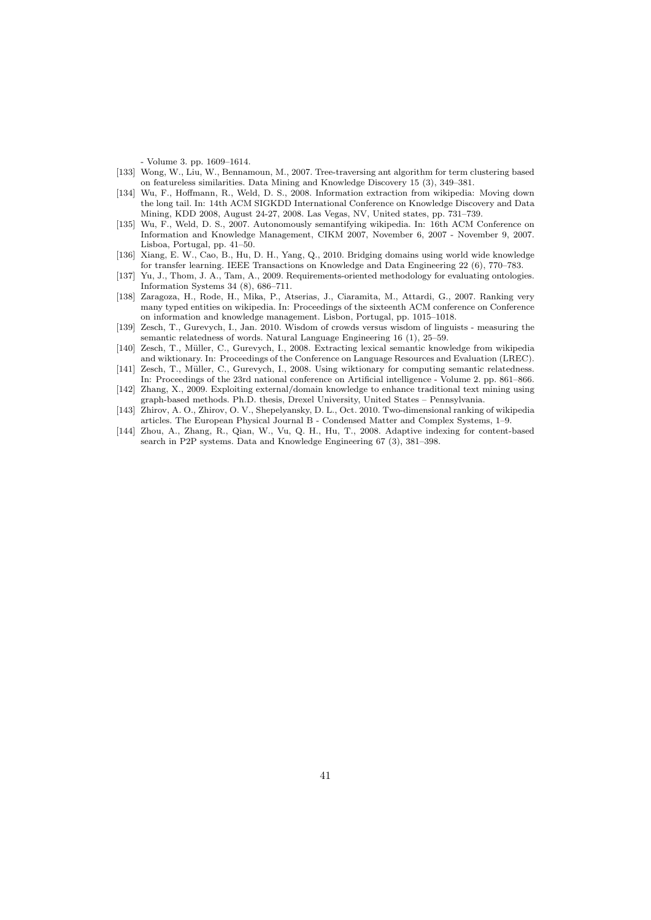- Volume 3. pp. 1609–1614.

[133] Wong, W., Liu, W., Bennamoun, M., 2007. Tree-traversing ant algorithm for term clustering based on featureless similarities. Data Mining and Knowledge Discovery 15 (3), 349–381.

[134] Wu, F., Hoffmann, R., Weld, D. S., 2008. Information extraction from wikipedia: Moving down the long tail. In: 14th ACM SIGKDD International Conference on Knowledge Discovery and Data Mining, KDD 2008, August 24-27, 2008. Las Vegas, NV, United states, pp. 731–739.

[135] Wu, F., Weld, D. S., 2007. Autonomously semantifying wikipedia. In: 16th ACM Conference on Information and Knowledge Management, CIKM 2007, November 6, 2007 - November 9, 2007. Lisboa, Portugal, pp. 41–50.

[136] Xiang, E. W., Cao, B., Hu, D. H., Yang, Q., 2010. Bridging domains using world wide knowledge for transfer learning. IEEE Transactions on Knowledge and Data Engineering 22 (6), 770–783.

[137] Yu, J., Thom, J. A., Tam, A., 2009. Requirements-oriented methodology for evaluating ontologies. Information Systems 34 (8), 686–711.

[138] Zaragoza, H., Rode, H., Mika, P., Atserias, J., Ciaramita, M., Attardi, G., 2007. Ranking very many typed entities on wikipedia. In: Proceedings of the sixteenth ACM conference on Conference on information and knowledge management. Lisbon, Portugal, pp. 1015–1018.

[139] Zesch, T., Gurevych, I., Jan. 2010. Wisdom of crowds versus wisdom of linguists - measuring the semantic relatedness of words. Natural Language Engineering 16 (1), 25–59.

[140] Zesch, T., Müller, C., Gurevych, I., 2008. Extracting lexical semantic knowledge from wikipedia and wiktionary. In: Proceedings of the Conference on Language Resources and Evaluation (LREC).

[141] Zesch, T., Müller, C., Gurevych, I., 2008. Using wiktionary for computing semantic relatedness. In: Proceedings of the 23rd national conference on Artificial intelligence - Volume 2. pp. 861–866.

[142] Zhang, X., 2009. Exploiting external/domain knowledge to enhance traditional text mining using graph-based methods. Ph.D. thesis, Drexel University, United States – Pennsylvania.

[143] Zhirov, A. O., Zhirov, O. V., Shepelyansky, D. L., Oct. 2010. Two-dimensional ranking of wikipedia articles. The European Physical Journal B - Condensed Matter and Complex Systems, 1–9.

[144] Zhou, A., Zhang, R., Qian, W., Vu, Q. H., Hu, T., 2008. Adaptive indexing for content-based search in P2P systems. Data and Knowledge Engineering 67 (3), 381–398.